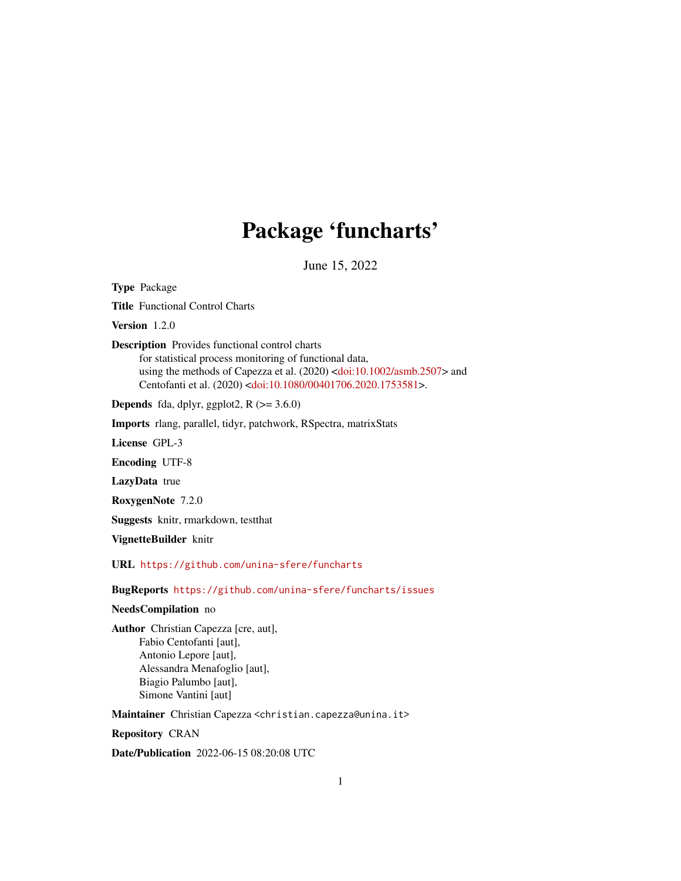# Package 'funcharts'

June 15, 2022

**Type** Package

**Title** Functional Control Charts

**Version** 1.2.0

**Description** Provides functional control charts
for statistical process monitoring of functional data,
using the methods of Capezza et al. (2020) <doi:10.1002/asmb.2507> and
Centofanti et al. (2020) <doi:10.1080/00401706.2020.1753581>.

**Depends** fda, dplyr, ggplot2, R (>= 3.6.0)

**Imports** rlang, parallel, tidyr, patchwork, RSpectra, matrixStats

**License** GPL-3

**Encoding** UTF-8

**LazyData** true

**RoxygenNote** 7.2.0

**Suggests** knitr, rmarkdown, testthat

**VignetteBuilder** knitr

**URL** https://github.com/unina-sfere/funcharts

**BugReports** https://github.com/unina-sfere/funcharts/issues

**NeedsCompilation** no

**Author** Christian Capezza [cre, aut],
Fabio Centofanti [aut],
Antonio Lepore [aut],
Alessandra Menafoglio [aut],
Biagio Palumbo [aut],
Simone Vantini [aut]

**Maintainer** Christian Capezza <christian.capezza@unina.it>

**Repository** CRAN

**Date/Publication** 2022-06-15 08:20:08 UTC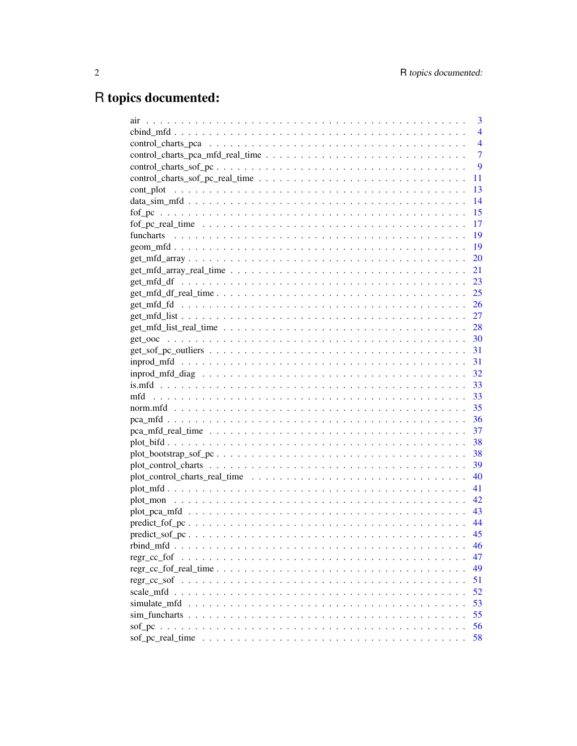# R topics documented:

| | |
|---|---|
| air | 3 |
| cbind_mfd | 4 |
| control_charts_pca | 4 |
| control_charts_pca_mfd_real_time | 7 |
| control_charts_sof_pc | 9 |
| control_charts_sof_pc_real_time | 11 |
| cont_plot | 13 |
| data_sim_mfd | 14 |
| fof_pc | 15 |
| fof_pc_real_time | 17 |
| funcharts | 19 |
| geom_mfd | 19 |
| get_mfd_array | 20 |
| get_mfd_array_real_time | 21 |
| get_mfd_df | 23 |
| get_mfd_df_real_time | 25 |
| get_mfd_fd | 26 |
| get_mfd_list | 27 |
| get_mfd_list_real_time | 28 |
| get_ooc | 30 |
| get_sof_pc_outliers | 31 |
| inprod_mfd | 31 |
| inprod_mfd_diag | 32 |
| is.mfd | 33 |
| mfd | 33 |
| norm.mfd | 35 |
| pca_mfd | 36 |
| pca_mfd_real_time | 37 |
| plot_bifd | 38 |
| plot_bootstrap_sof_pc | 38 |
| plot_control_charts | 39 |
| plot_control_charts_real_time | 40 |
| plot_mfd | 41 |
| plot_mon | 42 |
| plot_pca_mfd | 43 |
| predict_fof_pc | 44 |
| predict_sof_pc | 45 |
| rbind_mfd | 46 |
| regr_cc_fof | 47 |
| regr_cc_fof_real_time | 49 |
| regr_cc_sof | 51 |
| scale_mfd | 52 |
| simulate_mfd | 53 |
| sim_funcharts | 55 |
| sof_pc | 56 |
| sof_pc_real_time | 58 |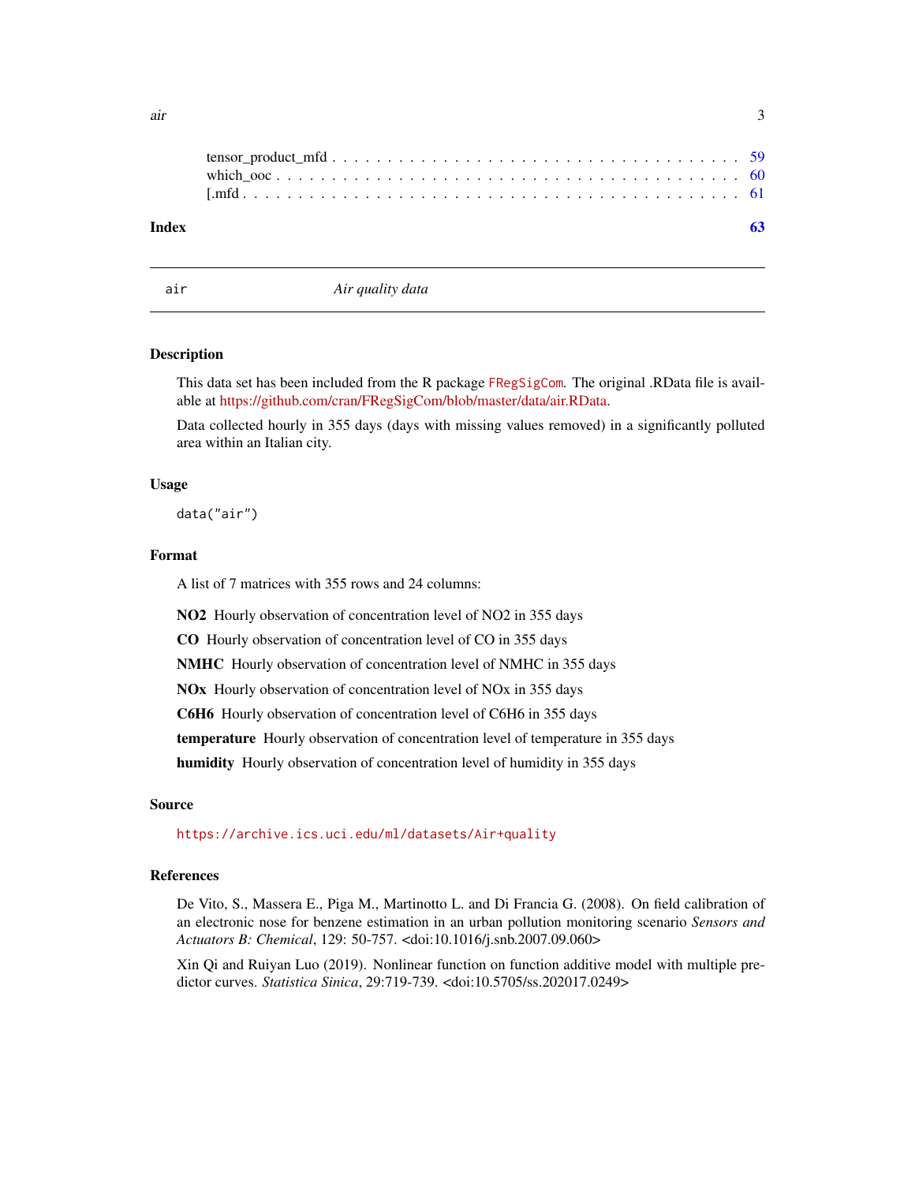tensor_product_mfd . . . . . . . . . . . . . . . . . . . . . . . . . . . . . . . . . . 59
which_ooc . . . . . . . . . . . . . . . . . . . . . . . . . . . . . . . . . . . . . . 60
[.mfd . . . . . . . . . . . . . . . . . . . . . . . . . . . . . . . . . . . . . . . . 61

**Index** **63**

---

`air` *Air quality data*

---

## Description

This data set has been included from the R package FRegSigCom. The original .RData file is available at https://github.com/cran/FRegSigCom/blob/master/data/air.RData.

Data collected hourly in 355 days (days with missing values removed) in a significantly polluted area within an Italian city.

## Usage

```
data("air")
```

## Format

A list of 7 matrices with 355 rows and 24 columns:

**NO2** Hourly observation of concentration level of NO2 in 355 days

**CO** Hourly observation of concentration level of CO in 355 days

**NMHC** Hourly observation of concentration level of NMHC in 355 days

**NOx** Hourly observation of concentration level of NOx in 355 days

**C6H6** Hourly observation of concentration level of C6H6 in 355 days

**temperature** Hourly observation of concentration level of temperature in 355 days

**humidity** Hourly observation of concentration level of humidity in 355 days

## Source

https://archive.ics.uci.edu/ml/datasets/Air+quality

## References

De Vito, S., Massera E., Piga M., Martinotto L. and Di Francia G. (2008). On field calibration of an electronic nose for benzene estimation in an urban pollution monitoring scenario *Sensors and Actuators B: Chemical*, 129: 50-757. <doi:10.1016/j.snb.2007.09.060>

Xin Qi and Ruiyan Luo (2019). Nonlinear function on function additive model with multiple predictor curves. *Statistica Sinica*, 29:719-739. <doi:10.5705/ss.202017.0249>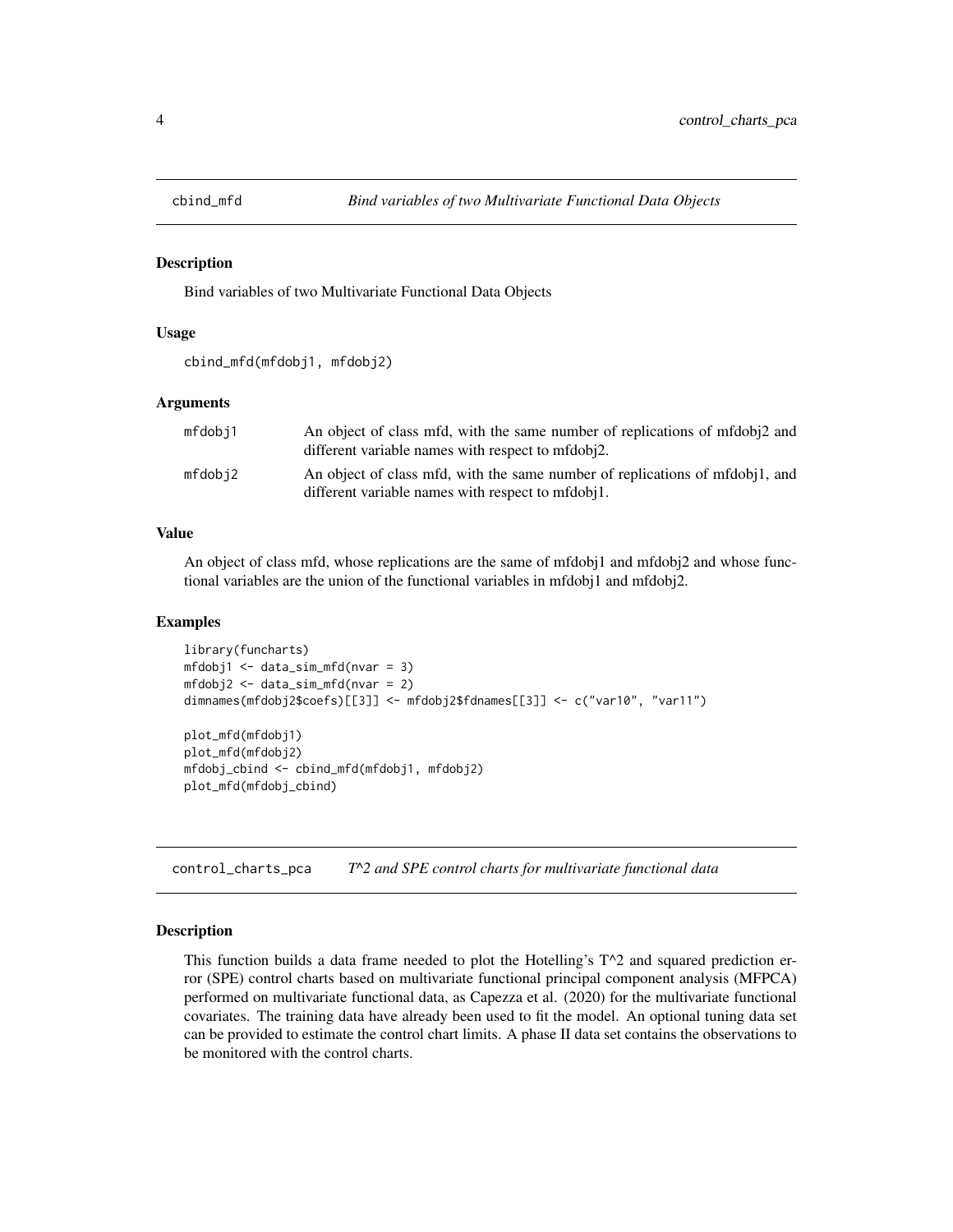## cbind_mfd *Bind variables of two Multivariate Functional Data Objects*

### Description

Bind variables of two Multivariate Functional Data Objects

### Usage

```
cbind_mfd(mfdobj1, mfdobj2)
```

### Arguments

| | |
|---|---|
| mfdobj1 | An object of class mfd, with the same number of replications of mfdobj2 and different variable names with respect to mfdobj2. |
| mfdobj2 | An object of class mfd, with the same number of replications of mfdobj1, and different variable names with respect to mfdobj1. |

### Value

An object of class mfd, whose replications are the same of mfdobj1 and mfdobj2 and whose functional variables are the union of the functional variables in mfdobj1 and mfdobj2.

### Examples

```
library(funcharts)
mfdobj1 <- data_sim_mfd(nvar = 3)
mfdobj2 <- data_sim_mfd(nvar = 2)
dimnames(mfdobj2$coefs)[[3]] <- mfdobj2$fdnames[[3]] <- c("var10", "var11")

plot_mfd(mfdobj1)
plot_mfd(mfdobj2)
mfdobj_cbind <- cbind_mfd(mfdobj1, mfdobj2)
plot_mfd(mfdobj_cbind)
```

## control_charts_pca *T^2 and SPE control charts for multivariate functional data*

### Description

This function builds a data frame needed to plot the Hotelling's T^2 and squared prediction error (SPE) control charts based on multivariate functional principal component analysis (MFPCA) performed on multivariate functional data, as Capezza et al. (2020) for the multivariate functional covariates. The training data have already been used to fit the model. An optional tuning data set can be provided to estimate the control chart limits. A phase II data set contains the observations to be monitored with the control charts.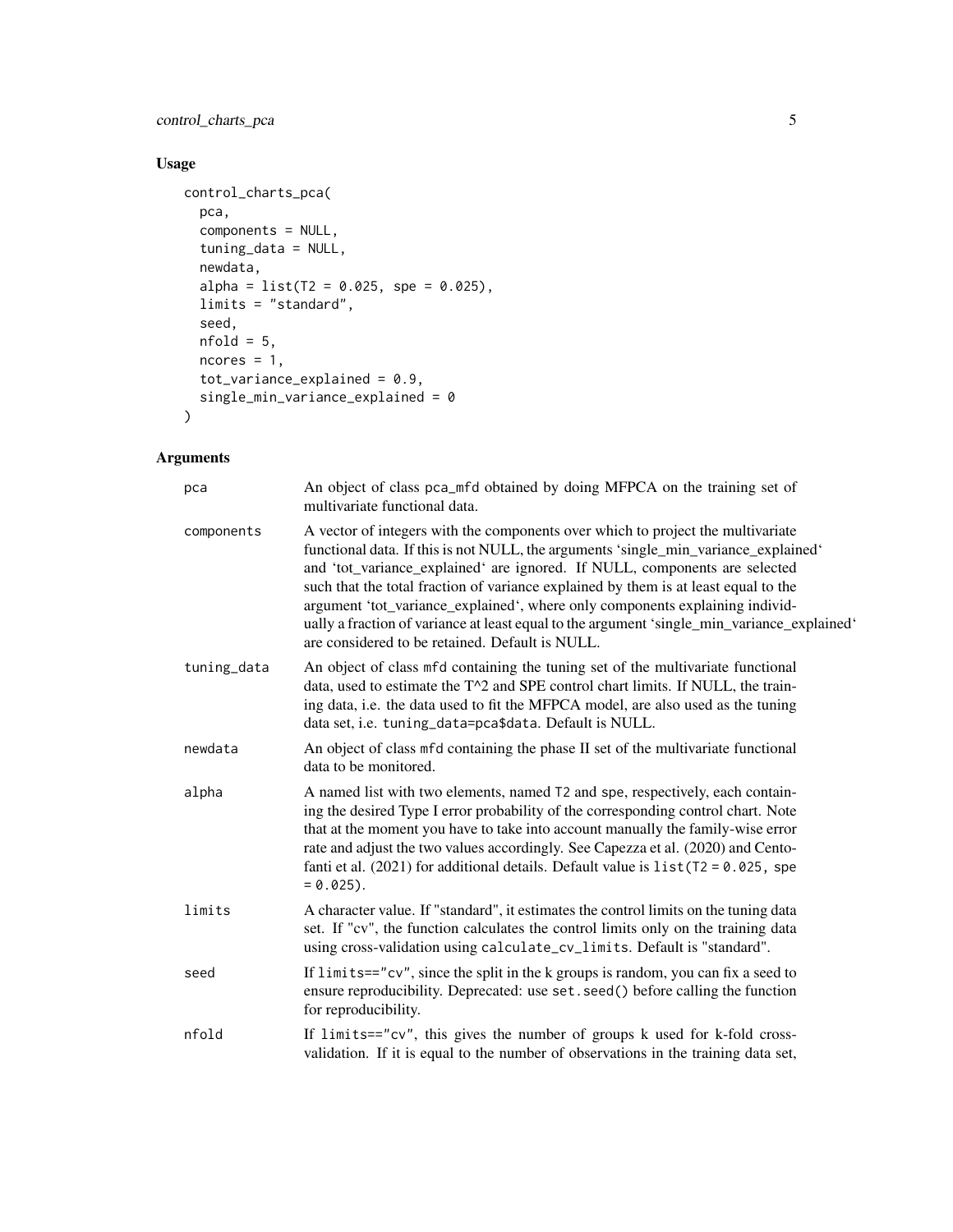## Usage

```
control_charts_pca(
  pca,
  components = NULL,
  tuning_data = NULL,
  newdata,
  alpha = list(T2 = 0.025, spe = 0.025),
  limits = "standard",
  seed,
  nfold = 5,
  ncores = 1,
  tot_variance_explained = 0.9,
  single_min_variance_explained = 0
)
```

## Arguments

| | |
|---|---|
| pca | An object of class pca_mfd obtained by doing MFPCA on the training set of multivariate functional data. |
| components | A vector of integers with the components over which to project the multivariate functional data. If this is not NULL, the arguments 'single_min_variance_explained' and 'tot_variance_explained' are ignored. If NULL, components are selected such that the total fraction of variance explained by them is at least equal to the argument 'tot_variance_explained', where only components explaining individually a fraction of variance at least equal to the argument 'single_min_variance_explained' are considered to be retained. Default is NULL. |
| tuning_data | An object of class mfd containing the tuning set of the multivariate functional data, used to estimate the T^2 and SPE control chart limits. If NULL, the training data, i.e. the data used to fit the MFPCA model, are also used as the tuning data set, i.e. tuning_data=pca$data. Default is NULL. |
| newdata | An object of class mfd containing the phase II set of the multivariate functional data to be monitored. |
| alpha | A named list with two elements, named T2 and spe, respectively, each containing the desired Type I error probability of the corresponding control chart. Note that at the moment you have to take into account manually the family-wise error rate and adjust the two values accordingly. See Capezza et al. (2020) and Centofanti et al. (2021) for additional details. Default value is `list(T2 = 0.025, spe = 0.025)`. |
| limits | A character value. If "standard", it estimates the control limits on the tuning data set. If "cv", the function calculates the control limits only on the training data using cross-validation using `calculate_cv_limits`. Default is "standard". |
| seed | If `limits=="cv"`, since the split in the k groups is random, you can fix a seed to ensure reproducibility. Deprecated: use `set.seed()` before calling the function for reproducibility. |
| nfold | If `limits=="cv"`, this gives the number of groups k used for k-fold cross-validation. If it is equal to the number of observations in the training data set, |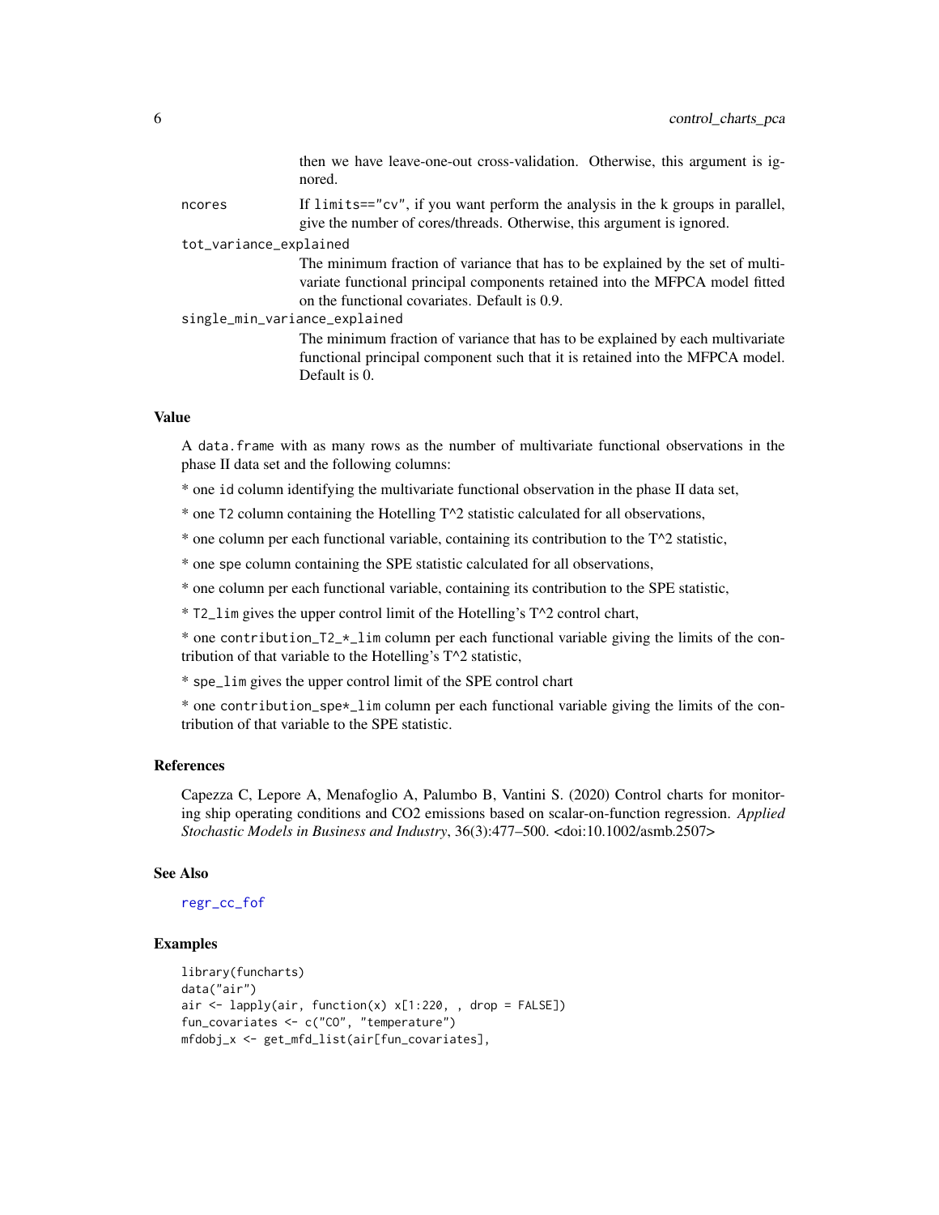then we have leave-one-out cross-validation. Otherwise, this argument is ignored.

ncores
: If limits=="cv", if you want perform the analysis in the k groups in parallel, give the number of cores/threads. Otherwise, this argument is ignored.

tot_variance_explained
: The minimum fraction of variance that has to be explained by the set of multivariate functional principal components retained into the MFPCA model fitted on the functional covariates. Default is 0.9.

single_min_variance_explained
: The minimum fraction of variance that has to be explained by each multivariate functional principal component such that it is retained into the MFPCA model. Default is 0.

### Value

A data.frame with as many rows as the number of multivariate functional observations in the phase II data set and the following columns:

* one id column identifying the multivariate functional observation in the phase II data set,

* one T2 column containing the Hotelling T^2 statistic calculated for all observations,

* one column per each functional variable, containing its contribution to the T^2 statistic,

* one spe column containing the SPE statistic calculated for all observations,

* one column per each functional variable, containing its contribution to the SPE statistic,

* T2_lim gives the upper control limit of the Hotelling's T^2 control chart,

* one contribution_T2_*_lim column per each functional variable giving the limits of the contribution of that variable to the Hotelling's T^2 statistic,

* spe_lim gives the upper control limit of the SPE control chart

* one contribution_spe*_lim column per each functional variable giving the limits of the contribution of that variable to the SPE statistic.

### References

Capezza C, Lepore A, Menafoglio A, Palumbo B, Vantini S. (2020) Control charts for monitoring ship operating conditions and CO2 emissions based on scalar-on-function regression. *Applied Stochastic Models in Business and Industry*, 36(3):477–500. <doi:10.1002/asmb.2507>

### See Also

regr_cc_fof

### Examples

```
library(funcharts)
data("air")
air <- lapply(air, function(x) x[1:220, , drop = FALSE])
fun_covariates <- c("CO", "temperature")
mfdobj_x <- get_mfd_list(air[fun_covariates],
```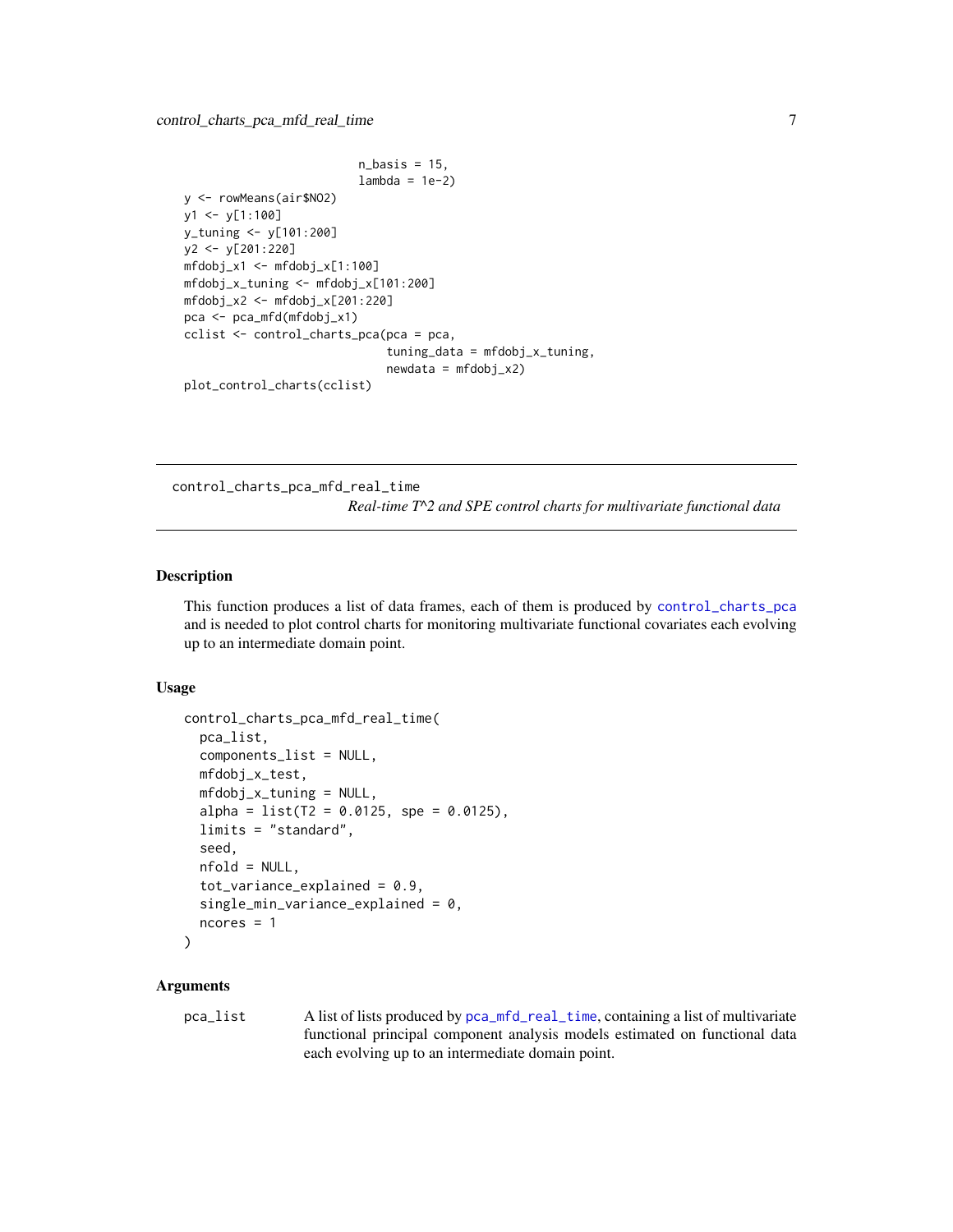```
                         n_basis = 15,
                         lambda = 1e-2)
y <- rowMeans(air$NO2)
y1 <- y[1:100]
y_tuning <- y[101:200]
y2 <- y[201:220]
mfdobj_x1 <- mfdobj_x[1:100]
mfdobj_x_tuning <- mfdobj_x[101:200]
mfdobj_x2 <- mfdobj_x[201:220]
pca <- pca_mfd(mfdobj_x1)
cclist <- control_charts_pca(pca = pca,
                             tuning_data = mfdobj_x_tuning,
                             newdata = mfdobj_x2)
plot_control_charts(cclist)
```

---

## control_charts_pca_mfd_real_time

*Real-time T^2 and SPE control charts for multivariate functional data*

---

### Description

This function produces a list of data frames, each of them is produced by control_charts_pca and is needed to plot control charts for monitoring multivariate functional covariates each evolving up to an intermediate domain point.

### Usage

```
control_charts_pca_mfd_real_time(
  pca_list,
  components_list = NULL,
  mfdobj_x_test,
  mfdobj_x_tuning = NULL,
  alpha = list(T2 = 0.0125, spe = 0.0125),
  limits = "standard",
  seed,
  nfold = NULL,
  tot_variance_explained = 0.9,
  single_min_variance_explained = 0,
  ncores = 1
)
```

### Arguments

| | |
|---|---|
| pca_list | A list of lists produced by pca_mfd_real_time, containing a list of multivariate functional principal component analysis models estimated on functional data each evolving up to an intermediate domain point. |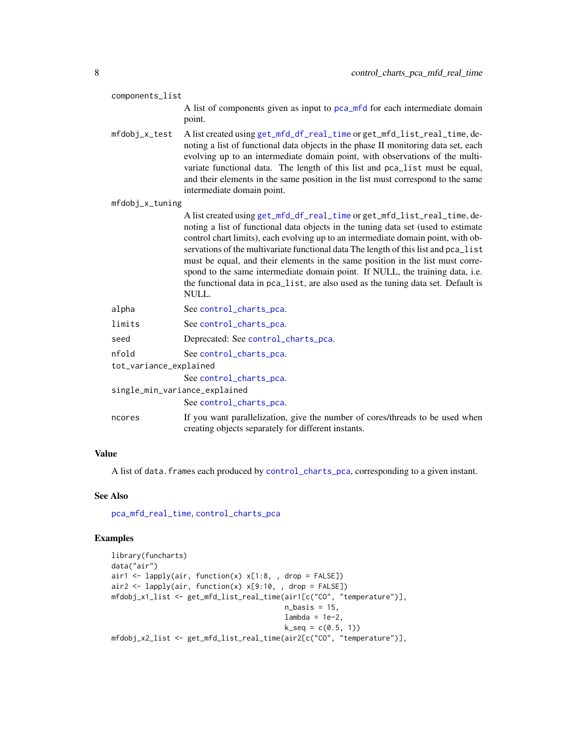components_list
: A list of components given as input to pca_mfd for each intermediate domain point.

mfdobj_x_test
: A list created using get_mfd_df_real_time or get_mfd_list_real_time, denoting a list of functional data objects in the phase II monitoring data set, each evolving up to an intermediate domain point, with observations of the multivariate functional data. The length of this list and pca_list must be equal, and their elements in the same position in the list must correspond to the same intermediate domain point.

mfdobj_x_tuning
: A list created using get_mfd_df_real_time or get_mfd_list_real_time, denoting a list of functional data objects in the tuning data set (used to estimate control chart limits), each evolving up to an intermediate domain point, with observations of the multivariate functional data The length of this list and pca_list must be equal, and their elements in the same position in the list must correspond to the same intermediate domain point. If NULL, the training data, i.e. the functional data in pca_list, are also used as the tuning data set. Default is NULL.

alpha
: See control_charts_pca.

limits
: See control_charts_pca.

seed
: Deprecated: See control_charts_pca.

nfold
: See control_charts_pca.

tot_variance_explained
: See control_charts_pca.

single_min_variance_explained
: See control_charts_pca.

ncores
: If you want parallelization, give the number of cores/threads to be used when creating objects separately for different instants.

## Value

A list of data.frames each produced by control_charts_pca, corresponding to a given instant.

## See Also

pca_mfd_real_time, control_charts_pca

## Examples

```
library(funcharts)
data("air")
air1 <- lapply(air, function(x) x[1:8, , drop = FALSE])
air2 <- lapply(air, function(x) x[9:10, , drop = FALSE])
mfdobj_x1_list <- get_mfd_list_real_time(air1[c("CO", "temperature")],
                                         n_basis = 15,
                                         lambda = 1e-2,
                                         k_seq = c(0.5, 1))
mfdobj_x2_list <- get_mfd_list_real_time(air2[c("CO", "temperature")],
```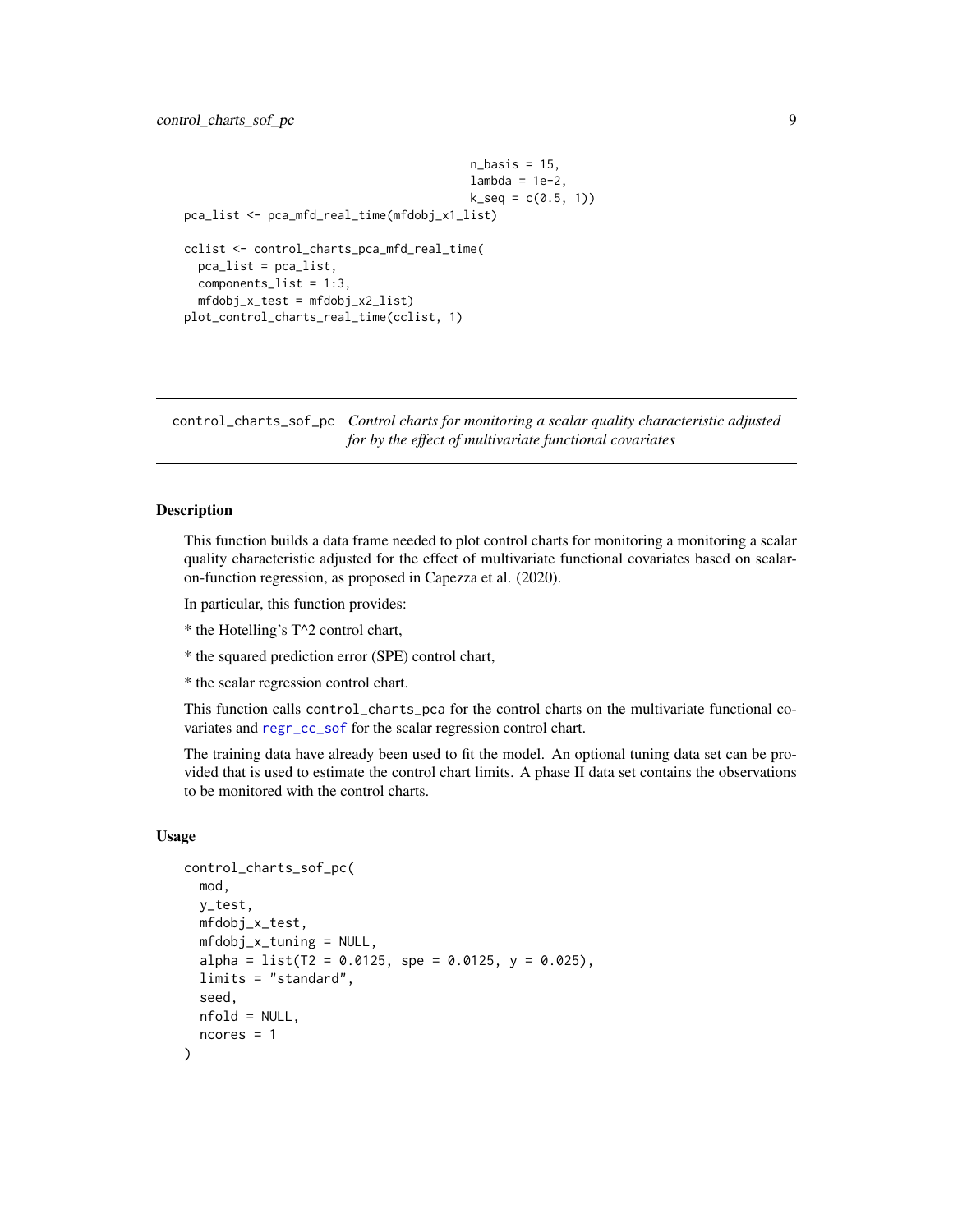```
                                             n_basis = 15,
                                             lambda = 1e-2,
                                             k_seq = c(0.5, 1))
pca_list <- pca_mfd_real_time(mfdobj_x1_list)

cclist <- control_charts_pca_mfd_real_time(
  pca_list = pca_list,
  components_list = 1:3,
  mfdobj_x_test = mfdobj_x2_list)
plot_control_charts_real_time(cclist, 1)
```

---

## control_charts_sof_pc — *Control charts for monitoring a scalar quality characteristic adjusted for by the effect of multivariate functional covariates*

---

### Description

This function builds a data frame needed to plot control charts for monitoring a monitoring a scalar quality characteristic adjusted for the effect of multivariate functional covariates based on scalar-on-function regression, as proposed in Capezza et al. (2020).

In particular, this function provides:

* the Hotelling's T^2 control chart,

* the squared prediction error (SPE) control chart,

* the scalar regression control chart.

This function calls `control_charts_pca` for the control charts on the multivariate functional covariates and `regr_cc_sof` for the scalar regression control chart.

The training data have already been used to fit the model. An optional tuning data set can be provided that is used to estimate the control chart limits. A phase II data set contains the observations to be monitored with the control charts.

### Usage

```
control_charts_sof_pc(
  mod,
  y_test,
  mfdobj_x_test,
  mfdobj_x_tuning = NULL,
  alpha = list(T2 = 0.0125, spe = 0.0125, y = 0.025),
  limits = "standard",
  seed,
  nfold = NULL,
  ncores = 1
)
```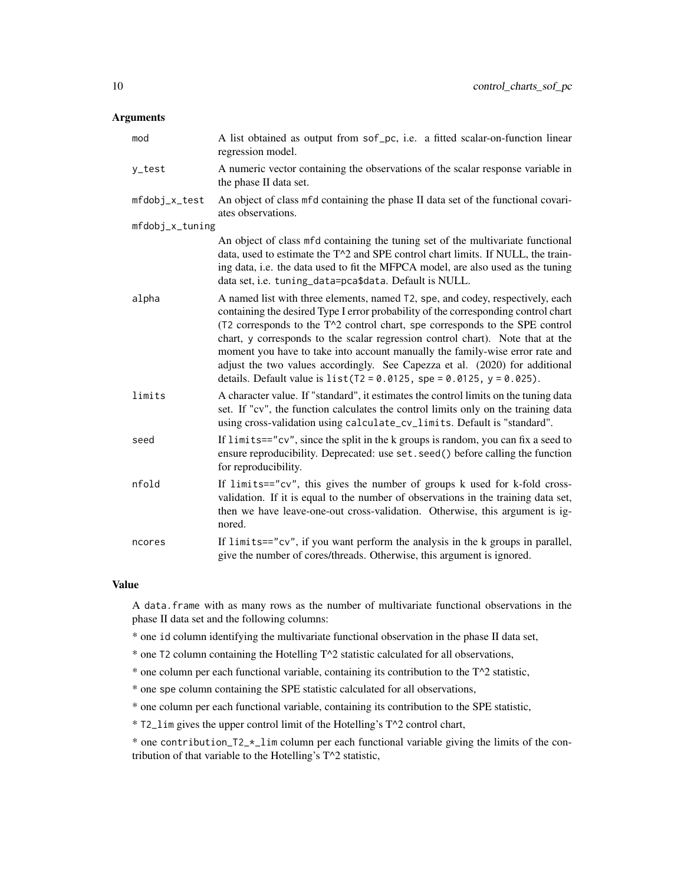### Arguments

| | |
|---|---|
| mod | A list obtained as output from `sof_pc`, i.e. a fitted scalar-on-function linear regression model. |
| y_test | A numeric vector containing the observations of the scalar response variable in the phase II data set. |
| mfdobj_x_test | An object of class `mfd` containing the phase II data set of the functional covariates observations. |
| mfdobj_x_tuning | An object of class `mfd` containing the tuning set of the multivariate functional data, used to estimate the T^2 and SPE control chart limits. If NULL, the training data, i.e. the data used to fit the MFPCA model, are also used as the tuning data set, i.e. `tuning_data=pca$data`. Default is NULL. |
| alpha | A named list with three elements, named `T2`, `spe`, and `codey`, respectively, each containing the desired Type I error probability of the corresponding control chart (`T2` corresponds to the T^2 control chart, `spe` corresponds to the SPE control chart, `y` corresponds to the scalar regression control chart). Note that at the moment you have to take into account manually the family-wise error rate and adjust the two values accordingly. See Capezza et al. (2020) for additional details. Default value is `list(T2 = 0.0125, spe = 0.0125, y = 0.025)`. |
| limits | A character value. If "standard", it estimates the control limits on the tuning data set. If "cv", the function calculates the control limits only on the training data using cross-validation using `calculate_cv_limits`. Default is "standard". |
| seed | If `limits=="cv"`, since the split in the k groups is random, you can fix a seed to ensure reproducibility. Deprecated: use `set.seed()` before calling the function for reproducibility. |
| nfold | If `limits=="cv"`, this gives the number of groups k used for k-fold cross-validation. If it is equal to the number of observations in the training data set, then we have leave-one-out cross-validation. Otherwise, this argument is ignored. |
| ncores | If `limits=="cv"`, if you want perform the analysis in the k groups in parallel, give the number of cores/threads. Otherwise, this argument is ignored. |

### Value

A `data.frame` with as many rows as the number of multivariate functional observations in the phase II data set and the following columns:

* one `id` column identifying the multivariate functional observation in the phase II data set,

* one `T2` column containing the Hotelling T^2 statistic calculated for all observations,

* one column per each functional variable, containing its contribution to the T^2 statistic,

* one `spe` column containing the SPE statistic calculated for all observations,

* one column per each functional variable, containing its contribution to the SPE statistic,

* `T2_lim` gives the upper control limit of the Hotelling's T^2 control chart,

* one `contribution_T2_*_lim` column per each functional variable giving the limits of the contribution of that variable to the Hotelling's T^2 statistic,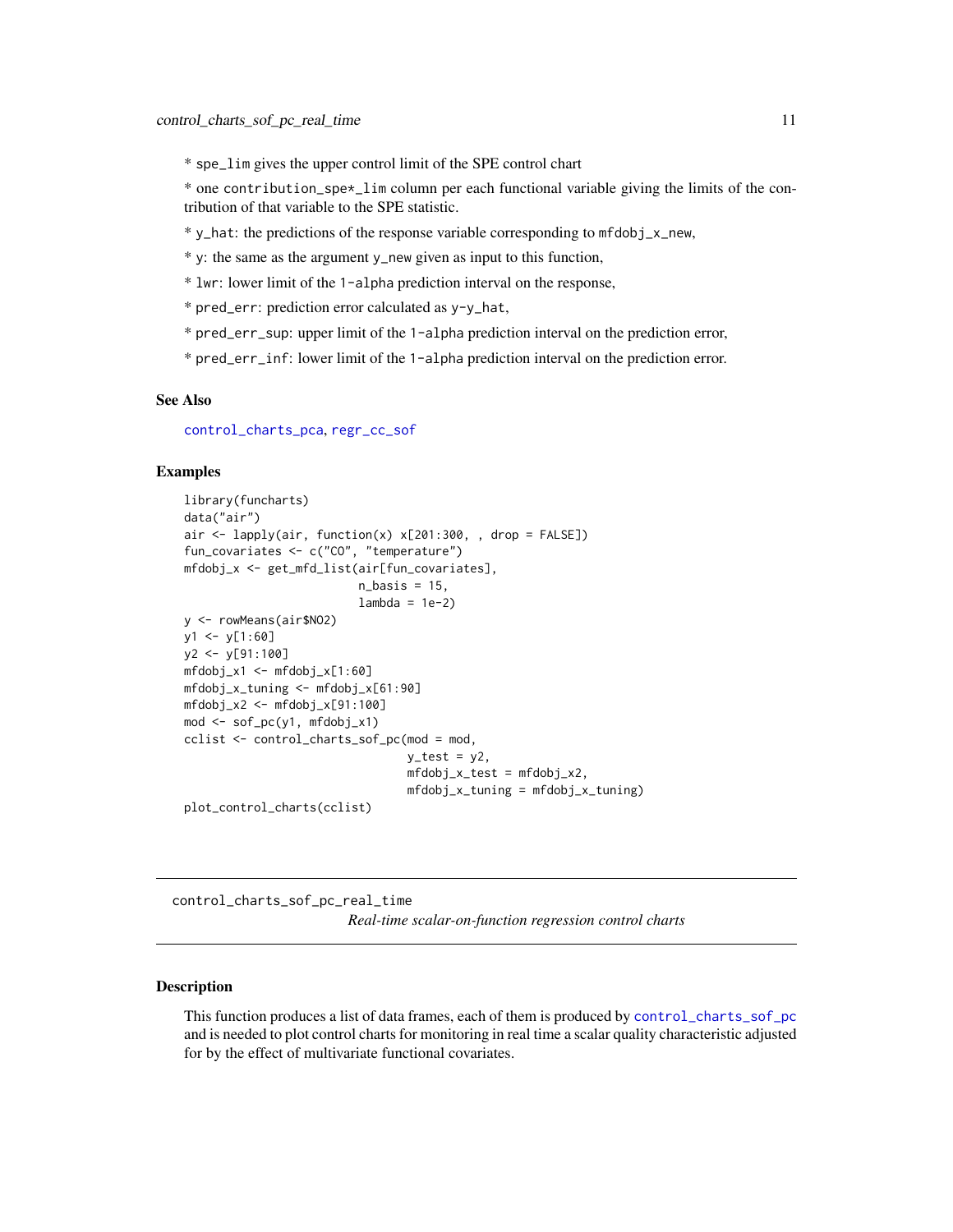* spe_lim gives the upper control limit of the SPE control chart

* one contribution_spe*_lim column per each functional variable giving the limits of the contribution of that variable to the SPE statistic.

* y_hat: the predictions of the response variable corresponding to mfdobj_x_new,

* y: the same as the argument y_new given as input to this function,

* lwr: lower limit of the 1-alpha prediction interval on the response,

* pred_err: prediction error calculated as y-y_hat,

* pred_err_sup: upper limit of the 1-alpha prediction interval on the prediction error,

* pred_err_inf: lower limit of the 1-alpha prediction interval on the prediction error.

### See Also

control_charts_pca, regr_cc_sof

### Examples

```
library(funcharts)
data("air")
air <- lapply(air, function(x) x[201:300, , drop = FALSE])
fun_covariates <- c("CO", "temperature")
mfdobj_x <- get_mfd_list(air[fun_covariates],
                         n_basis = 15,
                         lambda = 1e-2)
y <- rowMeans(air$NO2)
y1 <- y[1:60]
y2 <- y[91:100]
mfdobj_x1 <- mfdobj_x[1:60]
mfdobj_x_tuning <- mfdobj_x[61:90]
mfdobj_x2 <- mfdobj_x[91:100]
mod <- sof_pc(y1, mfdobj_x1)
cclist <- control_charts_sof_pc(mod = mod,
                                y_test = y2,
                                mfdobj_x_test = mfdobj_x2,
                                mfdobj_x_tuning = mfdobj_x_tuning)
plot_control_charts(cclist)
```

## control_charts_sof_pc_real_time

*Real-time scalar-on-function regression control charts*

### Description

This function produces a list of data frames, each of them is produced by control_charts_sof_pc and is needed to plot control charts for monitoring in real time a scalar quality characteristic adjusted for by the effect of multivariate functional covariates.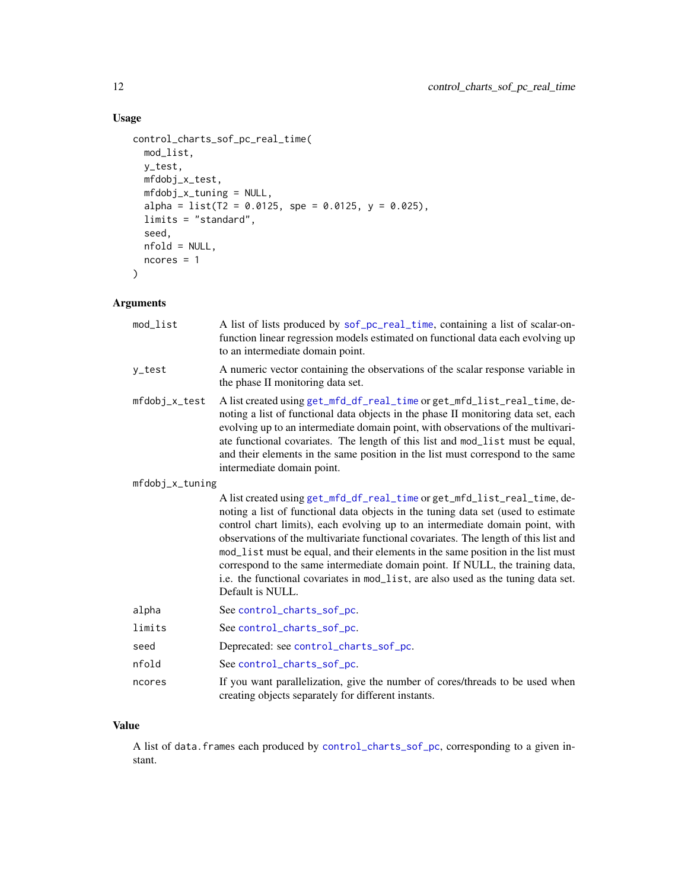## Usage

```
control_charts_sof_pc_real_time(
  mod_list,
  y_test,
  mfdobj_x_test,
  mfdobj_x_tuning = NULL,
  alpha = list(T2 = 0.0125, spe = 0.0125, y = 0.025),
  limits = "standard",
  seed,
  nfold = NULL,
  ncores = 1
)
```

## Arguments

| | |
|---|---|
| `mod_list` | A list of lists produced by `sof_pc_real_time`, containing a list of scalar-on-function linear regression models estimated on functional data each evolving up to an intermediate domain point. |
| `y_test` | A numeric vector containing the observations of the scalar response variable in the phase II monitoring data set. |
| `mfdobj_x_test` | A list created using `get_mfd_df_real_time` or `get_mfd_list_real_time`, denoting a list of functional data objects in the phase II monitoring data set, each evolving up to an intermediate domain point, with observations of the multivariate functional covariates. The length of this list and `mod_list` must be equal, and their elements in the same position in the list must correspond to the same intermediate domain point. |
| `mfdobj_x_tuning` | A list created using `get_mfd_df_real_time` or `get_mfd_list_real_time`, denoting a list of functional data objects in the tuning data set (used to estimate control chart limits), each evolving up to an intermediate domain point, with observations of the multivariate functional covariates. The length of this list and `mod_list` must be equal, and their elements in the same position in the list must correspond to the same intermediate domain point. If NULL, the training data, i.e. the functional covariates in `mod_list`, are also used as the tuning data set. Default is NULL. |
| `alpha` | See `control_charts_sof_pc`. |
| `limits` | See `control_charts_sof_pc`. |
| `seed` | Deprecated: see `control_charts_sof_pc`. |
| `nfold` | See `control_charts_sof_pc`. |
| `ncores` | If you want parallelization, give the number of cores/threads to be used when creating objects separately for different instants. |

## Value

A list of `data.frame`s each produced by `control_charts_sof_pc`, corresponding to a given instant.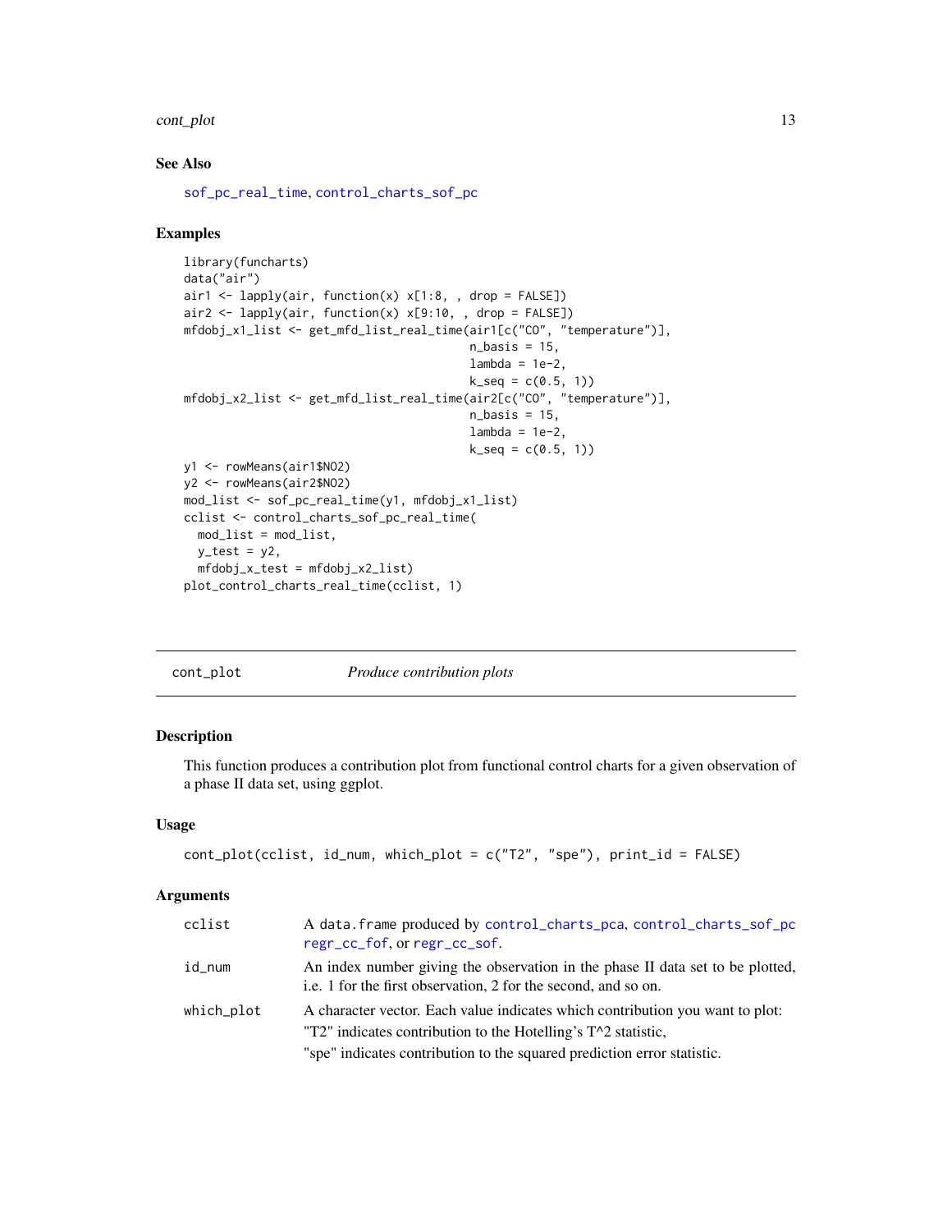## See Also

sof_pc_real_time, control_charts_sof_pc

## Examples

```
library(funcharts)
data("air")
air1 <- lapply(air, function(x) x[1:8, , drop = FALSE])
air2 <- lapply(air, function(x) x[9:10, , drop = FALSE])
mfdobj_x1_list <- get_mfd_list_real_time(air1[c("CO", "temperature")],
                                         n_basis = 15,
                                         lambda = 1e-2,
                                         k_seq = c(0.5, 1))
mfdobj_x2_list <- get_mfd_list_real_time(air2[c("CO", "temperature")],
                                         n_basis = 15,
                                         lambda = 1e-2,
                                         k_seq = c(0.5, 1))
y1 <- rowMeans(air1$NO2)
y2 <- rowMeans(air2$NO2)
mod_list <- sof_pc_real_time(y1, mfdobj_x1_list)
cclist <- control_charts_sof_pc_real_time(
  mod_list = mod_list,
  y_test = y2,
  mfdobj_x_test = mfdobj_x2_list)
plot_control_charts_real_time(cclist, 1)
```

---

# cont_plot — *Produce contribution plots*

## Description

This function produces a contribution plot from functional control charts for a given observation of a phase II data set, using ggplot.

## Usage

```
cont_plot(cclist, id_num, which_plot = c("T2", "spe"), print_id = FALSE)
```

## Arguments

| | |
|---|---|
| cclist | A `data.frame` produced by control_charts_pca, control_charts_sof_pc regr_cc_fof, or regr_cc_sof. |
| id_num | An index number giving the observation in the phase II data set to be plotted, i.e. 1 for the first observation, 2 for the second, and so on. |
| which_plot | A character vector. Each value indicates which contribution you want to plot:<br>"T2" indicates contribution to the Hotelling's T^2 statistic,<br>"spe" indicates contribution to the squared prediction error statistic. |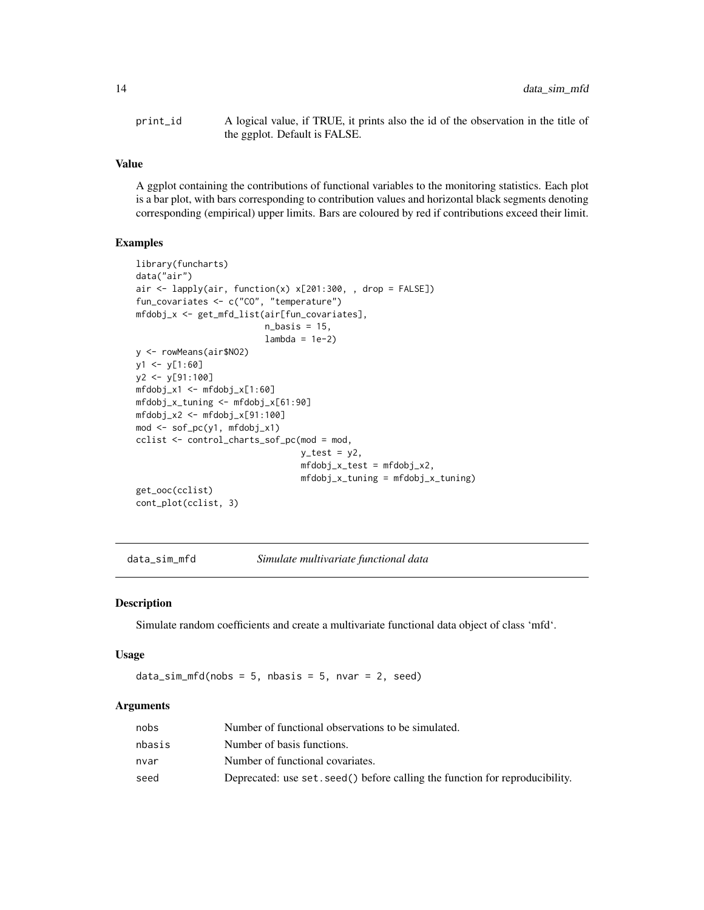print_id	A logical value, if TRUE, it prints also the id of the observation in the title of the ggplot. Default is FALSE.

### Value

A ggplot containing the contributions of functional variables to the monitoring statistics. Each plot is a bar plot, with bars corresponding to contribution values and horizontal black segments denoting corresponding (empirical) upper limits. Bars are coloured by red if contributions exceed their limit.

### Examples

```
library(funcharts)
data("air")
air <- lapply(air, function(x) x[201:300, , drop = FALSE])
fun_covariates <- c("CO", "temperature")
mfdobj_x <- get_mfd_list(air[fun_covariates],
                         n_basis = 15,
                         lambda = 1e-2)
y <- rowMeans(air$NO2)
y1 <- y[1:60]
y2 <- y[91:100]
mfdobj_x1 <- mfdobj_x[1:60]
mfdobj_x_tuning <- mfdobj_x[61:90]
mfdobj_x2 <- mfdobj_x[91:100]
mod <- sof_pc(y1, mfdobj_x1)
cclist <- control_charts_sof_pc(mod = mod,
                                y_test = y2,
                                mfdobj_x_test = mfdobj_x2,
                                mfdobj_x_tuning = mfdobj_x_tuning)
get_ooc(cclist)
cont_plot(cclist, 3)
```

---

## data_sim_mfd    *Simulate multivariate functional data*

### Description

Simulate random coefficients and create a multivariate functional data object of class 'mfd'.

### Usage

```
data_sim_mfd(nobs = 5, nbasis = 5, nvar = 2, seed)
```

### Arguments

| | |
|---|---|
| nobs | Number of functional observations to be simulated. |
| nbasis | Number of basis functions. |
| nvar | Number of functional covariates. |
| seed | Deprecated: use set.seed() before calling the function for reproducibility. |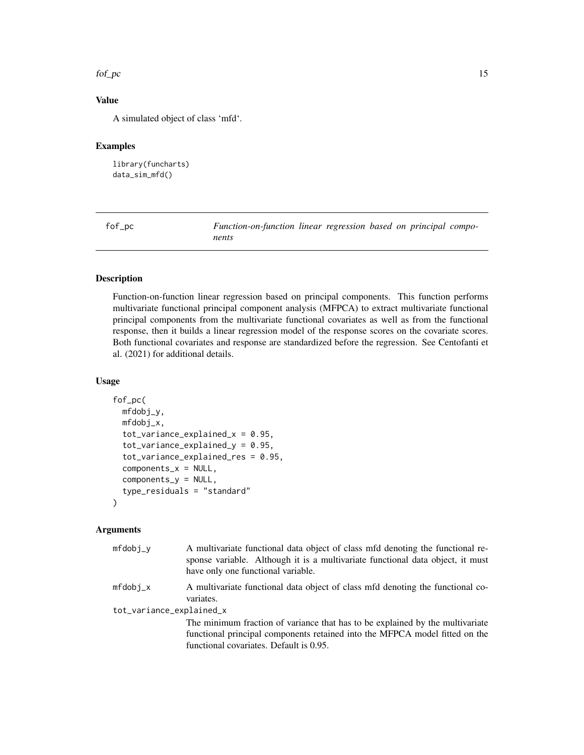### Value

A simulated object of class 'mfd'.

### Examples

```
library(funcharts)
data_sim_mfd()
```

## fof_pc — *Function-on-function linear regression based on principal components*

### Description

Function-on-function linear regression based on principal components. This function performs multivariate functional principal component analysis (MFPCA) to extract multivariate functional principal components from the multivariate functional covariates as well as from the functional response, then it builds a linear regression model of the response scores on the covariate scores. Both functional covariates and response are standardized before the regression. See Centofanti et al. (2021) for additional details.

### Usage

```
fof_pc(
  mfdobj_y,
  mfdobj_x,
  tot_variance_explained_x = 0.95,
  tot_variance_explained_y = 0.95,
  tot_variance_explained_res = 0.95,
  components_x = NULL,
  components_y = NULL,
  type_residuals = "standard"
)
```

### Arguments

| | |
|---|---|
| mfdobj_y | A multivariate functional data object of class mfd denoting the functional response variable. Although it is a multivariate functional data object, it must have only one functional variable. |
| mfdobj_x | A multivariate functional data object of class mfd denoting the functional covariates. |
| tot_variance_explained_x | The minimum fraction of variance that has to be explained by the multivariate functional principal components retained into the MFPCA model fitted on the functional covariates. Default is 0.95. |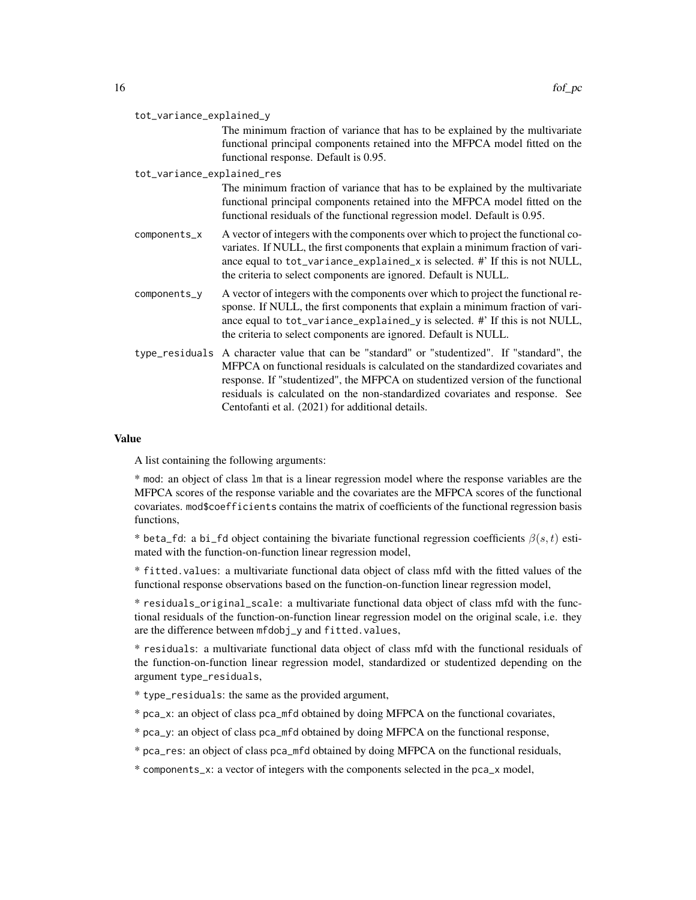tot_variance_explained_y
: The minimum fraction of variance that has to be explained by the multivariate functional principal components retained into the MFPCA model fitted on the functional response. Default is 0.95.

tot_variance_explained_res
: The minimum fraction of variance that has to be explained by the multivariate functional principal components retained into the MFPCA model fitted on the functional residuals of the functional regression model. Default is 0.95.

components_x
: A vector of integers with the components over which to project the functional covariates. If NULL, the first components that explain a minimum fraction of variance equal to tot_variance_explained_x is selected. #' If this is not NULL, the criteria to select components are ignored. Default is NULL.

components_y
: A vector of integers with the components over which to project the functional response. If NULL, the first components that explain a minimum fraction of variance equal to tot_variance_explained_y is selected. #' If this is not NULL, the criteria to select components are ignored. Default is NULL.

type_residuals
: A character value that can be "standard" or "studentized". If "standard", the MFPCA on functional residuals is calculated on the standardized covariates and response. If "studentized", the MFPCA on studentized version of the functional residuals is calculated on the non-standardized covariates and response. See Centofanti et al. (2021) for additional details.

### Value

A list containing the following arguments:

* mod: an object of class lm that is a linear regression model where the response variables are the MFPCA scores of the response variable and the covariates are the MFPCA scores of the functional covariates. mod$coefficients contains the matrix of coefficients of the functional regression basis functions,

* beta_fd: a bi_fd object containing the bivariate functional regression coefficients $\beta(s,t)$ estimated with the function-on-function linear regression model,

* fitted.values: a multivariate functional data object of class mfd with the fitted values of the functional response observations based on the function-on-function linear regression model,

* residuals_original_scale: a multivariate functional data object of class mfd with the functional residuals of the function-on-function linear regression model on the original scale, i.e. they are the difference between mfdobj_y and fitted.values,

* residuals: a multivariate functional data object of class mfd with the functional residuals of the function-on-function linear regression model, standardized or studentized depending on the argument type_residuals,

* type_residuals: the same as the provided argument,

* pca_x: an object of class pca_mfd obtained by doing MFPCA on the functional covariates,

* pca_y: an object of class pca_mfd obtained by doing MFPCA on the functional response,

* pca_res: an object of class pca_mfd obtained by doing MFPCA on the functional residuals,

* components_x: a vector of integers with the components selected in the pca_x model,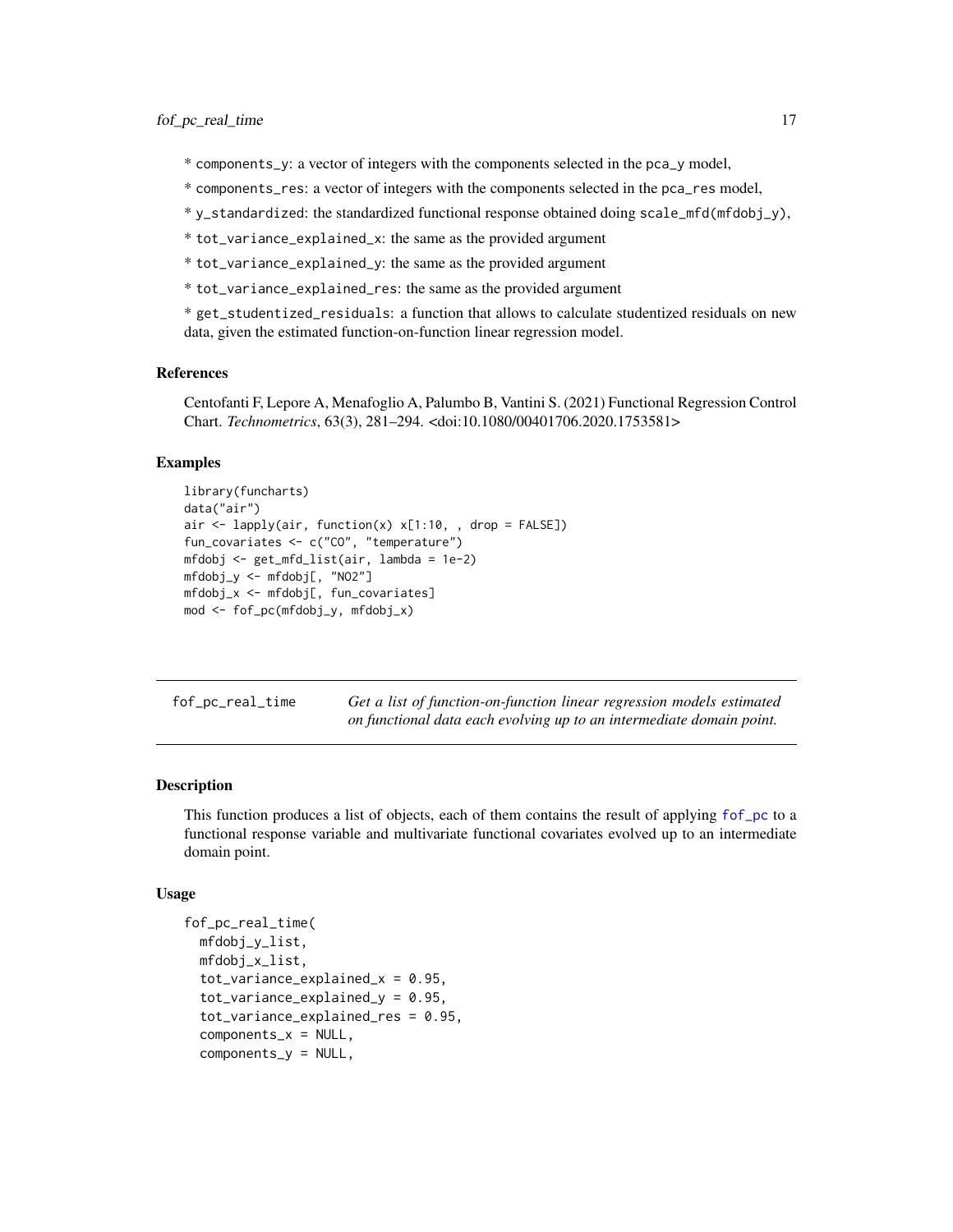* `components_y`: a vector of integers with the components selected in the `pca_y` model,

* `components_res`: a vector of integers with the components selected in the `pca_res` model,

* `y_standardized`: the standardized functional response obtained doing `scale_mfd(mfdobj_y)`,

* `tot_variance_explained_x`: the same as the provided argument

* `tot_variance_explained_y`: the same as the provided argument

* `tot_variance_explained_res`: the same as the provided argument

* `get_studentized_residuals`: a function that allows to calculate studentized residuals on new data, given the estimated function-on-function linear regression model.

### References

Centofanti F, Lepore A, Menafoglio A, Palumbo B, Vantini S. (2021) Functional Regression Control Chart. *Technometrics*, 63(3), 281–294. <doi:10.1080/00401706.2020.1753581>

### Examples

```
library(funcharts)
data("air")
air <- lapply(air, function(x) x[1:10, , drop = FALSE])
fun_covariates <- c("CO", "temperature")
mfdobj <- get_mfd_list(air, lambda = 1e-2)
mfdobj_y <- mfdobj[, "NO2"]
mfdobj_x <- mfdobj[, fun_covariates]
mod <- fof_pc(mfdobj_y, mfdobj_x)
```

---

## fof_pc_real_time — *Get a list of function-on-function linear regression models estimated on functional data each evolving up to an intermediate domain point.*

### Description

This function produces a list of objects, each of them contains the result of applying `fof_pc` to a functional response variable and multivariate functional covariates evolved up to an intermediate domain point.

### Usage

```
fof_pc_real_time(
  mfdobj_y_list,
  mfdobj_x_list,
  tot_variance_explained_x = 0.95,
  tot_variance_explained_y = 0.95,
  tot_variance_explained_res = 0.95,
  components_x = NULL,
  components_y = NULL,
```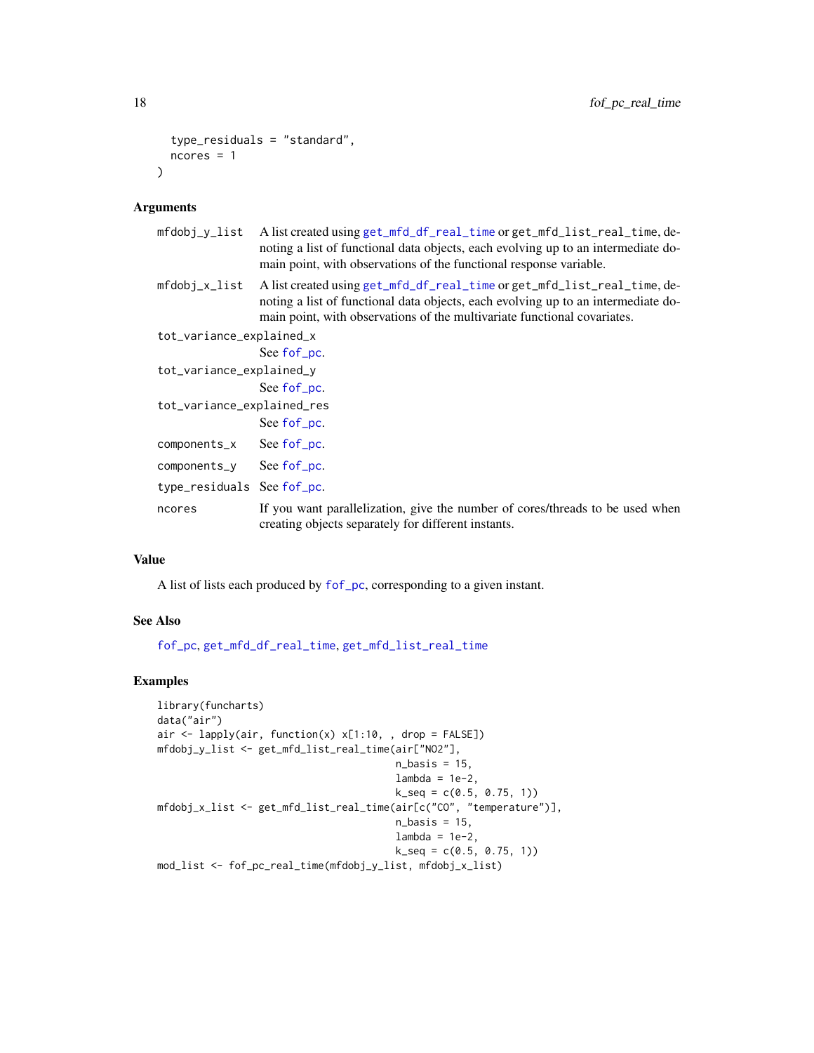```
  type_residuals = "standard",
  ncores = 1
)
```

## Arguments

- `mfdobj_y_list` — A list created using `get_mfd_df_real_time` or `get_mfd_list_real_time`, denoting a list of functional data objects, each evolving up to an intermediate domain point, with observations of the functional response variable.
- `mfdobj_x_list` — A list created using `get_mfd_df_real_time` or `get_mfd_list_real_time`, denoting a list of functional data objects, each evolving up to an intermediate domain point, with observations of the multivariate functional covariates.
- `tot_variance_explained_x` — See `fof_pc`.
- `tot_variance_explained_y` — See `fof_pc`.
- `tot_variance_explained_res` — See `fof_pc`.
- `components_x` — See `fof_pc`.
- `components_y` — See `fof_pc`.
- `type_residuals` — See `fof_pc`.
- `ncores` — If you want parallelization, give the number of cores/threads to be used when creating objects separately for different instants.

## Value

A list of lists each produced by `fof_pc`, corresponding to a given instant.

## See Also

`fof_pc`, `get_mfd_df_real_time`, `get_mfd_list_real_time`

## Examples

```
library(funcharts)
data("air")
air <- lapply(air, function(x) x[1:10, , drop = FALSE])
mfdobj_y_list <- get_mfd_list_real_time(air["NO2"],
                                        n_basis = 15,
                                        lambda = 1e-2,
                                        k_seq = c(0.5, 0.75, 1))
mfdobj_x_list <- get_mfd_list_real_time(air[c("CO", "temperature")],
                                        n_basis = 15,
                                        lambda = 1e-2,
                                        k_seq = c(0.5, 0.75, 1))
mod_list <- fof_pc_real_time(mfdobj_y_list, mfdobj_x_list)
```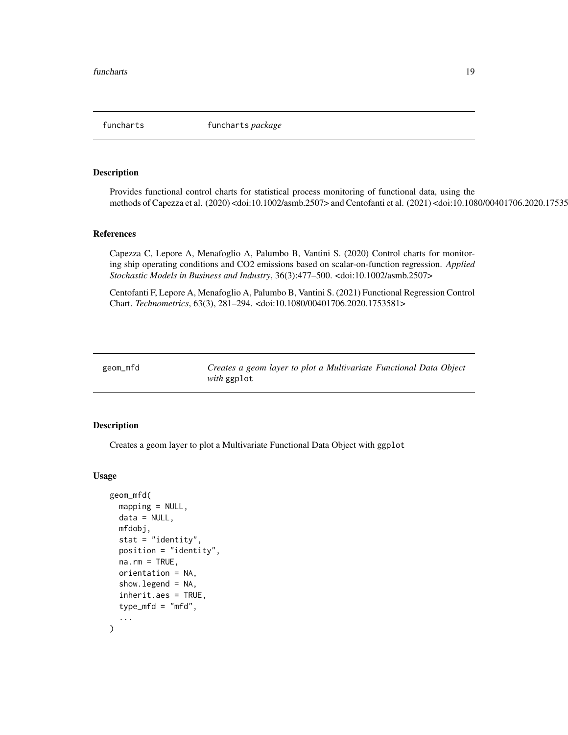funcharts *funcharts package*

## Description

Provides functional control charts for statistical process monitoring of functional data, using the methods of Capezza et al. (2020) <doi:10.1002/asmb.2507> and Centofanti et al. (2021) <doi:10.1080/00401706.2020.17535

## References

Capezza C, Lepore A, Menafoglio A, Palumbo B, Vantini S. (2020) Control charts for monitoring ship operating conditions and CO2 emissions based on scalar-on-function regression. *Applied Stochastic Models in Business and Industry*, 36(3):477–500. <doi:10.1002/asmb.2507>

Centofanti F, Lepore A, Menafoglio A, Palumbo B, Vantini S. (2021) Functional Regression Control Chart. *Technometrics*, 63(3), 281–294. <doi:10.1080/00401706.2020.1753581>

---

geom_mfd *Creates a geom layer to plot a Multivariate Functional Data Object with* ggplot

## Description

Creates a geom layer to plot a Multivariate Functional Data Object with ggplot

## Usage

```
geom_mfd(
  mapping = NULL,
  data = NULL,
  mfdobj,
  stat = "identity",
  position = "identity",
  na.rm = TRUE,
  orientation = NA,
  show.legend = NA,
  inherit.aes = TRUE,
  type_mfd = "mfd",
  ...
)
```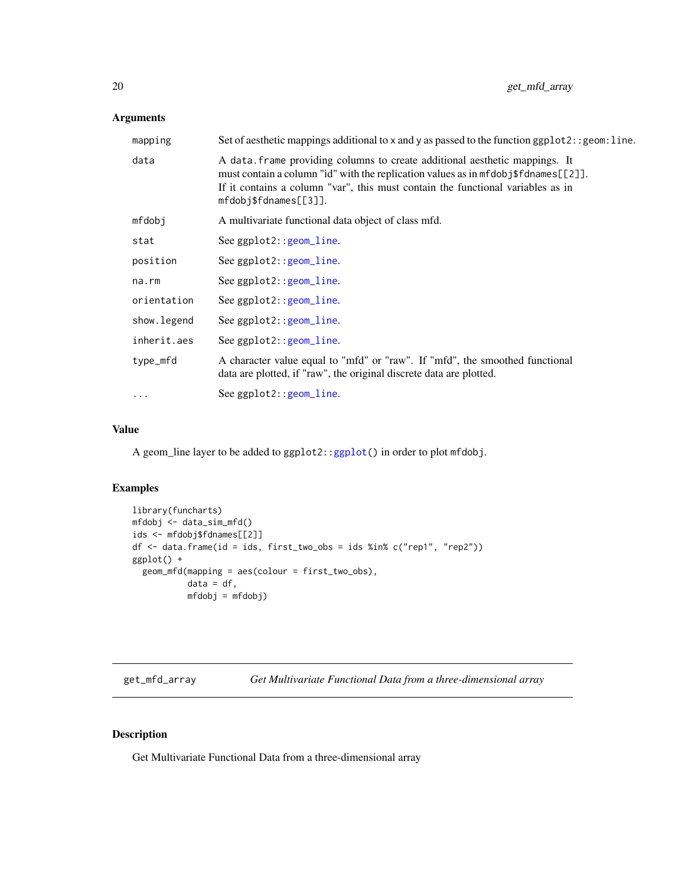### Arguments

| | |
|---|---|
| mapping | Set of aesthetic mappings additional to x and y as passed to the function ggplot2::geom:line. |
| data | A data.frame providing columns to create additional aesthetic mappings. It must contain a column "id" with the replication values as in mfdobj$fdnames[[2]]. If it contains a column "var", this must contain the functional variables as in mfdobj$fdnames[[3]]. |
| mfdobj | A multivariate functional data object of class mfd. |
| stat | See ggplot2::geom_line. |
| position | See ggplot2::geom_line. |
| na.rm | See ggplot2::geom_line. |
| orientation | See ggplot2::geom_line. |
| show.legend | See ggplot2::geom_line. |
| inherit.aes | See ggplot2::geom_line. |
| type_mfd | A character value equal to "mfd" or "raw". If "mfd", the smoothed functional data are plotted, if "raw", the original discrete data are plotted. |
| ... | See ggplot2::geom_line. |

### Value

A geom_line layer to be added to ggplot2::ggplot() in order to plot mfdobj.

### Examples

```
library(funcharts)
mfdobj <- data_sim_mfd()
ids <- mfdobj$fdnames[[2]]
df <- data.frame(id = ids, first_two_obs = ids %in% c("rep1", "rep2"))
ggplot() +
  geom_mfd(mapping = aes(colour = first_two_obs),
           data = df,
           mfdobj = mfdobj)
```

---

## get_mfd_array — *Get Multivariate Functional Data from a three-dimensional array*

### Description

Get Multivariate Functional Data from a three-dimensional array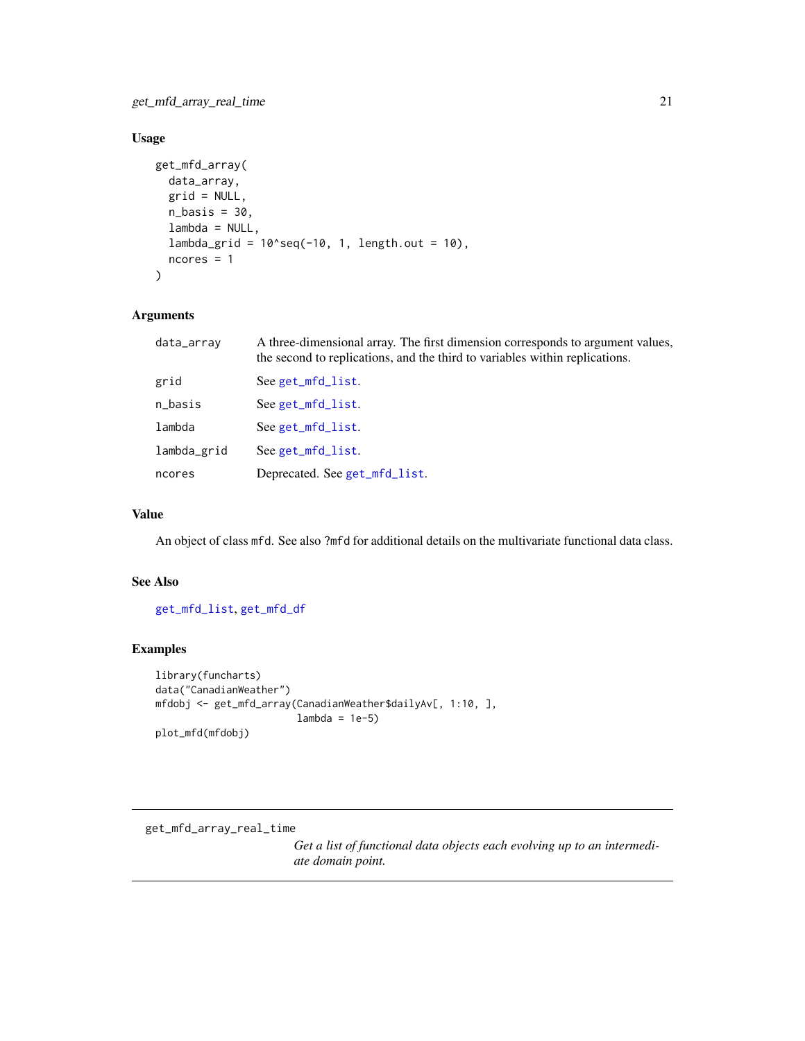## Usage

```
get_mfd_array(
  data_array,
  grid = NULL,
  n_basis = 30,
  lambda = NULL,
  lambda_grid = 10^seq(-10, 1, length.out = 10),
  ncores = 1
)
```

## Arguments

| | |
|---|---|
| data_array | A three-dimensional array. The first dimension corresponds to argument values, the second to replications, and the third to variables within replications. |
| grid | See get_mfd_list. |
| n_basis | See get_mfd_list. |
| lambda | See get_mfd_list. |
| lambda_grid | See get_mfd_list. |
| ncores | Deprecated. See get_mfd_list. |

## Value

An object of class mfd. See also ?mfd for additional details on the multivariate functional data class.

## See Also

get_mfd_list, get_mfd_df

## Examples

```
library(funcharts)
data("CanadianWeather")
mfdobj <- get_mfd_array(CanadianWeather$dailyAv[, 1:10, ],
                        lambda = 1e-5)
plot_mfd(mfdobj)
```

---

# get_mfd_array_real_time

*Get a list of functional data objects each evolving up to an intermediate domain point.*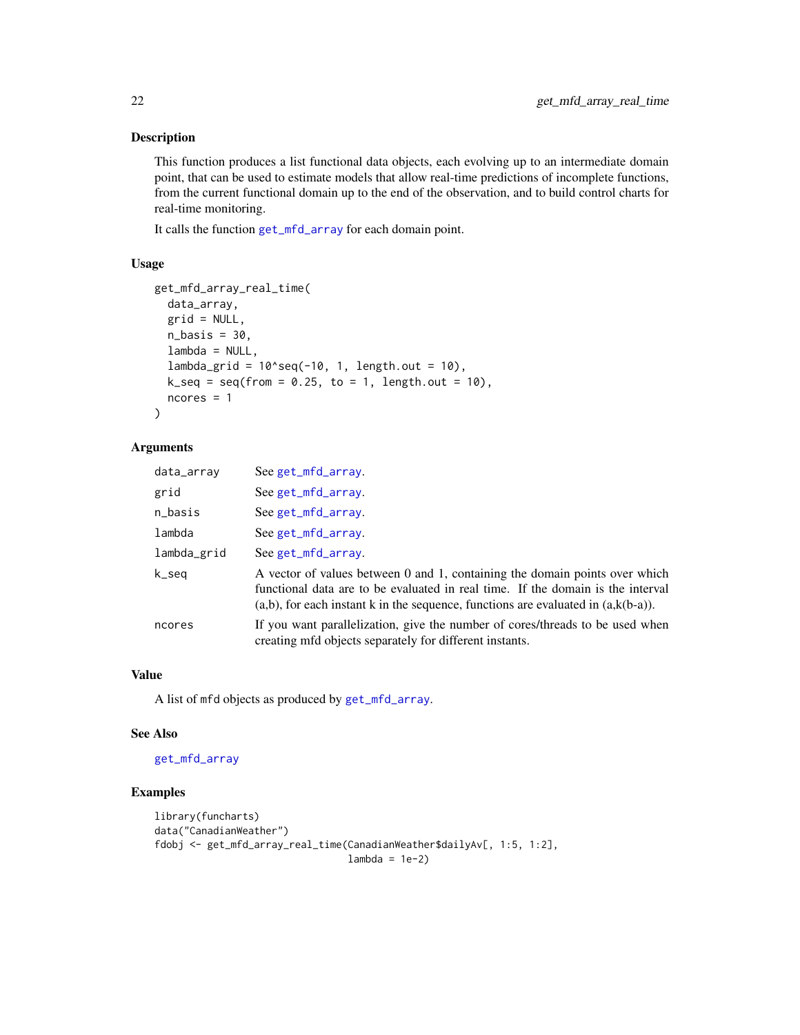### Description

This function produces a list functional data objects, each evolving up to an intermediate domain point, that can be used to estimate models that allow real-time predictions of incomplete functions, from the current functional domain up to the end of the observation, and to build control charts for real-time monitoring.

It calls the function `get_mfd_array` for each domain point.

### Usage

```
get_mfd_array_real_time(
  data_array,
  grid = NULL,
  n_basis = 30,
  lambda = NULL,
  lambda_grid = 10^seq(-10, 1, length.out = 10),
  k_seq = seq(from = 0.25, to = 1, length.out = 10),
  ncores = 1
)
```

### Arguments

| | |
|---|---|
| `data_array` | See `get_mfd_array`. |
| `grid` | See `get_mfd_array`. |
| `n_basis` | See `get_mfd_array`. |
| `lambda` | See `get_mfd_array`. |
| `lambda_grid` | See `get_mfd_array`. |
| `k_seq` | A vector of values between 0 and 1, containing the domain points over which functional data are to be evaluated in real time. If the domain is the interval (a,b), for each instant k in the sequence, functions are evaluated in (a,k(b-a)). |
| `ncores` | If you want parallelization, give the number of cores/threads to be used when creating mfd objects separately for different instants. |

### Value

A list of `mfd` objects as produced by `get_mfd_array`.

### See Also

`get_mfd_array`

### Examples

```
library(funcharts)
data("CanadianWeather")
fdobj <- get_mfd_array_real_time(CanadianWeather$dailyAv[, 1:5, 1:2],
                                 lambda = 1e-2)
```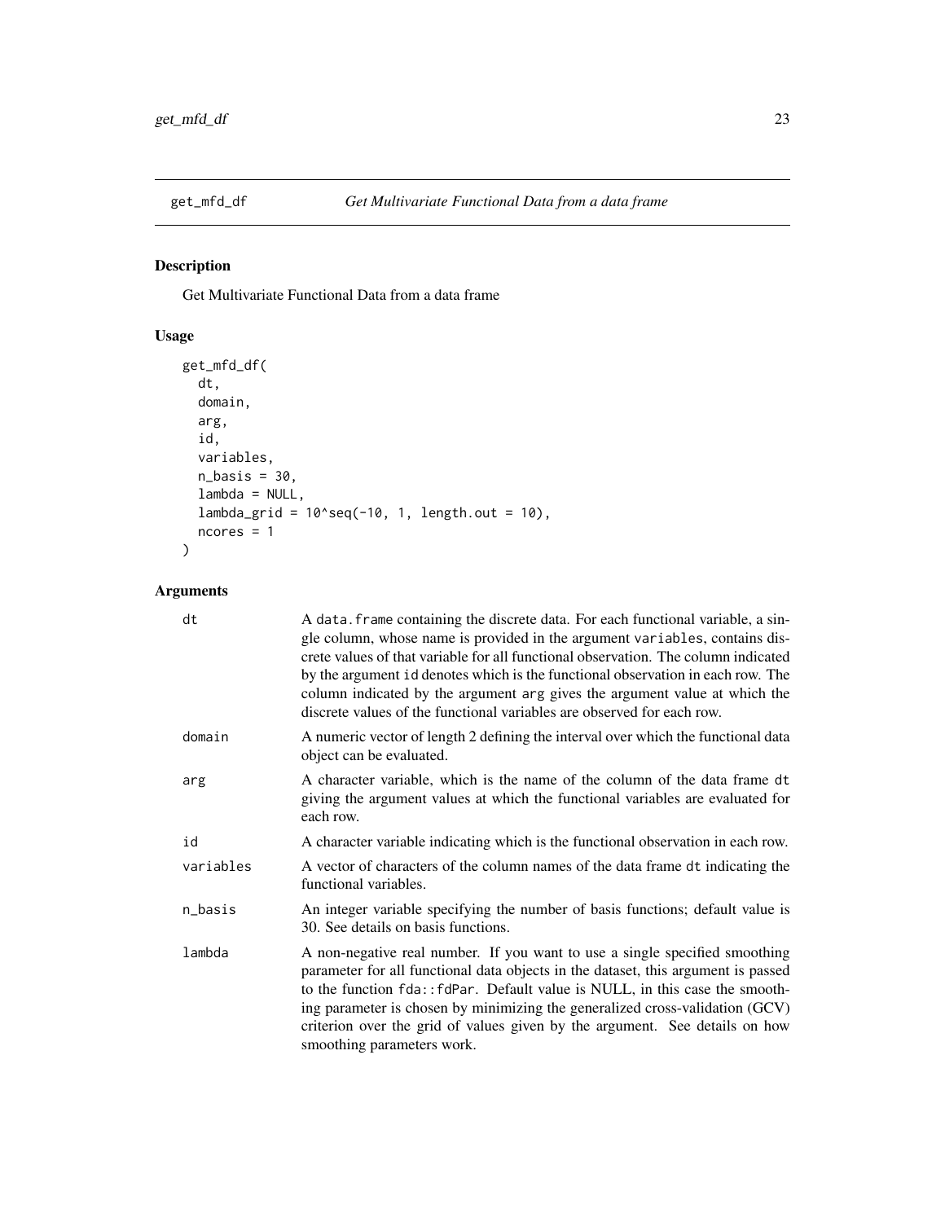## get_mfd_df — *Get Multivariate Functional Data from a data frame*

### Description

Get Multivariate Functional Data from a data frame

### Usage

```
get_mfd_df(
  dt,
  domain,
  arg,
  id,
  variables,
  n_basis = 30,
  lambda = NULL,
  lambda_grid = 10^seq(-10, 1, length.out = 10),
  ncores = 1
)
```

### Arguments

| Argument | Description |
| --- | --- |
| `dt` | A `data.frame` containing the discrete data. For each functional variable, a single column, whose name is provided in the argument `variables`, contains discrete values of that variable for all functional observation. The column indicated by the argument `id` denotes which is the functional observation in each row. The column indicated by the argument `arg` gives the argument value at which the discrete values of the functional variables are observed for each row. |
| `domain` | A numeric vector of length 2 defining the interval over which the functional data object can be evaluated. |
| `arg` | A character variable, which is the name of the column of the data frame `dt` giving the argument values at which the functional variables are evaluated for each row. |
| `id` | A character variable indicating which is the functional observation in each row. |
| `variables` | A vector of characters of the column names of the data frame `dt` indicating the functional variables. |
| `n_basis` | An integer variable specifying the number of basis functions; default value is 30. See details on basis functions. |
| `lambda` | A non-negative real number. If you want to use a single specified smoothing parameter for all functional data objects in the dataset, this argument is passed to the function `fda::fdPar`. Default value is NULL, in this case the smoothing parameter is chosen by minimizing the generalized cross-validation (GCV) criterion over the grid of values given by the argument. See details on how smoothing parameters work. |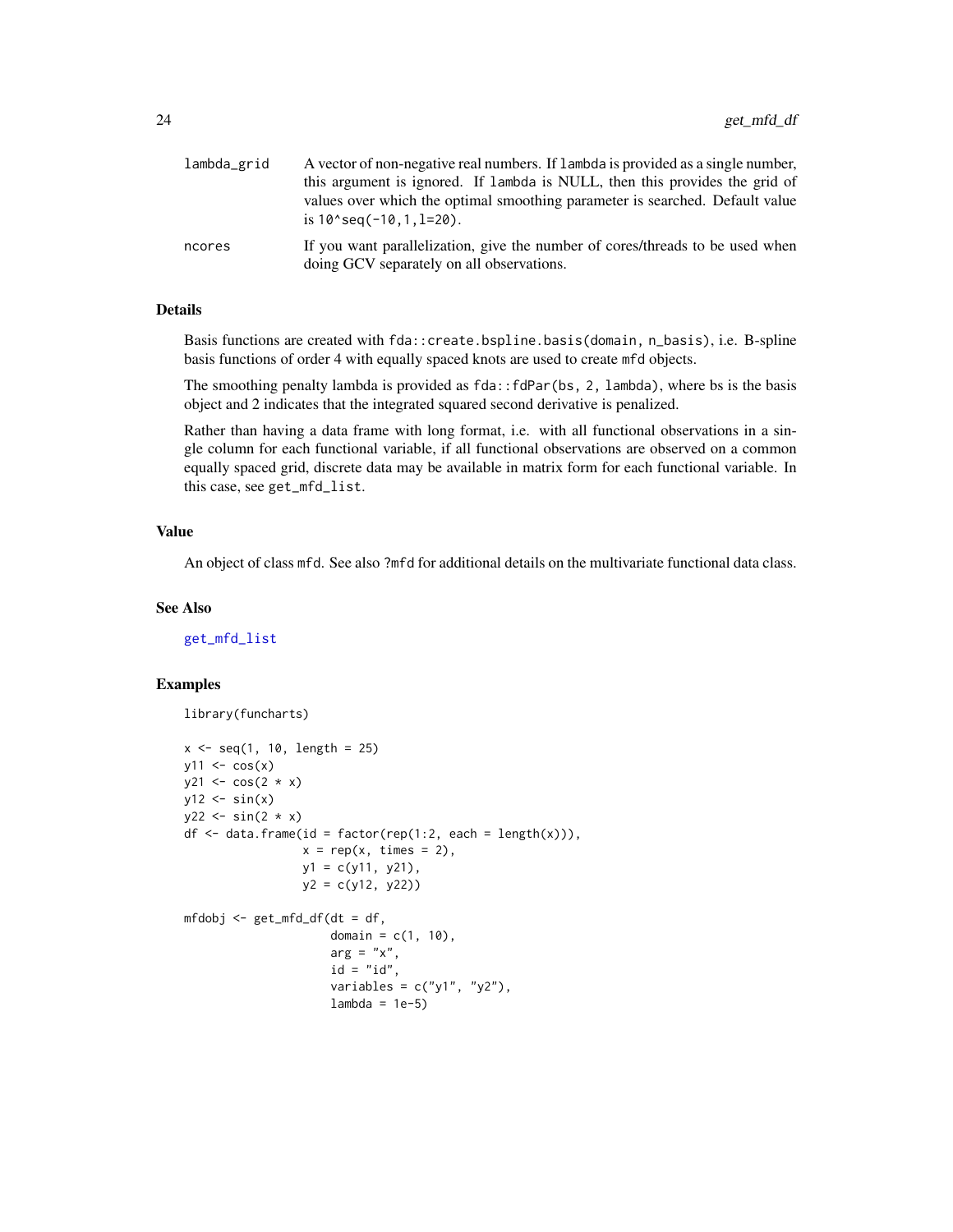lambda_grid
: A vector of non-negative real numbers. If `lambda` is provided as a single number, this argument is ignored. If `lambda` is NULL, then this provides the grid of values over which the optimal smoothing parameter is searched. Default value is `10^seq(-10,1,l=20)`.

ncores
: If you want parallelization, give the number of cores/threads to be used when doing GCV separately on all observations.

## Details

Basis functions are created with `fda::create.bspline.basis(domain, n_basis)`, i.e. B-spline basis functions of order 4 with equally spaced knots are used to create `mfd` objects.

The smoothing penalty lambda is provided as `fda::fdPar(bs, 2, lambda)`, where bs is the basis object and 2 indicates that the integrated squared second derivative is penalized.

Rather than having a data frame with long format, i.e. with all functional observations in a single column for each functional variable, if all functional observations are observed on a common equally spaced grid, discrete data may be available in matrix form for each functional variable. In this case, see `get_mfd_list`.

## Value

An object of class `mfd`. See also `?mfd` for additional details on the multivariate functional data class.

## See Also

get_mfd_list

## Examples

```
library(funcharts)

x <- seq(1, 10, length = 25)
y11 <- cos(x)
y21 <- cos(2 * x)
y12 <- sin(x)
y22 <- sin(2 * x)
df <- data.frame(id = factor(rep(1:2, each = length(x))),
                 x = rep(x, times = 2),
                 y1 = c(y11, y21),
                 y2 = c(y12, y22))

mfdobj <- get_mfd_df(dt = df,
                     domain = c(1, 10),
                     arg = "x",
                     id = "id",
                     variables = c("y1", "y2"),
                     lambda = 1e-5)
```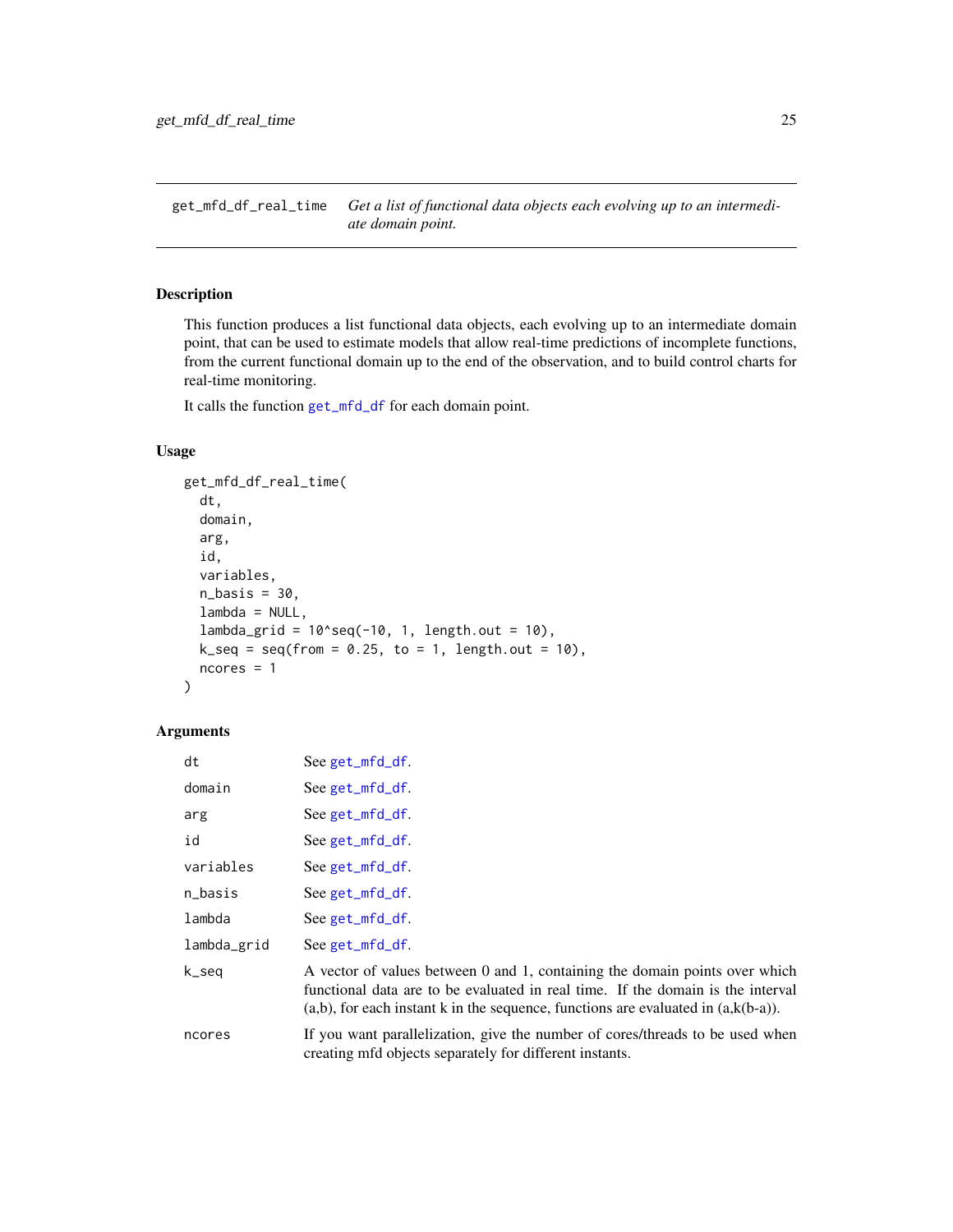## get_mfd_df_real_time

*Get a list of functional data objects each evolving up to an intermediate domain point.*

### Description

This function produces a list functional data objects, each evolving up to an intermediate domain point, that can be used to estimate models that allow real-time predictions of incomplete functions, from the current functional domain up to the end of the observation, and to build control charts for real-time monitoring.

It calls the function get_mfd_df for each domain point.

### Usage

```
get_mfd_df_real_time(
  dt,
  domain,
  arg,
  id,
  variables,
  n_basis = 30,
  lambda = NULL,
  lambda_grid = 10^seq(-10, 1, length.out = 10),
  k_seq = seq(from = 0.25, to = 1, length.out = 10),
  ncores = 1
)
```

### Arguments

| | |
|---|---|
| dt | See get_mfd_df. |
| domain | See get_mfd_df. |
| arg | See get_mfd_df. |
| id | See get_mfd_df. |
| variables | See get_mfd_df. |
| n_basis | See get_mfd_df. |
| lambda | See get_mfd_df. |
| lambda_grid | See get_mfd_df. |
| k_seq | A vector of values between 0 and 1, containing the domain points over which functional data are to be evaluated in real time. If the domain is the interval (a,b), for each instant k in the sequence, functions are evaluated in (a,k(b-a)). |
| ncores | If you want parallelization, give the number of cores/threads to be used when creating mfd objects separately for different instants. |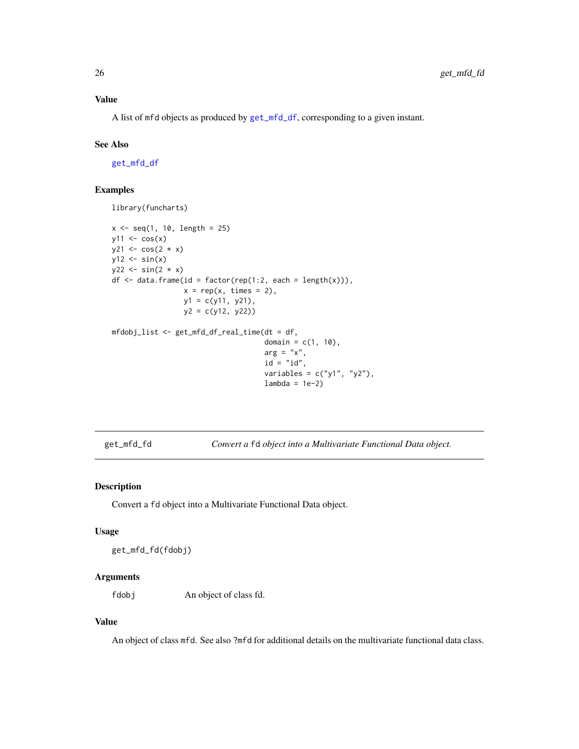## Value

A list of `mfd` objects as produced by `get_mfd_df`, corresponding to a given instant.

## See Also

`get_mfd_df`

## Examples

```
library(funcharts)

x <- seq(1, 10, length = 25)
y11 <- cos(x)
y21 <- cos(2 * x)
y12 <- sin(x)
y22 <- sin(2 * x)
df <- data.frame(id = factor(rep(1:2, each = length(x))),
                 x = rep(x, times = 2),
                 y1 = c(y11, y21),
                 y2 = c(y12, y22))

mfdobj_list <- get_mfd_df_real_time(dt = df,
                                    domain = c(1, 10),
                                    arg = "x",
                                    id = "id",
                                    variables = c("y1", "y2"),
                                    lambda = 1e-2)
```

---

# get_mfd_fd — *Convert a `fd` object into a Multivariate Functional Data object.*

## Description

Convert a `fd` object into a Multivariate Functional Data object.

## Usage

```
get_mfd_fd(fdobj)
```

## Arguments

| | |
|---|---|
| `fdobj` | An object of class fd. |

## Value

An object of class `mfd`. See also `?mfd` for additional details on the multivariate functional data class.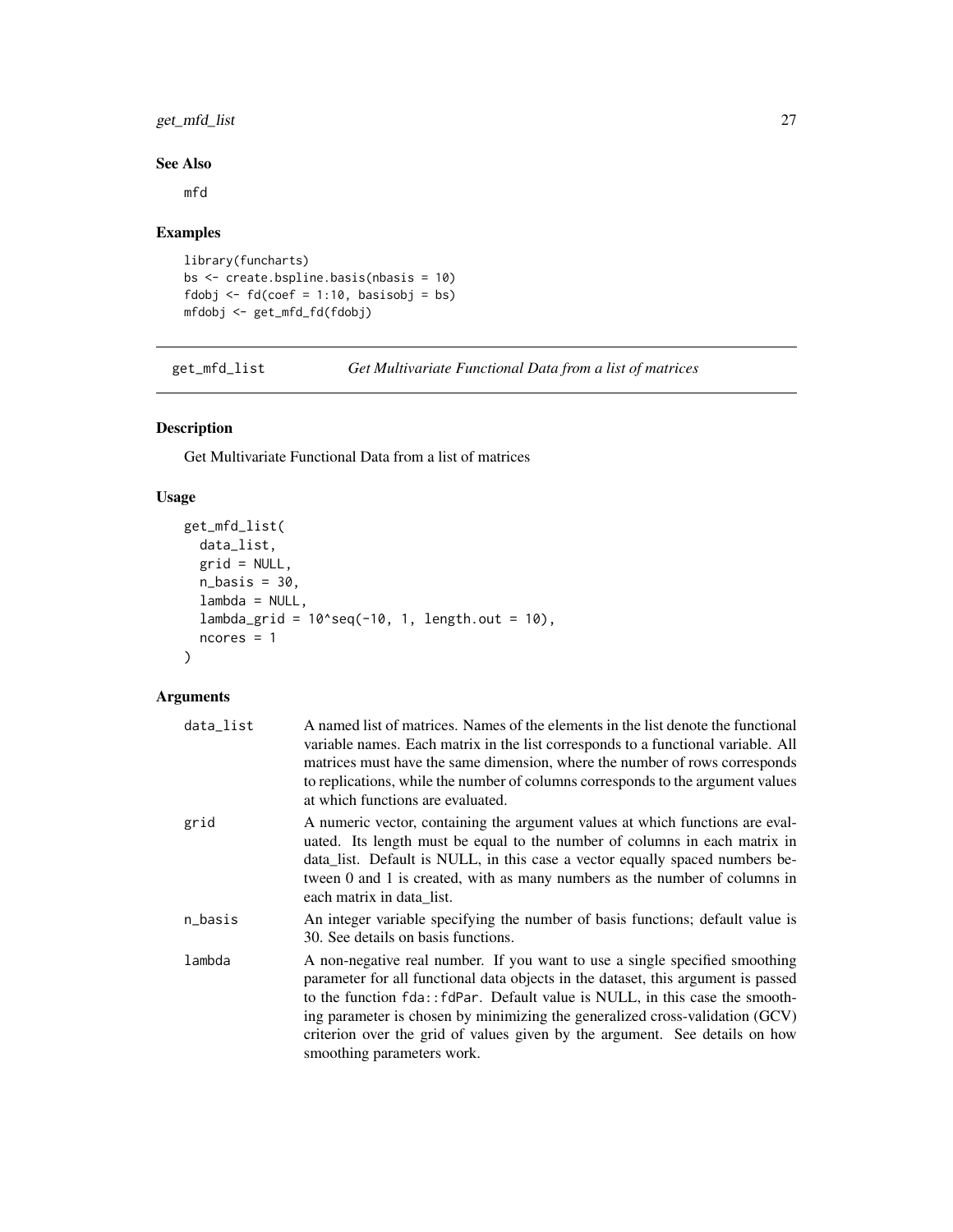### See Also

mfd

### Examples

```
library(funcharts)
bs <- create.bspline.basis(nbasis = 10)
fdobj <- fd(coef = 1:10, basisobj = bs)
mfdobj <- get_mfd_fd(fdobj)
```

---

## get_mfd_list *Get Multivariate Functional Data from a list of matrices*

---

### Description

Get Multivariate Functional Data from a list of matrices

### Usage

```
get_mfd_list(
  data_list,
  grid = NULL,
  n_basis = 30,
  lambda = NULL,
  lambda_grid = 10^seq(-10, 1, length.out = 10),
  ncores = 1
)
```

### Arguments

| | |
|---|---|
| data_list | A named list of matrices. Names of the elements in the list denote the functional variable names. Each matrix in the list corresponds to a functional variable. All matrices must have the same dimension, where the number of rows corresponds to replications, while the number of columns corresponds to the argument values at which functions are evaluated. |
| grid | A numeric vector, containing the argument values at which functions are evaluated. Its length must be equal to the number of columns in each matrix in data_list. Default is NULL, in this case a vector equally spaced numbers between 0 and 1 is created, with as many numbers as the number of columns in each matrix in data_list. |
| n_basis | An integer variable specifying the number of basis functions; default value is 30. See details on basis functions. |
| lambda | A non-negative real number. If you want to use a single specified smoothing parameter for all functional data objects in the dataset, this argument is passed to the function `fda::fdPar`. Default value is NULL, in this case the smoothing parameter is chosen by minimizing the generalized cross-validation (GCV) criterion over the grid of values given by the argument. See details on how smoothing parameters work. |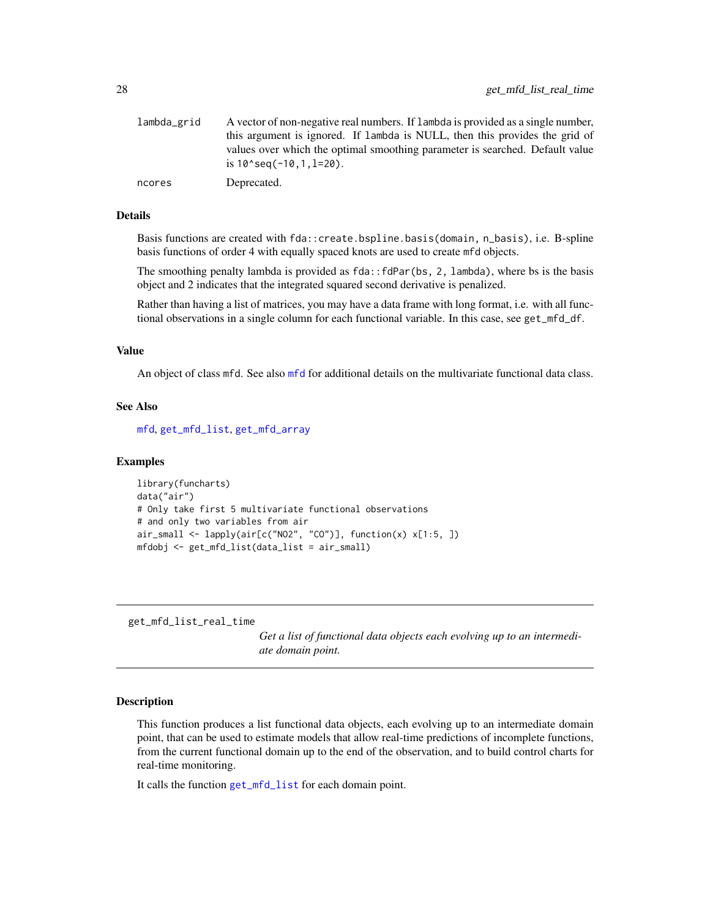| | |
|---|---|
| lambda_grid | A vector of non-negative real numbers. If lambda is provided as a single number, this argument is ignored. If lambda is NULL, then this provides the grid of values over which the optimal smoothing parameter is searched. Default value is 10^seq(-10,1,l=20). |
| ncores | Deprecated. |

### Details

Basis functions are created with fda::create.bspline.basis(domain, n_basis), i.e. B-spline basis functions of order 4 with equally spaced knots are used to create mfd objects.

The smoothing penalty lambda is provided as fda::fdPar(bs, 2, lambda), where bs is the basis object and 2 indicates that the integrated squared second derivative is penalized.

Rather than having a list of matrices, you may have a data frame with long format, i.e. with all functional observations in a single column for each functional variable. In this case, see get_mfd_df.

### Value

An object of class mfd. See also mfd for additional details on the multivariate functional data class.

### See Also

mfd, get_mfd_list, get_mfd_array

### Examples

```
library(funcharts)
data("air")
# Only take first 5 multivariate functional observations
# and only two variables from air
air_small <- lapply(air[c("NO2", "CO")], function(x) x[1:5, ])
mfdobj <- get_mfd_list(data_list = air_small)
```

---

## get_mfd_list_real_time

*Get a list of functional data objects each evolving up to an intermediate domain point.*

---

### Description

This function produces a list functional data objects, each evolving up to an intermediate domain point, that can be used to estimate models that allow real-time predictions of incomplete functions, from the current functional domain up to the end of the observation, and to build control charts for real-time monitoring.

It calls the function get_mfd_list for each domain point.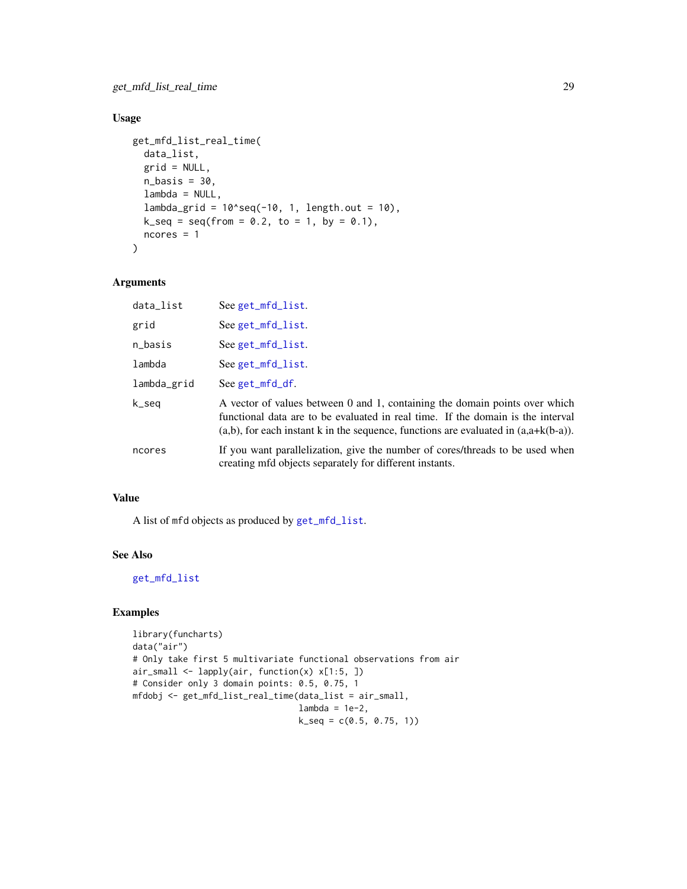## Usage

```
get_mfd_list_real_time(
  data_list,
  grid = NULL,
  n_basis = 30,
  lambda = NULL,
  lambda_grid = 10^seq(-10, 1, length.out = 10),
  k_seq = seq(from = 0.2, to = 1, by = 0.1),
  ncores = 1
)
```

## Arguments

| | |
|---|---|
| data_list | See get_mfd_list. |
| grid | See get_mfd_list. |
| n_basis | See get_mfd_list. |
| lambda | See get_mfd_list. |
| lambda_grid | See get_mfd_df. |
| k_seq | A vector of values between 0 and 1, containing the domain points over which functional data are to be evaluated in real time. If the domain is the interval (a,b), for each instant k in the sequence, functions are evaluated in (a,a+k(b-a)). |
| ncores | If you want parallelization, give the number of cores/threads to be used when creating mfd objects separately for different instants. |

## Value

A list of `mfd` objects as produced by get_mfd_list.

## See Also

get_mfd_list

## Examples

```
library(funcharts)
data("air")
# Only take first 5 multivariate functional observations from air
air_small <- lapply(air, function(x) x[1:5, ])
# Consider only 3 domain points: 0.5, 0.75, 1
mfdobj <- get_mfd_list_real_time(data_list = air_small,
                                 lambda = 1e-2,
                                 k_seq = c(0.5, 0.75, 1))
```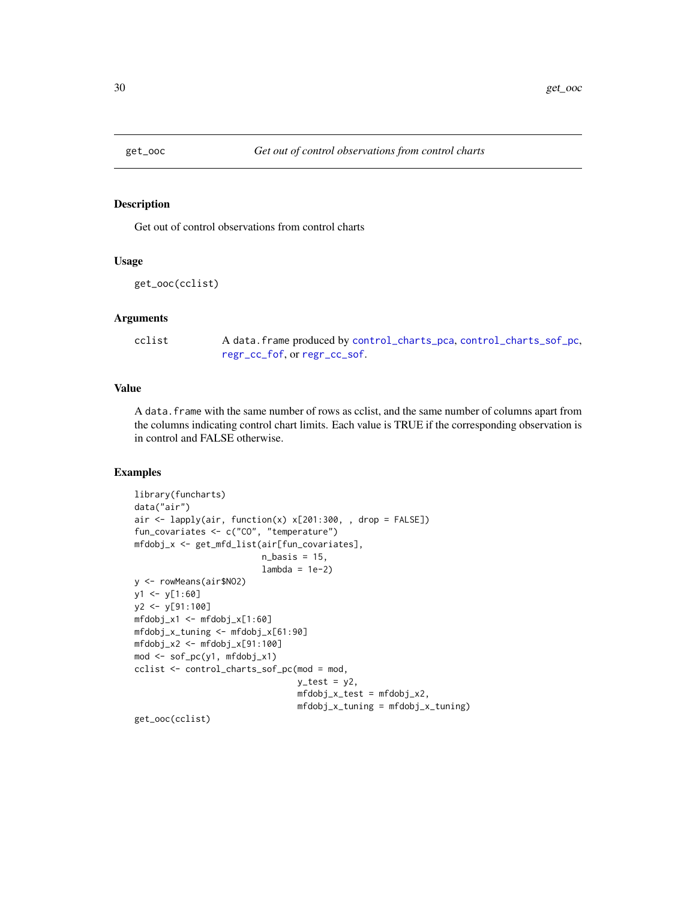## get_ooc — *Get out of control observations from control charts*

### Description

Get out of control observations from control charts

### Usage

```
get_ooc(cclist)
```

### Arguments

| | |
|---|---|
| cclist | A `data.frame` produced by control_charts_pca, control_charts_sof_pc, regr_cc_fof, or regr_cc_sof. |

### Value

A `data.frame` with the same number of rows as cclist, and the same number of columns apart from the columns indicating control chart limits. Each value is TRUE if the corresponding observation is in control and FALSE otherwise.

### Examples

```
library(funcharts)
data("air")
air <- lapply(air, function(x) x[201:300, , drop = FALSE])
fun_covariates <- c("CO", "temperature")
mfdobj_x <- get_mfd_list(air[fun_covariates],
                         n_basis = 15,
                         lambda = 1e-2)
y <- rowMeans(air$NO2)
y1 <- y[1:60]
y2 <- y[91:100]
mfdobj_x1 <- mfdobj_x[1:60]
mfdobj_x_tuning <- mfdobj_x[61:90]
mfdobj_x2 <- mfdobj_x[91:100]
mod <- sof_pc(y1, mfdobj_x1)
cclist <- control_charts_sof_pc(mod = mod,
                                y_test = y2,
                                mfdobj_x_test = mfdobj_x2,
                                mfdobj_x_tuning = mfdobj_x_tuning)
get_ooc(cclist)
```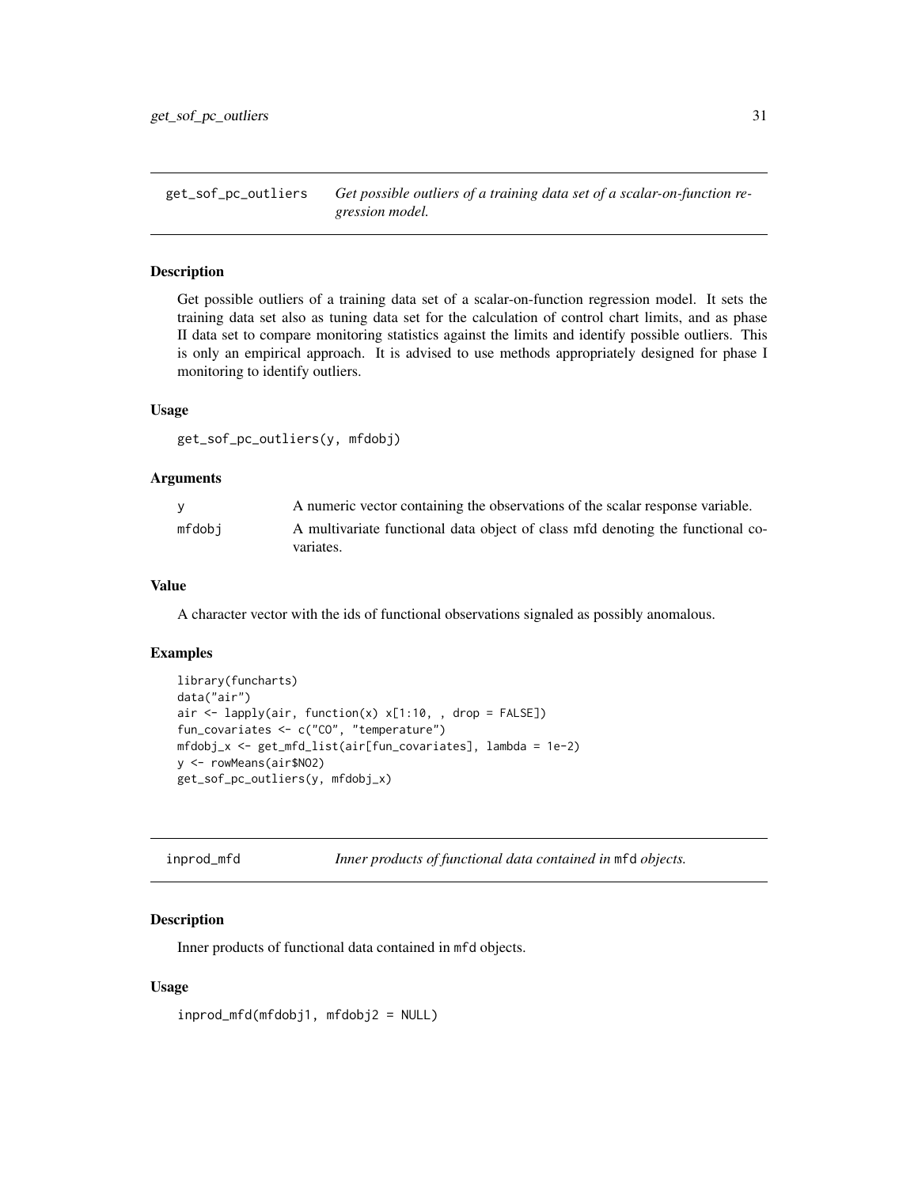## get_sof_pc_outliers

*Get possible outliers of a training data set of a scalar-on-function regression model.*

### Description

Get possible outliers of a training data set of a scalar-on-function regression model. It sets the training data set also as tuning data set for the calculation of control chart limits, and as phase II data set to compare monitoring statistics against the limits and identify possible outliers. This is only an empirical approach. It is advised to use methods appropriately designed for phase I monitoring to identify outliers.

### Usage

```
get_sof_pc_outliers(y, mfdobj)
```

### Arguments

| | |
|---|---|
| y | A numeric vector containing the observations of the scalar response variable. |
| mfdobj | A multivariate functional data object of class mfd denoting the functional covariates. |

### Value

A character vector with the ids of functional observations signaled as possibly anomalous.

### Examples

```
library(funcharts)
data("air")
air <- lapply(air, function(x) x[1:10, , drop = FALSE])
fun_covariates <- c("CO", "temperature")
mfdobj_x <- get_mfd_list(air[fun_covariates], lambda = 1e-2)
y <- rowMeans(air$NO2)
get_sof_pc_outliers(y, mfdobj_x)
```

## inprod_mfd

*Inner products of functional data contained in* `mfd` *objects.*

### Description

Inner products of functional data contained in `mfd` objects.

### Usage

```
inprod_mfd(mfdobj1, mfdobj2 = NULL)
```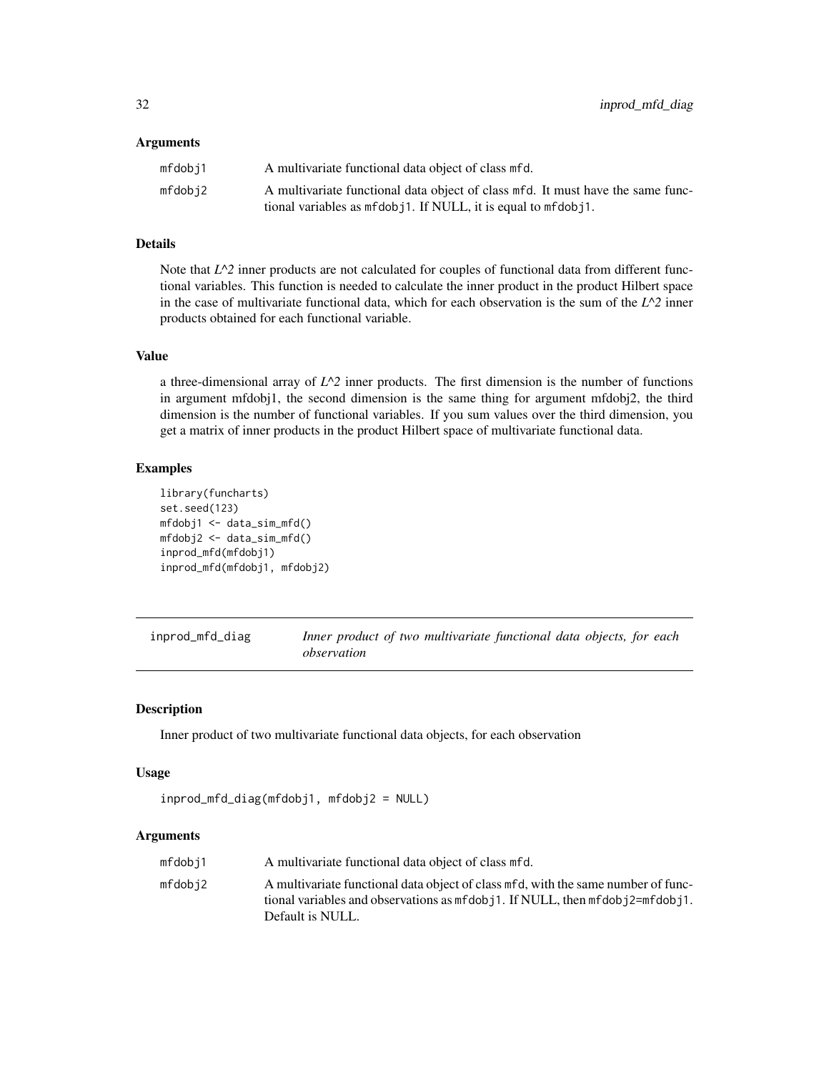### Arguments

| | |
|---|---|
| mfdobj1 | A multivariate functional data object of class mfd. |
| mfdobj2 | A multivariate functional data object of class mfd. It must have the same functional variables as mfdobj1. If NULL, it is equal to mfdobj1. |

### Details

Note that *L^2* inner products are not calculated for couples of functional data from different functional variables. This function is needed to calculate the inner product in the product Hilbert space in the case of multivariate functional data, which for each observation is the sum of the *L^2* inner products obtained for each functional variable.

### Value

a three-dimensional array of *L^2* inner products. The first dimension is the number of functions in argument mfdobj1, the second dimension is the same thing for argument mfdobj2, the third dimension is the number of functional variables. If you sum values over the third dimension, you get a matrix of inner products in the product Hilbert space of multivariate functional data.

### Examples

```
library(funcharts)
set.seed(123)
mfdobj1 <- data_sim_mfd()
mfdobj2 <- data_sim_mfd()
inprod_mfd(mfdobj1)
inprod_mfd(mfdobj1, mfdobj2)
```

---

## inprod_mfd_diag — *Inner product of two multivariate functional data objects, for each observation*

---

### Description

Inner product of two multivariate functional data objects, for each observation

### Usage

```
inprod_mfd_diag(mfdobj1, mfdobj2 = NULL)
```

### Arguments

| | |
|---|---|
| mfdobj1 | A multivariate functional data object of class mfd. |
| mfdobj2 | A multivariate functional data object of class mfd, with the same number of functional variables and observations as mfdobj1. If NULL, then mfdobj2=mfdobj1. Default is NULL. |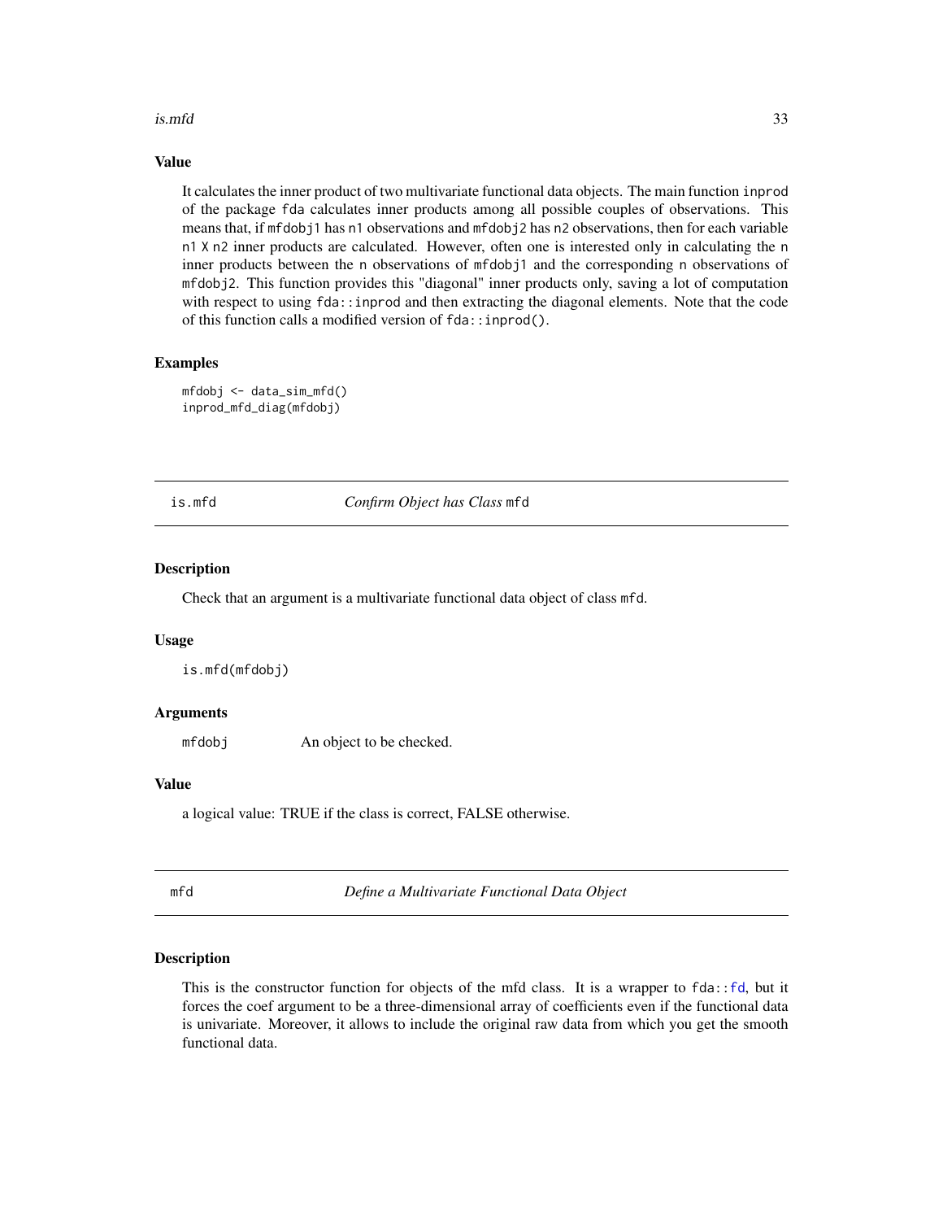### Value

It calculates the inner product of two multivariate functional data objects. The main function `inprod` of the package `fda` calculates inner products among all possible couples of observations. This means that, if `mfdobj1` has `n1` observations and `mfdobj2` has `n2` observations, then for each variable `n1 X n2` inner products are calculated. However, often one is interested only in calculating the `n` inner products between the `n` observations of `mfdobj1` and the corresponding `n` observations of `mfdobj2`. This function provides this "diagonal" inner products only, saving a lot of computation with respect to using `fda::inprod` and then extracting the diagonal elements. Note that the code of this function calls a modified version of `fda::inprod()`.

### Examples

```
mfdobj <- data_sim_mfd()
inprod_mfd_diag(mfdobj)
```

---

## is.mfd — *Confirm Object has Class* `mfd`

### Description

Check that an argument is a multivariate functional data object of class `mfd`.

### Usage

```
is.mfd(mfdobj)
```

### Arguments

| | |
|---|---|
| `mfdobj` | An object to be checked. |

### Value

a logical value: TRUE if the class is correct, FALSE otherwise.

---

## mfd — *Define a Multivariate Functional Data Object*

### Description

This is the constructor function for objects of the mfd class. It is a wrapper to `fda::fd`, but it forces the coef argument to be a three-dimensional array of coefficients even if the functional data is univariate. Moreover, it allows to include the original raw data from which you get the smooth functional data.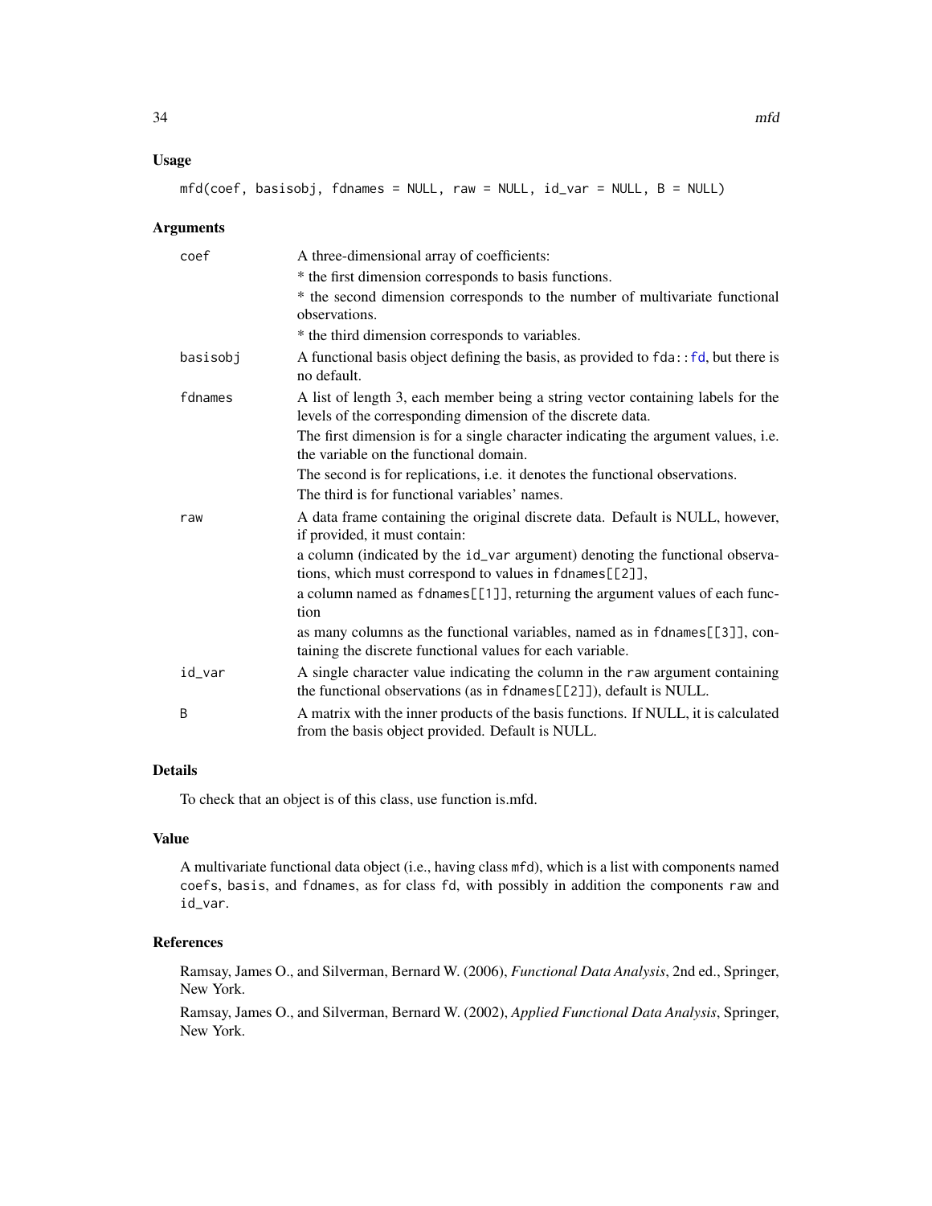## Usage

```
mfd(coef, basisobj, fdnames = NULL, raw = NULL, id_var = NULL, B = NULL)
```

## Arguments

| | |
|---|---|
| coef | A three-dimensional array of coefficients:<br>* the first dimension corresponds to basis functions.<br>* the second dimension corresponds to the number of multivariate functional observations.<br>* the third dimension corresponds to variables. |
| basisobj | A functional basis object defining the basis, as provided to `fda::fd`, but there is no default. |
| fdnames | A list of length 3, each member being a string vector containing labels for the levels of the corresponding dimension of the discrete data.<br>The first dimension is for a single character indicating the argument values, i.e. the variable on the functional domain.<br>The second is for replications, i.e. it denotes the functional observations.<br>The third is for functional variables' names. |
| raw | A data frame containing the original discrete data. Default is NULL, however, if provided, it must contain:<br>a column (indicated by the `id_var` argument) denoting the functional observations, which must correspond to values in `fdnames[[2]]`,<br>a column named as `fdnames[[1]]`, returning the argument values of each function<br>as many columns as the functional variables, named as in `fdnames[[3]]`, containing the discrete functional values for each variable. |
| id_var | A single character value indicating the column in the `raw` argument containing the functional observations (as in `fdnames[[2]]`), default is NULL. |
| B | A matrix with the inner products of the basis functions. If NULL, it is calculated from the basis object provided. Default is NULL. |

## Details

To check that an object is of this class, use function is.mfd.

## Value

A multivariate functional data object (i.e., having class `mfd`), which is a list with components named `coefs`, `basis`, and `fdnames`, as for class `fd`, with possibly in addition the components `raw` and `id_var`.

## References

Ramsay, James O., and Silverman, Bernard W. (2006), *Functional Data Analysis*, 2nd ed., Springer, New York.

Ramsay, James O., and Silverman, Bernard W. (2002), *Applied Functional Data Analysis*, Springer, New York.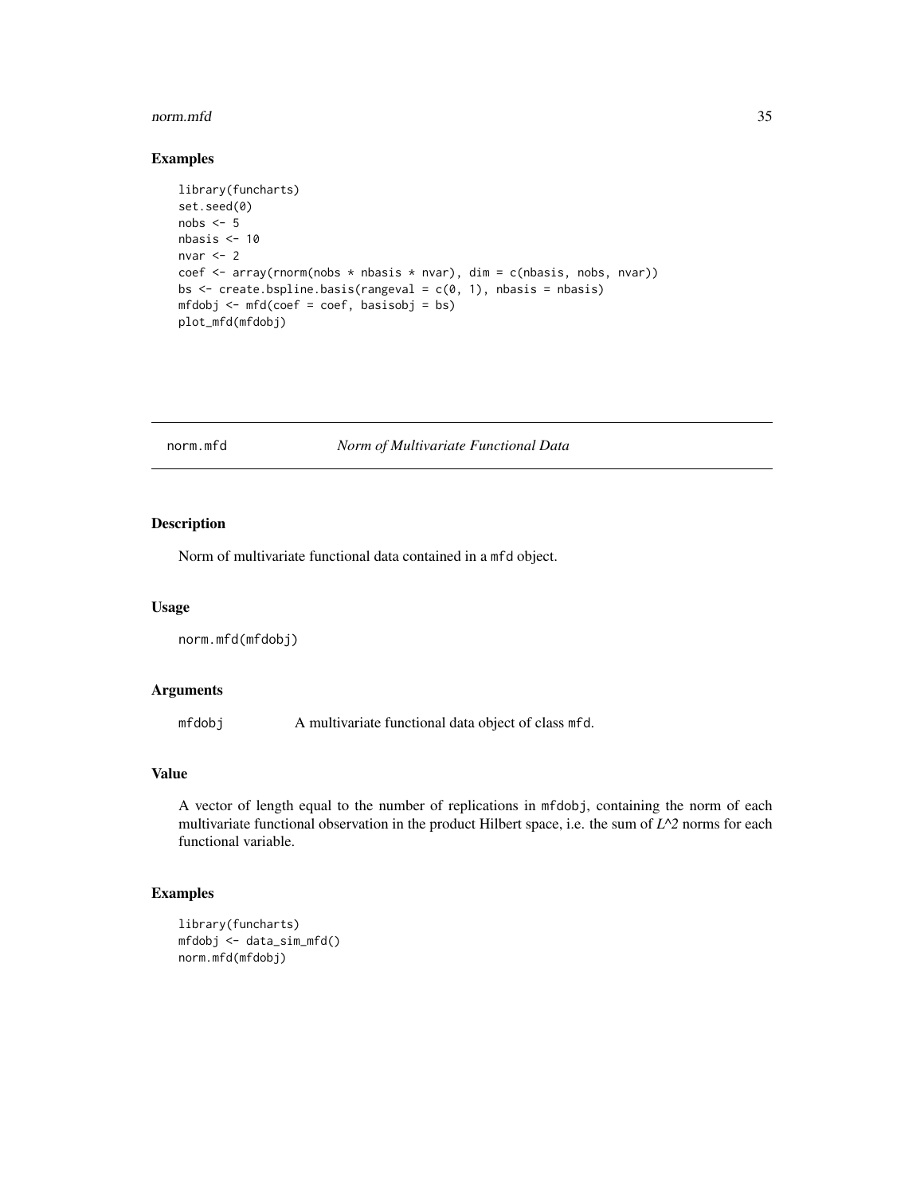## Examples

```
library(funcharts)
set.seed(0)
nobs <- 5
nbasis <- 10
nvar <- 2
coef <- array(rnorm(nobs * nbasis * nvar), dim = c(nbasis, nobs, nvar))
bs <- create.bspline.basis(rangeval = c(0, 1), nbasis = nbasis)
mfdobj <- mfd(coef = coef, basisobj = bs)
plot_mfd(mfdobj)
```

---

# norm.mfd — *Norm of Multivariate Functional Data*

---

## Description

Norm of multivariate functional data contained in a `mfd` object.

## Usage

```
norm.mfd(mfdobj)
```

## Arguments

| | |
|---|---|
| `mfdobj` | A multivariate functional data object of class `mfd`. |

## Value

A vector of length equal to the number of replications in `mfdobj`, containing the norm of each multivariate functional observation in the product Hilbert space, i.e. the sum of *L^2* norms for each functional variable.

## Examples

```
library(funcharts)
mfdobj <- data_sim_mfd()
norm.mfd(mfdobj)
```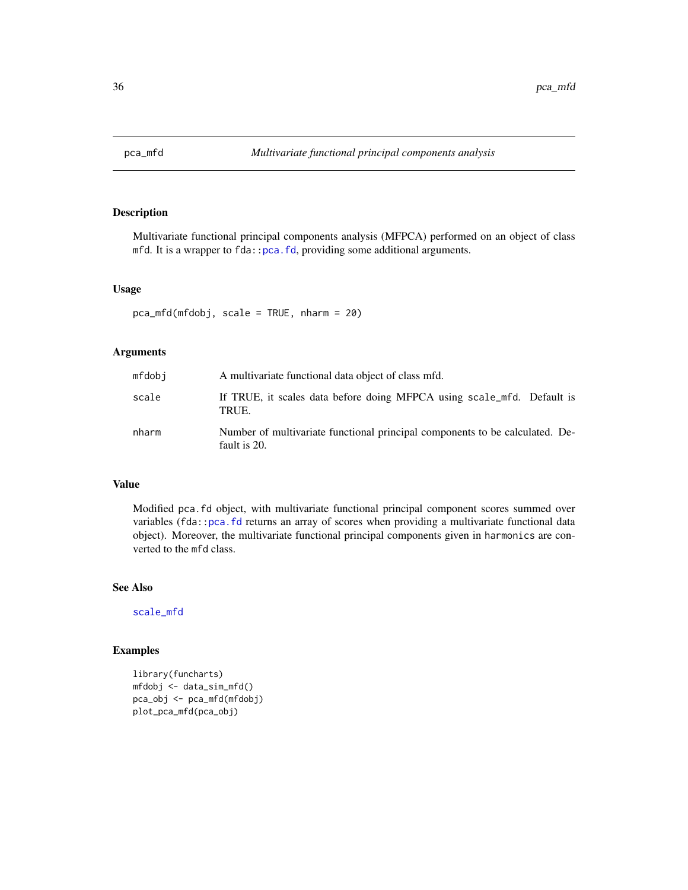## pca_mfd — *Multivariate functional principal components analysis*

### Description

Multivariate functional principal components analysis (MFPCA) performed on an object of class `mfd`. It is a wrapper to `fda::pca.fd`, providing some additional arguments.

### Usage

```
pca_mfd(mfdobj, scale = TRUE, nharm = 20)
```

### Arguments

| | |
|---|---|
| `mfdobj` | A multivariate functional data object of class mfd. |
| `scale` | If TRUE, it scales data before doing MFPCA using `scale_mfd`. Default is TRUE. |
| `nharm` | Number of multivariate functional principal components to be calculated. Default is 20. |

### Value

Modified `pca.fd` object, with multivariate functional principal component scores summed over variables (`fda::pca.fd` returns an array of scores when providing a multivariate functional data object). Moreover, the multivariate functional principal components given in `harmonics` are converted to the `mfd` class.

### See Also

`scale_mfd`

### Examples

```
library(funcharts)
mfdobj <- data_sim_mfd()
pca_obj <- pca_mfd(mfdobj)
plot_pca_mfd(pca_obj)
```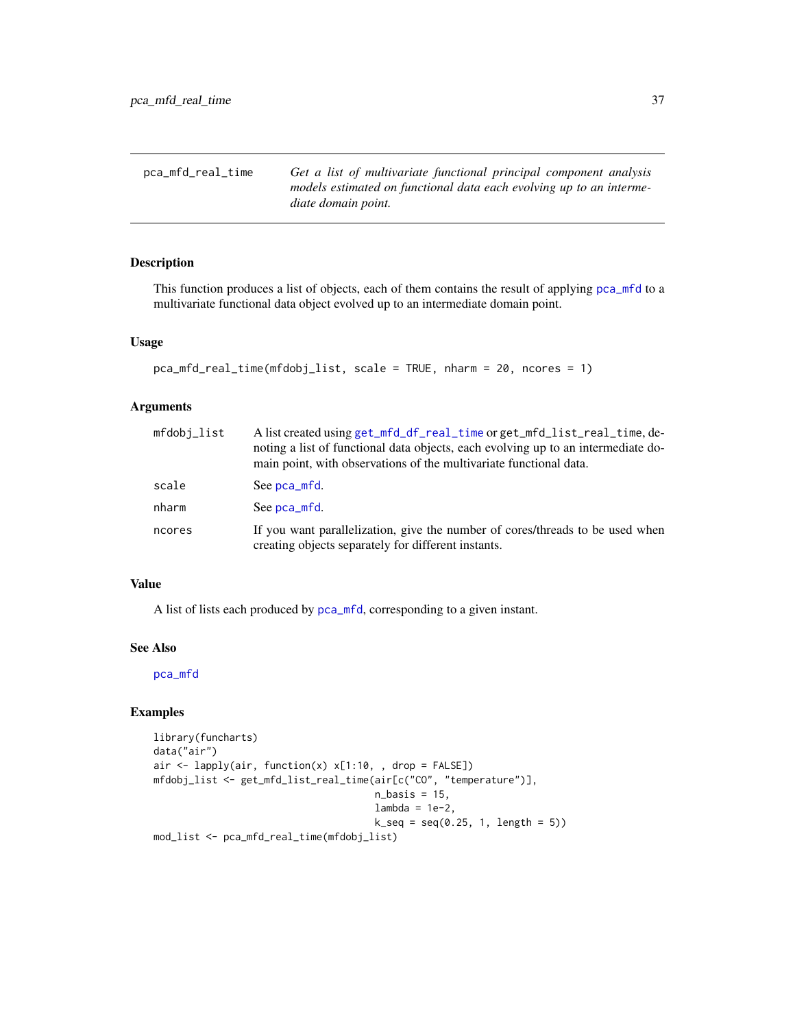pca_mfd_real_time — *Get a list of multivariate functional principal component analysis models estimated on functional data each evolving up to an intermediate domain point.*

## Description

This function produces a list of objects, each of them contains the result of applying pca_mfd to a multivariate functional data object evolved up to an intermediate domain point.

## Usage

```
pca_mfd_real_time(mfdobj_list, scale = TRUE, nharm = 20, ncores = 1)
```

## Arguments

| | |
|---|---|
| mfdobj_list | A list created using get_mfd_df_real_time or get_mfd_list_real_time, denoting a list of functional data objects, each evolving up to an intermediate domain point, with observations of the multivariate functional data. |
| scale | See pca_mfd. |
| nharm | See pca_mfd. |
| ncores | If you want parallelization, give the number of cores/threads to be used when creating objects separately for different instants. |

## Value

A list of lists each produced by pca_mfd, corresponding to a given instant.

## See Also

pca_mfd

## Examples

```
library(funcharts)
data("air")
air <- lapply(air, function(x) x[1:10, , drop = FALSE])
mfdobj_list <- get_mfd_list_real_time(air[c("CO", "temperature")],
                                      n_basis = 15,
                                      lambda = 1e-2,
                                      k_seq = seq(0.25, 1, length = 5))
mod_list <- pca_mfd_real_time(mfdobj_list)
```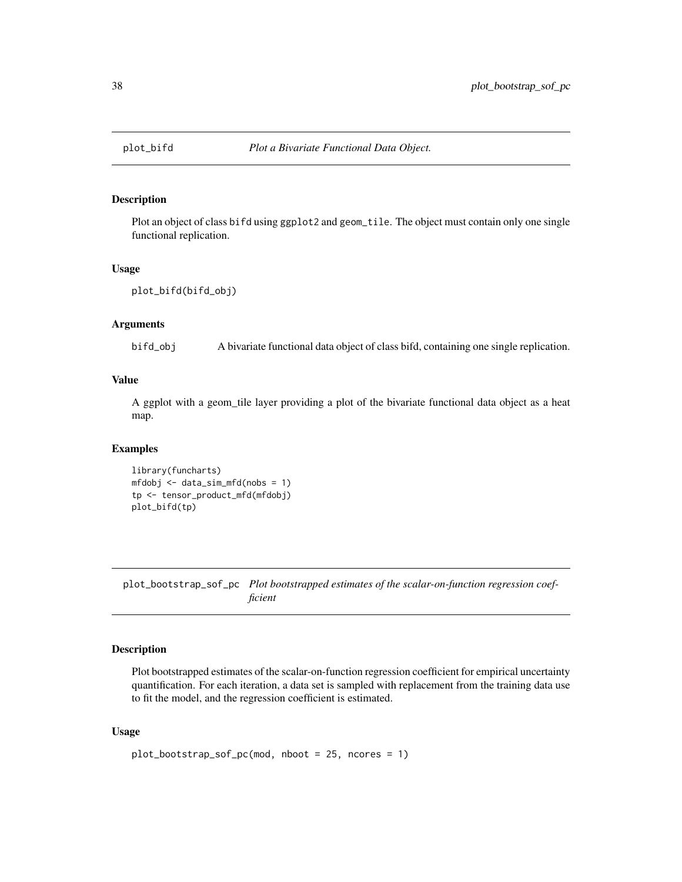## plot_bifd — *Plot a Bivariate Functional Data Object.*

### Description

Plot an object of class bifd using ggplot2 and geom_tile. The object must contain only one single functional replication.

### Usage

```
plot_bifd(bifd_obj)
```

### Arguments

bifd_obj — A bivariate functional data object of class bifd, containing one single replication.

### Value

A ggplot with a geom_tile layer providing a plot of the bivariate functional data object as a heat map.

### Examples

```
library(funcharts)
mfdobj <- data_sim_mfd(nobs = 1)
tp <- tensor_product_mfd(mfdobj)
plot_bifd(tp)
```

## plot_bootstrap_sof_pc — *Plot bootstrapped estimates of the scalar-on-function regression coefficient*

### Description

Plot bootstrapped estimates of the scalar-on-function regression coefficient for empirical uncertainty quantification. For each iteration, a data set is sampled with replacement from the training data use to fit the model, and the regression coefficient is estimated.

### Usage

```
plot_bootstrap_sof_pc(mod, nboot = 25, ncores = 1)
```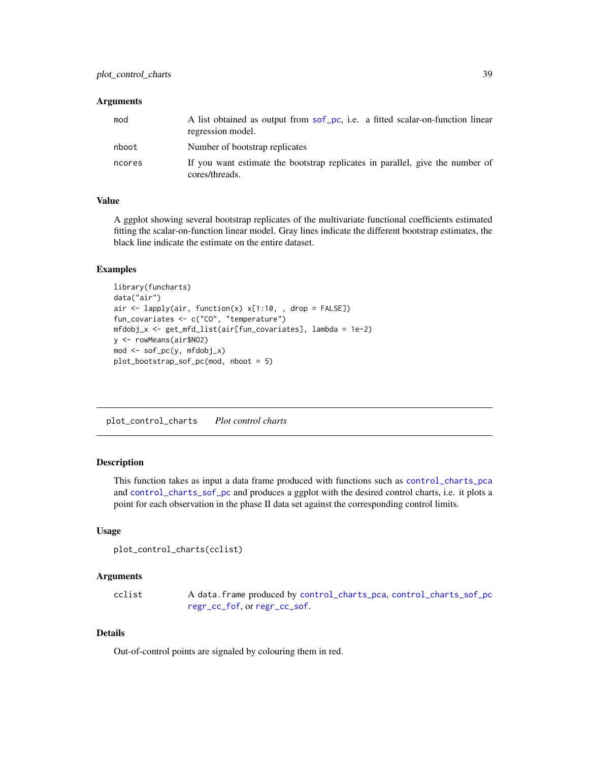### Arguments

| | |
|---|---|
| mod | A list obtained as output from sof_pc, i.e. a fitted scalar-on-function linear regression model. |
| nboot | Number of bootstrap replicates |
| ncores | If you want estimate the bootstrap replicates in parallel, give the number of cores/threads. |

### Value

A ggplot showing several bootstrap replicates of the multivariate functional coefficients estimated fitting the scalar-on-function linear model. Gray lines indicate the different bootstrap estimates, the black line indicate the estimate on the entire dataset.

### Examples

```
library(funcharts)
data("air")
air <- lapply(air, function(x) x[1:10, , drop = FALSE])
fun_covariates <- c("CO", "temperature")
mfdobj_x <- get_mfd_list(air[fun_covariates], lambda = 1e-2)
y <- rowMeans(air$NO2)
mod <- sof_pc(y, mfdobj_x)
plot_bootstrap_sof_pc(mod, nboot = 5)
```

---

## plot_control_charts    *Plot control charts*

---

### Description

This function takes as input a data frame produced with functions such as control_charts_pca and control_charts_sof_pc and produces a ggplot with the desired control charts, i.e. it plots a point for each observation in the phase II data set against the corresponding control limits.

### Usage

```
plot_control_charts(cclist)
```

### Arguments

| | |
|---|---|
| cclist | A data.frame produced by control_charts_pca, control_charts_sof_pc regr_cc_fof, or regr_cc_sof. |

### Details

Out-of-control points are signaled by colouring them in red.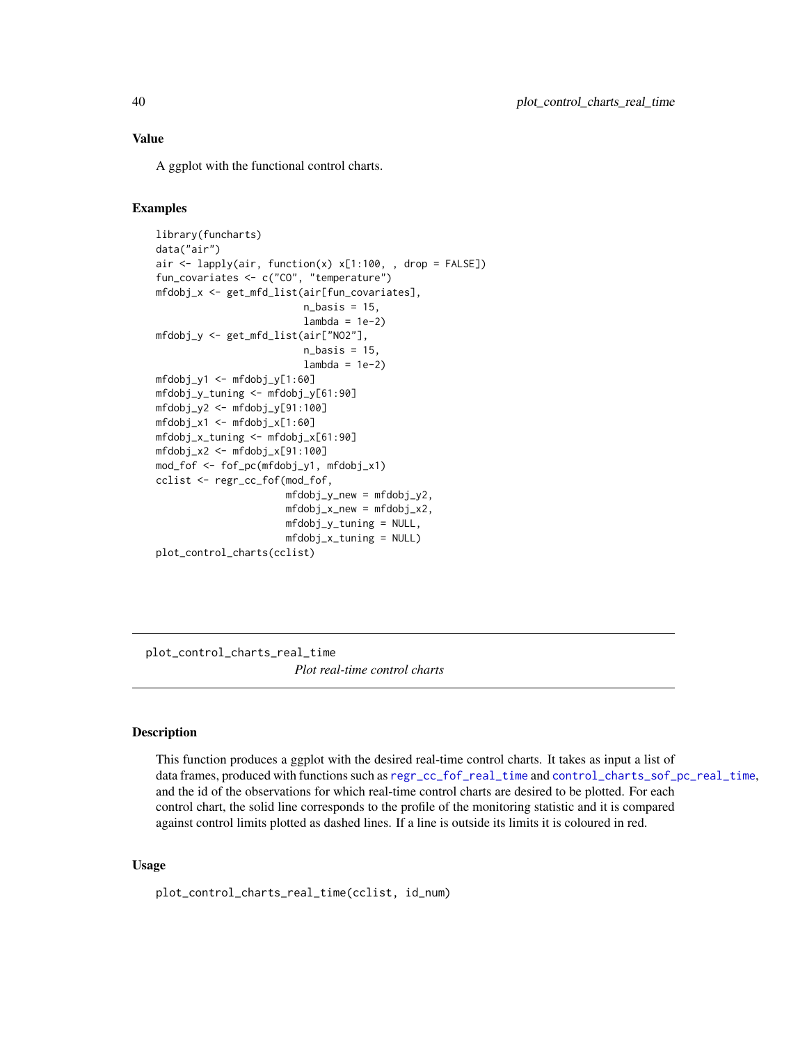## Value

A ggplot with the functional control charts.

## Examples

```
library(funcharts)
data("air")
air <- lapply(air, function(x) x[1:100, , drop = FALSE])
fun_covariates <- c("CO", "temperature")
mfdobj_x <- get_mfd_list(air[fun_covariates],
                         n_basis = 15,
                         lambda = 1e-2)
mfdobj_y <- get_mfd_list(air["NO2"],
                         n_basis = 15,
                         lambda = 1e-2)
mfdobj_y1 <- mfdobj_y[1:60]
mfdobj_y_tuning <- mfdobj_y[61:90]
mfdobj_y2 <- mfdobj_y[91:100]
mfdobj_x1 <- mfdobj_x[1:60]
mfdobj_x_tuning <- mfdobj_x[61:90]
mfdobj_x2 <- mfdobj_x[91:100]
mod_fof <- fof_pc(mfdobj_y1, mfdobj_x1)
cclist <- regr_cc_fof(mod_fof,
                      mfdobj_y_new = mfdobj_y2,
                      mfdobj_x_new = mfdobj_x2,
                      mfdobj_y_tuning = NULL,
                      mfdobj_x_tuning = NULL)
plot_control_charts(cclist)
```

---

# plot_control_charts_real_time

*Plot real-time control charts*

## Description

This function produces a ggplot with the desired real-time control charts. It takes as input a list of data frames, produced with functions such as regr_cc_fof_real_time and control_charts_sof_pc_real_time, and the id of the observations for which real-time control charts are desired to be plotted. For each control chart, the solid line corresponds to the profile of the monitoring statistic and it is compared against control limits plotted as dashed lines. If a line is outside its limits it is coloured in red.

## Usage

```
plot_control_charts_real_time(cclist, id_num)
```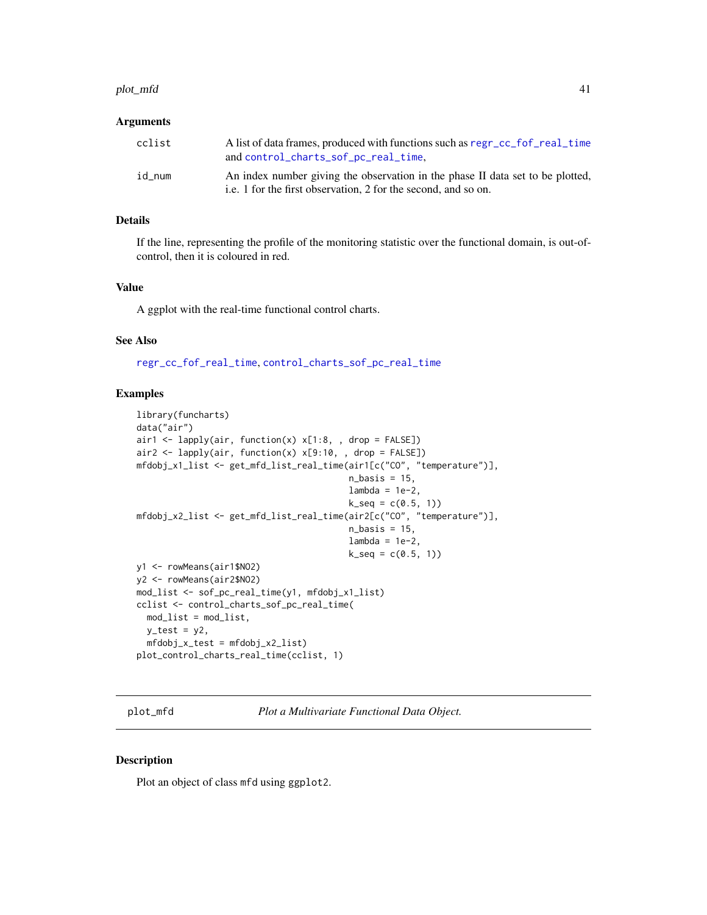### Arguments

| | |
|---|---|
| cclist | A list of data frames, produced with functions such as `regr_cc_fof_real_time` and `control_charts_sof_pc_real_time`, |
| id_num | An index number giving the observation in the phase II data set to be plotted, i.e. 1 for the first observation, 2 for the second, and so on. |

### Details

If the line, representing the profile of the monitoring statistic over the functional domain, is out-of-control, then it is coloured in red.

### Value

A ggplot with the real-time functional control charts.

### See Also

`regr_cc_fof_real_time`, `control_charts_sof_pc_real_time`

### Examples

```
library(funcharts)
data("air")
air1 <- lapply(air, function(x) x[1:8, , drop = FALSE])
air2 <- lapply(air, function(x) x[9:10, , drop = FALSE])
mfdobj_x1_list <- get_mfd_list_real_time(air1[c("CO", "temperature")],
                                          n_basis = 15,
                                          lambda = 1e-2,
                                          k_seq = c(0.5, 1))
mfdobj_x2_list <- get_mfd_list_real_time(air2[c("CO", "temperature")],
                                          n_basis = 15,
                                          lambda = 1e-2,
                                          k_seq = c(0.5, 1))
y1 <- rowMeans(air1$NO2)
y2 <- rowMeans(air2$NO2)
mod_list <- sof_pc_real_time(y1, mfdobj_x1_list)
cclist <- control_charts_sof_pc_real_time(
  mod_list = mod_list,
  y_test = y2,
  mfdobj_x_test = mfdobj_x2_list)
plot_control_charts_real_time(cclist, 1)
```

---

## plot_mfd — *Plot a Multivariate Functional Data Object.*

### Description

Plot an object of class `mfd` using `ggplot2`.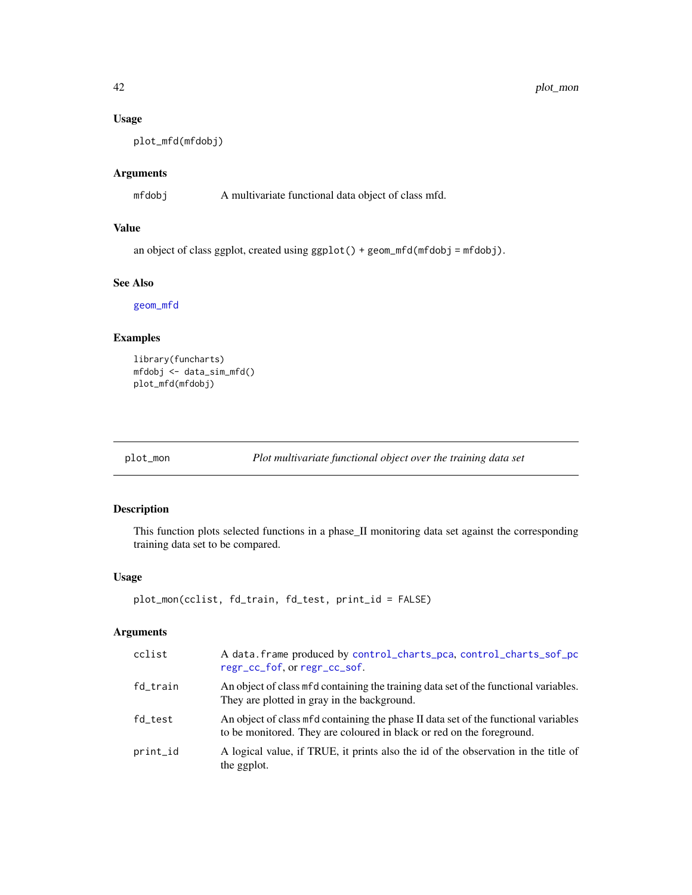### Usage

```
plot_mfd(mfdobj)
```

### Arguments

| | |
|---|---|
| mfdobj | A multivariate functional data object of class mfd. |

### Value

an object of class ggplot, created using `ggplot() + geom_mfd(mfdobj = mfdobj)`.

### See Also

geom_mfd

### Examples

```
library(funcharts)
mfdobj <- data_sim_mfd()
plot_mfd(mfdobj)
```

---

## plot_mon — *Plot multivariate functional object over the training data set*

### Description

This function plots selected functions in a phase_II monitoring data set against the corresponding training data set to be compared.

### Usage

```
plot_mon(cclist, fd_train, fd_test, print_id = FALSE)
```

### Arguments

| | |
|---|---|
| cclist | A `data.frame` produced by control_charts_pca, control_charts_sof_pc regr_cc_fof, or regr_cc_sof. |
| fd_train | An object of class `mfd` containing the training data set of the functional variables. They are plotted in gray in the background. |
| fd_test | An object of class `mfd` containing the phase II data set of the functional variables to be monitored. They are coloured in black or red on the foreground. |
| print_id | A logical value, if TRUE, it prints also the id of the observation in the title of the ggplot. |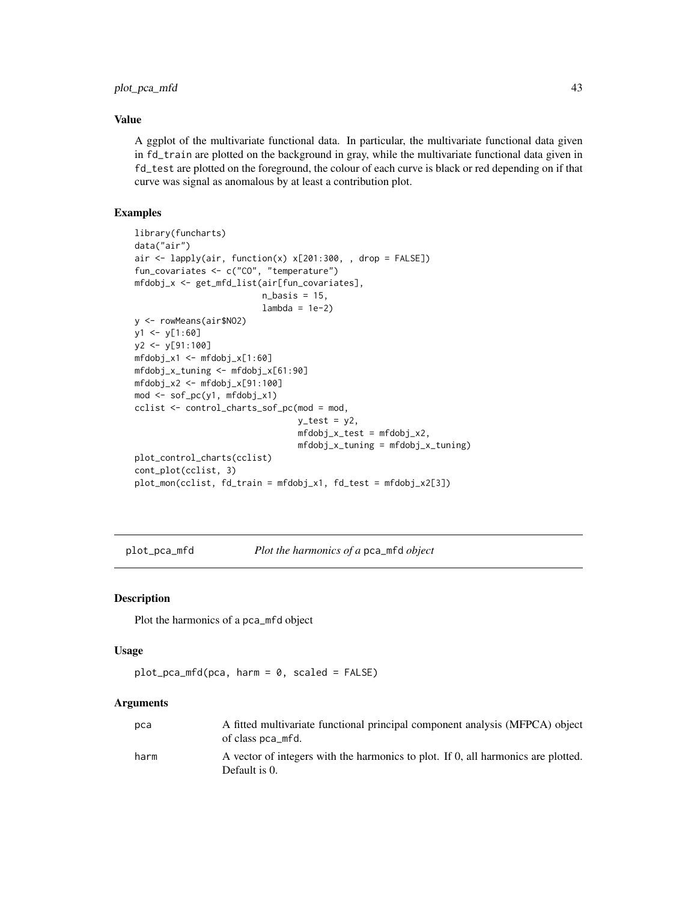### Value

A ggplot of the multivariate functional data. In particular, the multivariate functional data given in `fd_train` are plotted on the background in gray, while the multivariate functional data given in `fd_test` are plotted on the foreground, the colour of each curve is black or red depending on if that curve was signal as anomalous by at least a contribution plot.

### Examples

```
library(funcharts)
data("air")
air <- lapply(air, function(x) x[201:300, , drop = FALSE])
fun_covariates <- c("CO", "temperature")
mfdobj_x <- get_mfd_list(air[fun_covariates],
                         n_basis = 15,
                         lambda = 1e-2)
y <- rowMeans(air$NO2)
y1 <- y[1:60]
y2 <- y[91:100]
mfdobj_x1 <- mfdobj_x[1:60]
mfdobj_x_tuning <- mfdobj_x[61:90]
mfdobj_x2 <- mfdobj_x[91:100]
mod <- sof_pc(y1, mfdobj_x1)
cclist <- control_charts_sof_pc(mod = mod,
                                y_test = y2,
                                mfdobj_x_test = mfdobj_x2,
                                mfdobj_x_tuning = mfdobj_x_tuning)
plot_control_charts(cclist)
cont_plot(cclist, 3)
plot_mon(cclist, fd_train = mfdobj_x1, fd_test = mfdobj_x2[3])
```

---

## plot_pca_mfd — *Plot the harmonics of a* `pca_mfd` *object*

### Description

Plot the harmonics of a `pca_mfd` object

### Usage

```
plot_pca_mfd(pca, harm = 0, scaled = FALSE)
```

### Arguments

| | |
|---|---|
| `pca` | A fitted multivariate functional principal component analysis (MFPCA) object of class `pca_mfd`. |
| `harm` | A vector of integers with the harmonics to plot. If 0, all harmonics are plotted. Default is 0. |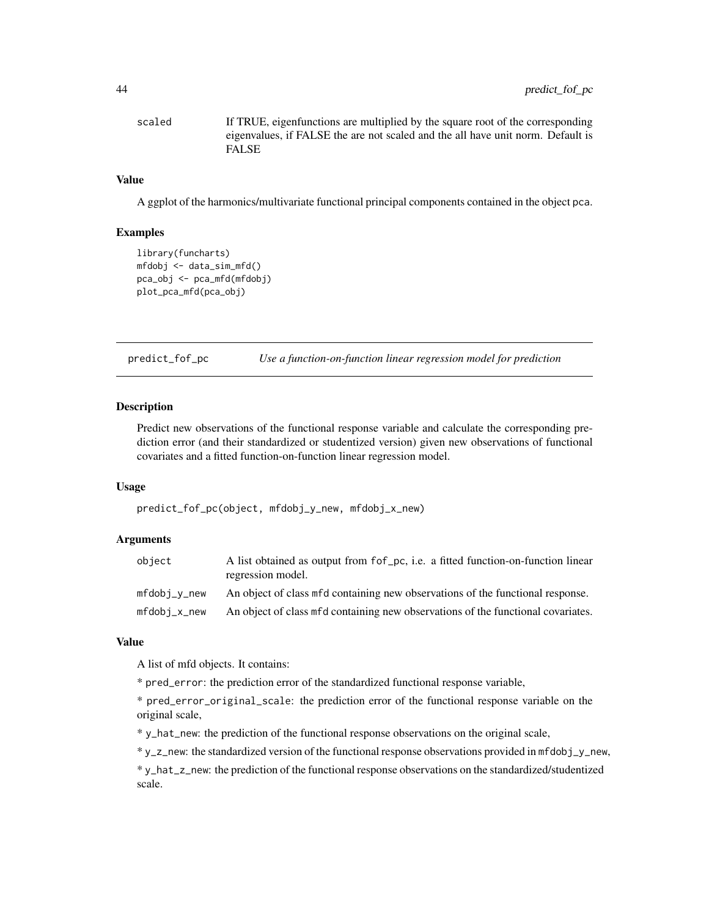| | |
|---|---|
| scaled | If TRUE, eigenfunctions are multiplied by the square root of the corresponding eigenvalues, if FALSE the are not scaled and the all have unit norm. Default is FALSE |

### Value

A ggplot of the harmonics/multivariate functional principal components contained in the object pca.

### Examples

```
library(funcharts)
mfdobj <- data_sim_mfd()
pca_obj <- pca_mfd(mfdobj)
plot_pca_mfd(pca_obj)
```

## predict_fof_pc — *Use a function-on-function linear regression model for prediction*

### Description

Predict new observations of the functional response variable and calculate the corresponding prediction error (and their standardized or studentized version) given new observations of functional covariates and a fitted function-on-function linear regression model.

### Usage

```
predict_fof_pc(object, mfdobj_y_new, mfdobj_x_new)
```

### Arguments

| | |
|---|---|
| object | A list obtained as output from fof_pc, i.e. a fitted function-on-function linear regression model. |
| mfdobj_y_new | An object of class mfd containing new observations of the functional response. |
| mfdobj_x_new | An object of class mfd containing new observations of the functional covariates. |

### Value

A list of mfd objects. It contains:

* pred_error: the prediction error of the standardized functional response variable,

* pred_error_original_scale: the prediction error of the functional response variable on the original scale,

* y_hat_new: the prediction of the functional response observations on the original scale,

* y_z_new: the standardized version of the functional response observations provided in mfdobj_y_new,

* y_hat_z_new: the prediction of the functional response observations on the standardized/studentized scale.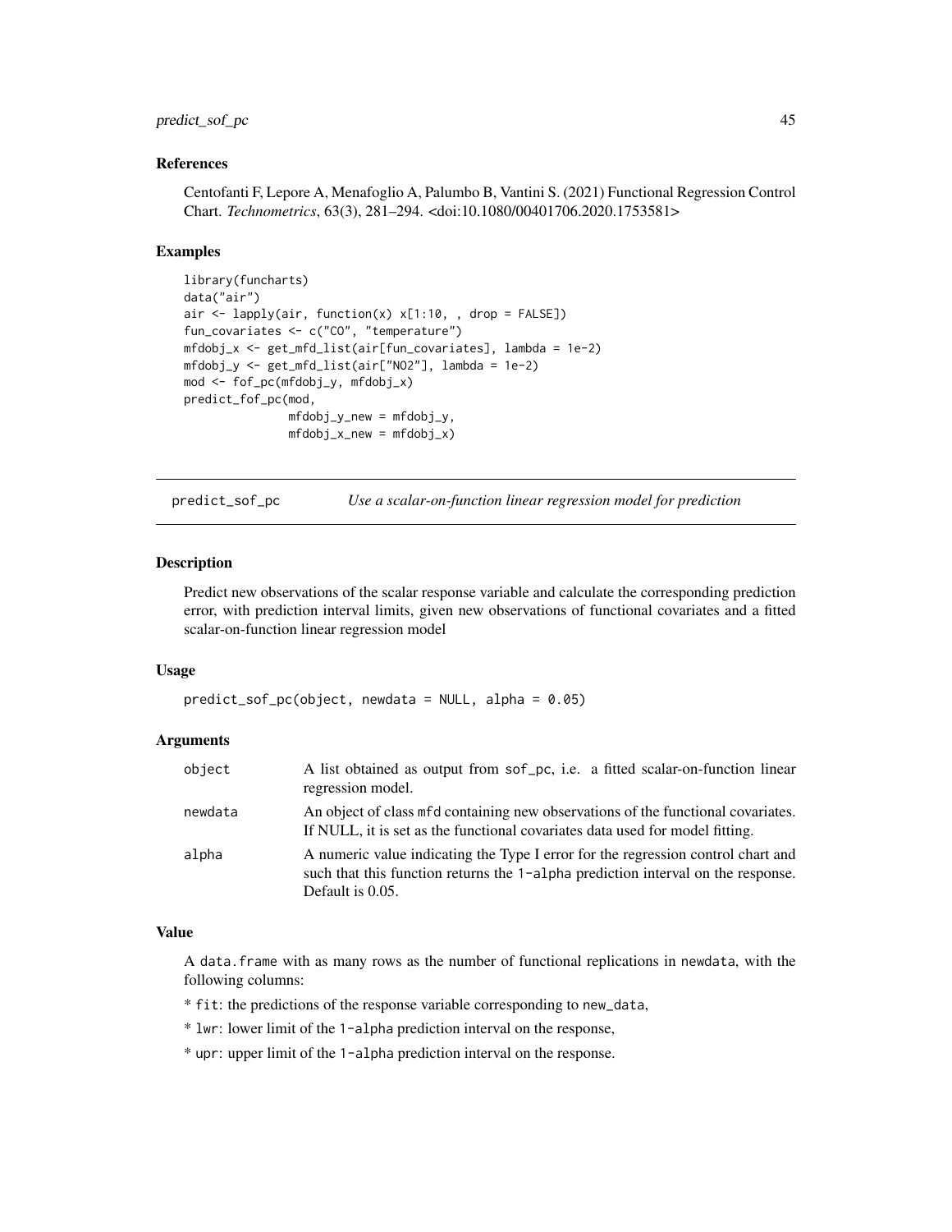### References

Centofanti F, Lepore A, Menafoglio A, Palumbo B, Vantini S. (2021) Functional Regression Control Chart. *Technometrics*, 63(3), 281–294. <doi:10.1080/00401706.2020.1753581>

### Examples

```
library(funcharts)
data("air")
air <- lapply(air, function(x) x[1:10, , drop = FALSE])
fun_covariates <- c("CO", "temperature")
mfdobj_x <- get_mfd_list(air[fun_covariates], lambda = 1e-2)
mfdobj_y <- get_mfd_list(air["NO2"], lambda = 1e-2)
mod <- fof_pc(mfdobj_y, mfdobj_x)
predict_fof_pc(mod,
               mfdobj_y_new = mfdobj_y,
               mfdobj_x_new = mfdobj_x)
```

---

## predict_sof_pc — *Use a scalar-on-function linear regression model for prediction*

### Description

Predict new observations of the scalar response variable and calculate the corresponding prediction error, with prediction interval limits, given new observations of functional covariates and a fitted scalar-on-function linear regression model

### Usage

```
predict_sof_pc(object, newdata = NULL, alpha = 0.05)
```

### Arguments

| | |
|---|---|
| object | A list obtained as output from sof_pc, i.e. a fitted scalar-on-function linear regression model. |
| newdata | An object of class mfd containing new observations of the functional covariates. If NULL, it is set as the functional covariates data used for model fitting. |
| alpha | A numeric value indicating the Type I error for the regression control chart and such that this function returns the 1-alpha prediction interval on the response. Default is 0.05. |

### Value

A data.frame with as many rows as the number of functional replications in newdata, with the following columns:

* fit: the predictions of the response variable corresponding to new_data,

* lwr: lower limit of the 1-alpha prediction interval on the response,

* upr: upper limit of the 1-alpha prediction interval on the response.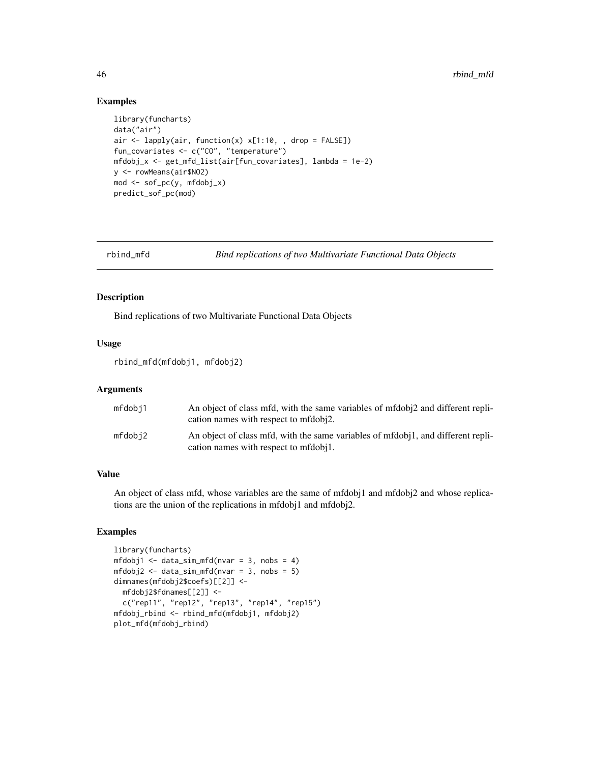## Examples

```
library(funcharts)
data("air")
air <- lapply(air, function(x) x[1:10, , drop = FALSE])
fun_covariates <- c("CO", "temperature")
mfdobj_x <- get_mfd_list(air[fun_covariates], lambda = 1e-2)
y <- rowMeans(air$NO2)
mod <- sof_pc(y, mfdobj_x)
predict_sof_pc(mod)
```

---

# rbind_mfd *Bind replications of two Multivariate Functional Data Objects*

## Description

Bind replications of two Multivariate Functional Data Objects

## Usage

```
rbind_mfd(mfdobj1, mfdobj2)
```

## Arguments

| | |
|---|---|
| mfdobj1 | An object of class mfd, with the same variables of mfdobj2 and different replication names with respect to mfdobj2. |
| mfdobj2 | An object of class mfd, with the same variables of mfdobj1, and different replication names with respect to mfdobj1. |

## Value

An object of class mfd, whose variables are the same of mfdobj1 and mfdobj2 and whose replications are the union of the replications in mfdobj1 and mfdobj2.

## Examples

```
library(funcharts)
mfdobj1 <- data_sim_mfd(nvar = 3, nobs = 4)
mfdobj2 <- data_sim_mfd(nvar = 3, nobs = 5)
dimnames(mfdobj2$coefs)[[2]] <-
  mfdobj2$fdnames[[2]] <-
  c("rep11", "rep12", "rep13", "rep14", "rep15")
mfdobj_rbind <- rbind_mfd(mfdobj1, mfdobj2)
plot_mfd(mfdobj_rbind)
```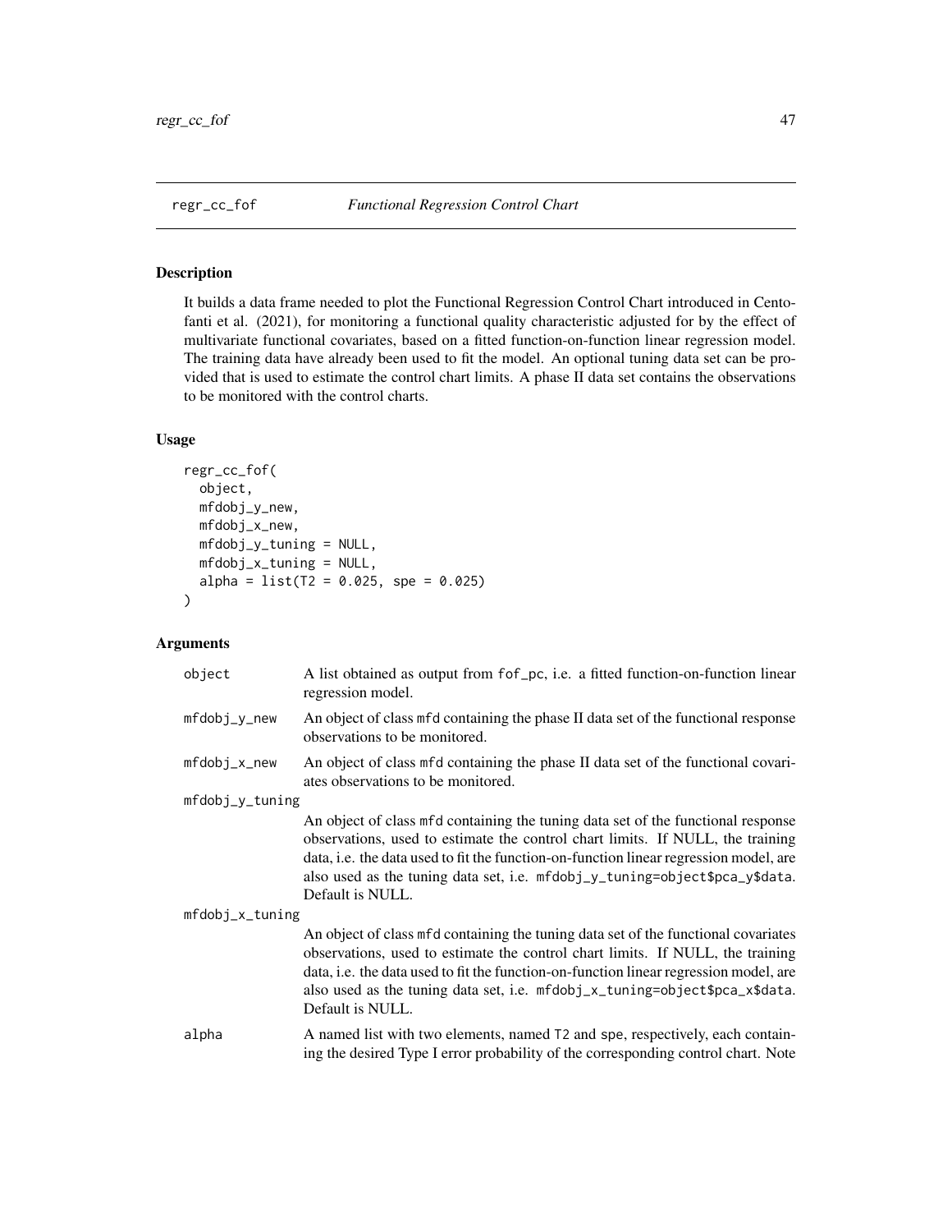regr_cc_fof *Functional Regression Control Chart*

## Description

It builds a data frame needed to plot the Functional Regression Control Chart introduced in Centofanti et al. (2021), for monitoring a functional quality characteristic adjusted for by the effect of multivariate functional covariates, based on a fitted function-on-function linear regression model. The training data have already been used to fit the model. An optional tuning data set can be provided that is used to estimate the control chart limits. A phase II data set contains the observations to be monitored with the control charts.

## Usage

```
regr_cc_fof(
  object,
  mfdobj_y_new,
  mfdobj_x_new,
  mfdobj_y_tuning = NULL,
  mfdobj_x_tuning = NULL,
  alpha = list(T2 = 0.025, spe = 0.025)
)
```

## Arguments

| | |
|---|---|
| `object` | A list obtained as output from `fof_pc`, i.e. a fitted function-on-function linear regression model. |
| `mfdobj_y_new` | An object of class `mfd` containing the phase II data set of the functional response observations to be monitored. |
| `mfdobj_x_new` | An object of class `mfd` containing the phase II data set of the functional covariates observations to be monitored. |
| `mfdobj_y_tuning` | An object of class `mfd` containing the tuning data set of the functional response observations, used to estimate the control chart limits. If NULL, the training data, i.e. the data used to fit the function-on-function linear regression model, are also used as the tuning data set, i.e. `mfdobj_y_tuning=object$pca_y$data`. Default is NULL. |
| `mfdobj_x_tuning` | An object of class `mfd` containing the tuning data set of the functional covariates observations, used to estimate the control chart limits. If NULL, the training data, i.e. the data used to fit the function-on-function linear regression model, are also used as the tuning data set, i.e. `mfdobj_x_tuning=object$pca_x$data`. Default is NULL. |
| `alpha` | A named list with two elements, named `T2` and `spe`, respectively, each containing the desired Type I error probability of the corresponding control chart. Note |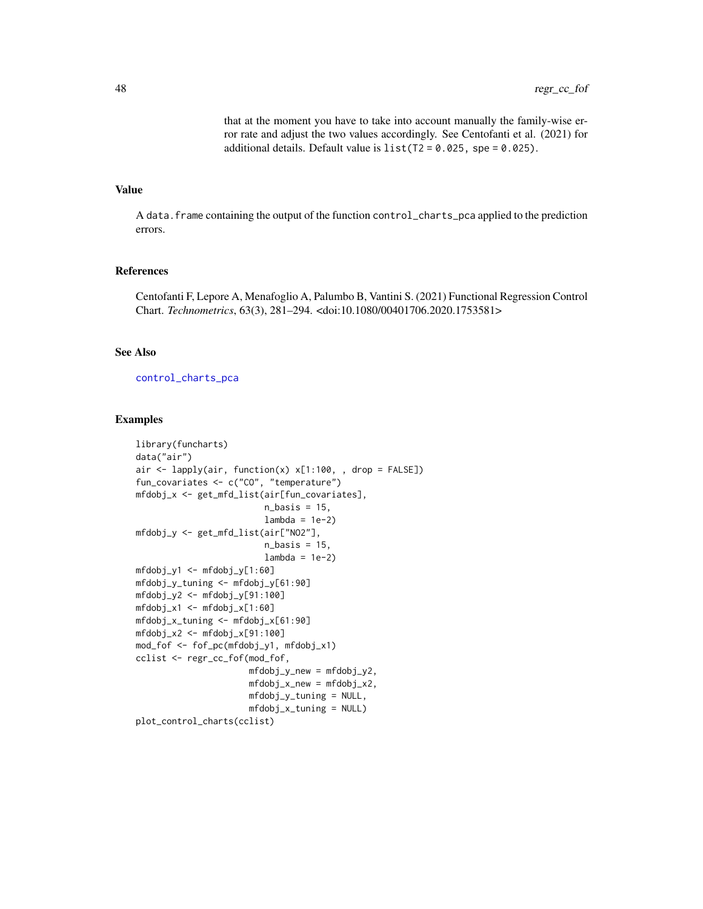that at the moment you have to take into account manually the family-wise error rate and adjust the two values accordingly. See Centofanti et al. (2021) for additional details. Default value is `list(T2 = 0.025, spe = 0.025)`.

## Value

A `data.frame` containing the output of the function `control_charts_pca` applied to the prediction errors.

## References

Centofanti F, Lepore A, Menafoglio A, Palumbo B, Vantini S. (2021) Functional Regression Control Chart. *Technometrics*, 63(3), 281–294. <doi:10.1080/00401706.2020.1753581>

## See Also

`control_charts_pca`

## Examples

```
library(funcharts)
data("air")
air <- lapply(air, function(x) x[1:100, , drop = FALSE])
fun_covariates <- c("CO", "temperature")
mfdobj_x <- get_mfd_list(air[fun_covariates],
                         n_basis = 15,
                         lambda = 1e-2)
mfdobj_y <- get_mfd_list(air["NO2"],
                         n_basis = 15,
                         lambda = 1e-2)
mfdobj_y1 <- mfdobj_y[1:60]
mfdobj_y_tuning <- mfdobj_y[61:90]
mfdobj_y2 <- mfdobj_y[91:100]
mfdobj_x1 <- mfdobj_x[1:60]
mfdobj_x_tuning <- mfdobj_x[61:90]
mfdobj_x2 <- mfdobj_x[91:100]
mod_fof <- fof_pc(mfdobj_y1, mfdobj_x1)
cclist <- regr_cc_fof(mod_fof,
                      mfdobj_y_new = mfdobj_y2,
                      mfdobj_x_new = mfdobj_x2,
                      mfdobj_y_tuning = NULL,
                      mfdobj_x_tuning = NULL)
plot_control_charts(cclist)
```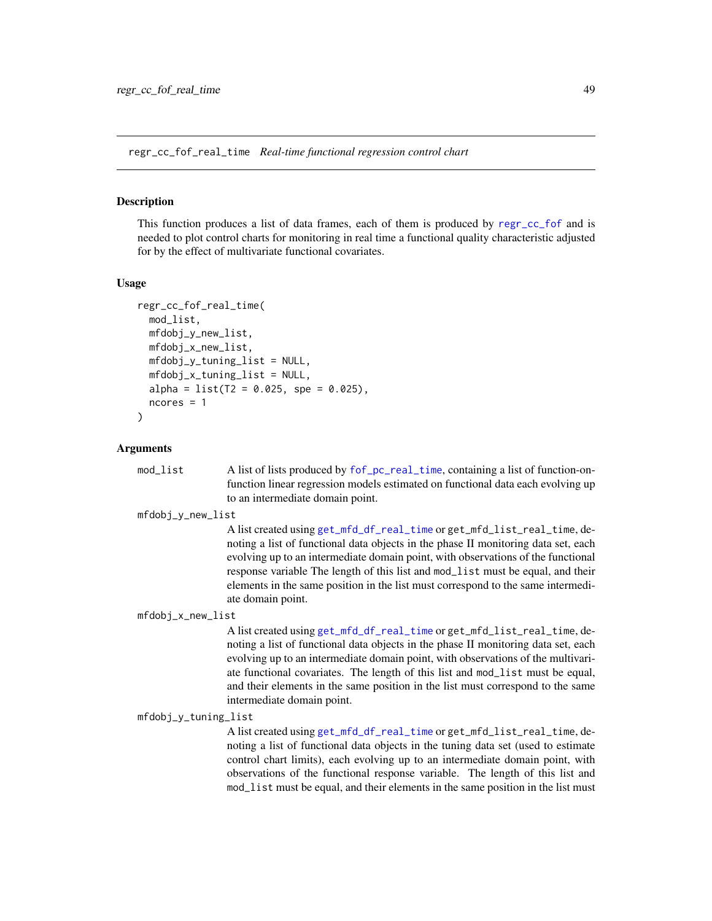## regr_cc_fof_real_time *Real-time functional regression control chart*

### Description

This function produces a list of data frames, each of them is produced by regr_cc_fof and is needed to plot control charts for monitoring in real time a functional quality characteristic adjusted for by the effect of multivariate functional covariates.

### Usage

```
regr_cc_fof_real_time(
  mod_list,
  mfdobj_y_new_list,
  mfdobj_x_new_list,
  mfdobj_y_tuning_list = NULL,
  mfdobj_x_tuning_list = NULL,
  alpha = list(T2 = 0.025, spe = 0.025),
  ncores = 1
)
```

### Arguments

mod_list
: A list of lists produced by fof_pc_real_time, containing a list of function-on-function linear regression models estimated on functional data each evolving up to an intermediate domain point.

mfdobj_y_new_list
: A list created using get_mfd_df_real_time or get_mfd_list_real_time, denoting a list of functional data objects in the phase II monitoring data set, each evolving up to an intermediate domain point, with observations of the functional response variable The length of this list and mod_list must be equal, and their elements in the same position in the list must correspond to the same intermediate domain point.

mfdobj_x_new_list
: A list created using get_mfd_df_real_time or get_mfd_list_real_time, denoting a list of functional data objects in the phase II monitoring data set, each evolving up to an intermediate domain point, with observations of the multivariate functional covariates. The length of this list and mod_list must be equal, and their elements in the same position in the list must correspond to the same intermediate domain point.

mfdobj_y_tuning_list
: A list created using get_mfd_df_real_time or get_mfd_list_real_time, denoting a list of functional data objects in the tuning data set (used to estimate control chart limits), each evolving up to an intermediate domain point, with observations of the functional response variable. The length of this list and mod_list must be equal, and their elements in the same position in the list must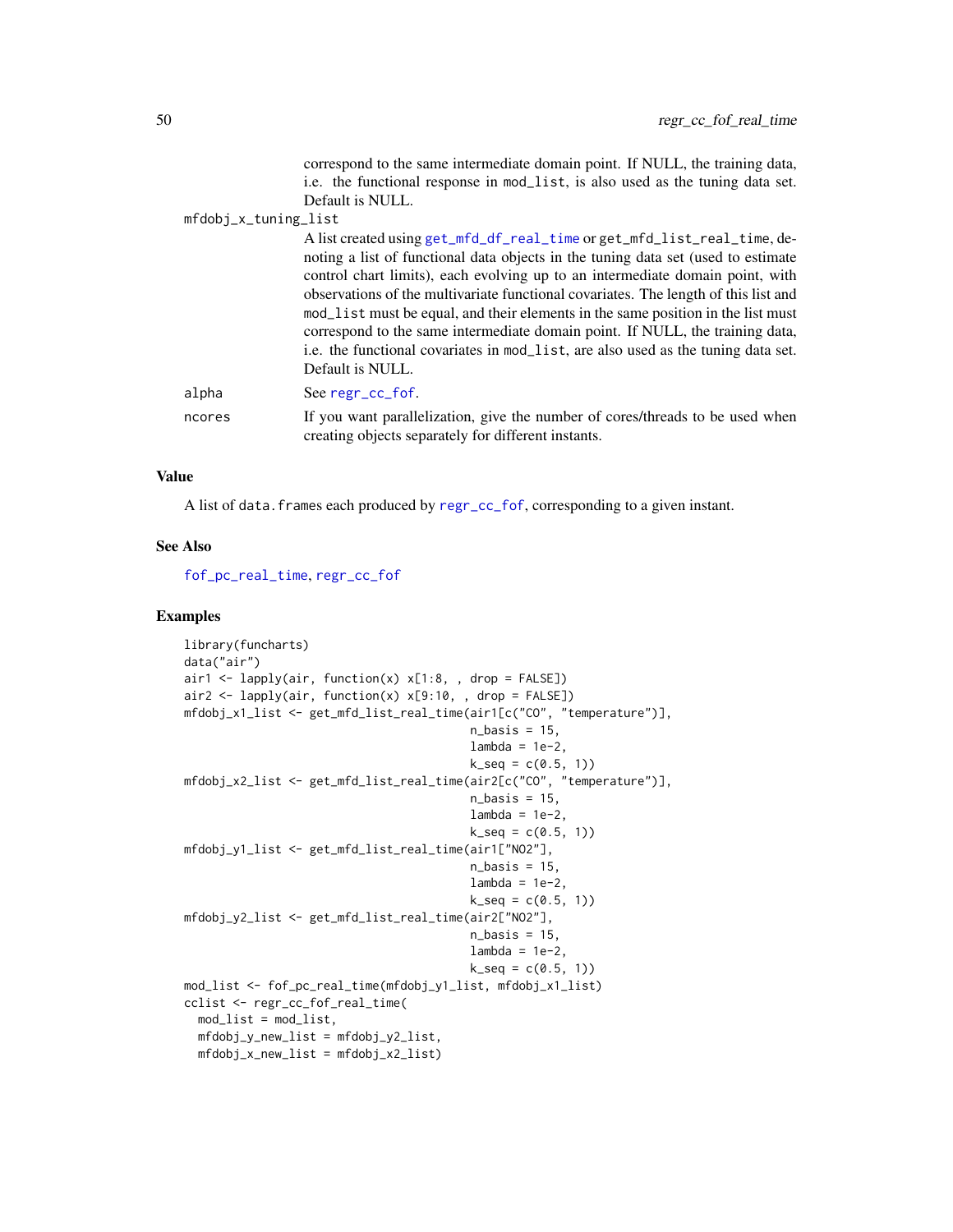correspond to the same intermediate domain point. If NULL, the training data, i.e. the functional response in `mod_list`, is also used as the tuning data set. Default is NULL.

`mfdobj_x_tuning_list`
: A list created using `get_mfd_df_real_time` or `get_mfd_list_real_time`, denoting a list of functional data objects in the tuning data set (used to estimate control chart limits), each evolving up to an intermediate domain point, with observations of the multivariate functional covariates. The length of this list and `mod_list` must be equal, and their elements in the same position in the list must correspond to the same intermediate domain point. If NULL, the training data, i.e. the functional covariates in `mod_list`, are also used as the tuning data set. Default is NULL.

`alpha`
: See `regr_cc_fof`.

`ncores`
: If you want parallelization, give the number of cores/threads to be used when creating objects separately for different instants.

### Value

A list of `data.frame`s each produced by `regr_cc_fof`, corresponding to a given instant.

### See Also

`fof_pc_real_time`, `regr_cc_fof`

### Examples

```
library(funcharts)
data("air")
air1 <- lapply(air, function(x) x[1:8, , drop = FALSE])
air2 <- lapply(air, function(x) x[9:10, , drop = FALSE])
mfdobj_x1_list <- get_mfd_list_real_time(air1[c("CO", "temperature")],
                                         n_basis = 15,
                                         lambda = 1e-2,
                                         k_seq = c(0.5, 1))
mfdobj_x2_list <- get_mfd_list_real_time(air2[c("CO", "temperature")],
                                         n_basis = 15,
                                         lambda = 1e-2,
                                         k_seq = c(0.5, 1))
mfdobj_y1_list <- get_mfd_list_real_time(air1["NO2"],
                                         n_basis = 15,
                                         lambda = 1e-2,
                                         k_seq = c(0.5, 1))
mfdobj_y2_list <- get_mfd_list_real_time(air2["NO2"],
                                         n_basis = 15,
                                         lambda = 1e-2,
                                         k_seq = c(0.5, 1))
mod_list <- fof_pc_real_time(mfdobj_y1_list, mfdobj_x1_list)
cclist <- regr_cc_fof_real_time(
  mod_list = mod_list,
  mfdobj_y_new_list = mfdobj_y2_list,
  mfdobj_x_new_list = mfdobj_x2_list)
```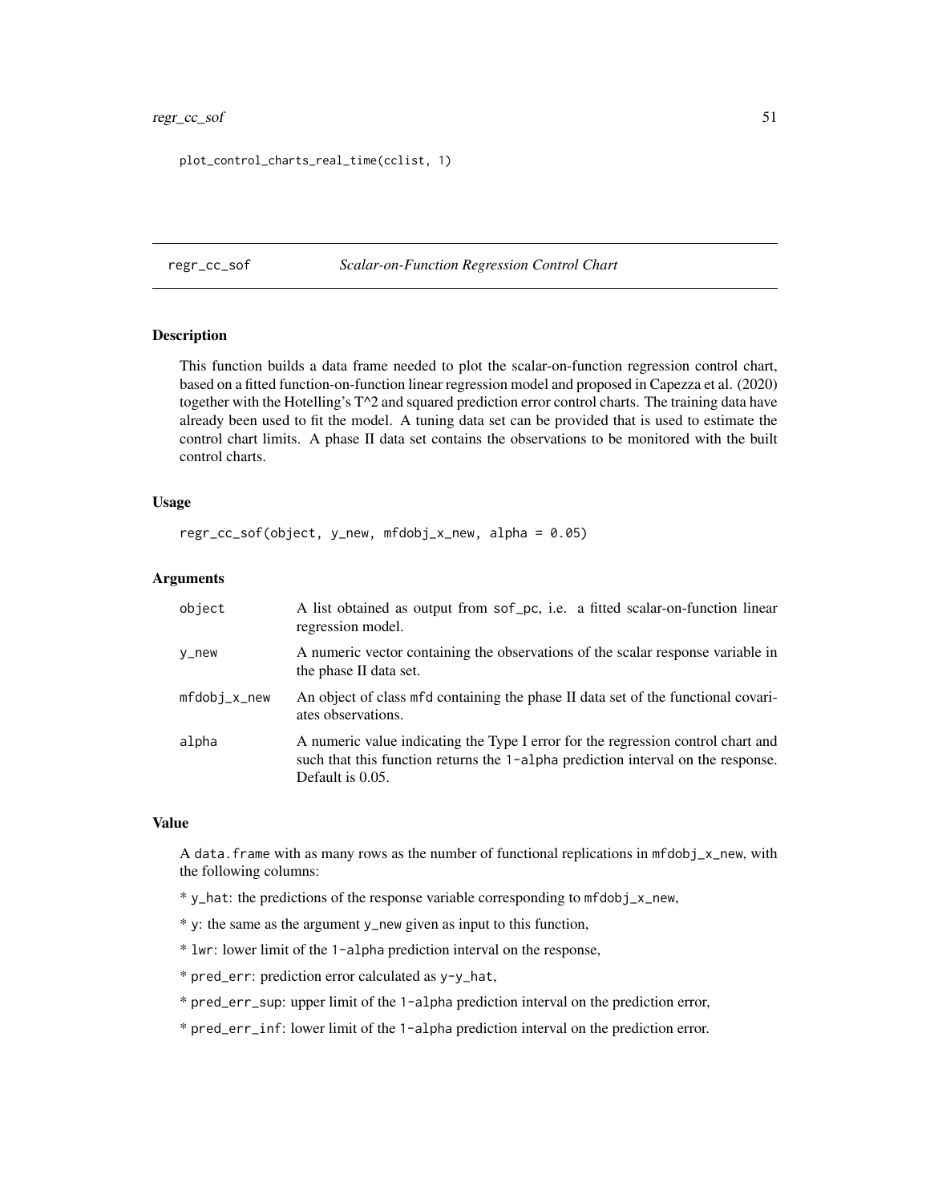```
plot_control_charts_real_time(cclist, 1)
```

## regr_cc_sof *Scalar-on-Function Regression Control Chart*

### Description

This function builds a data frame needed to plot the scalar-on-function regression control chart, based on a fitted function-on-function linear regression model and proposed in Capezza et al. (2020) together with the Hotelling's T^2 and squared prediction error control charts. The training data have already been used to fit the model. A tuning data set can be provided that is used to estimate the control chart limits. A phase II data set contains the observations to be monitored with the built control charts.

### Usage

```
regr_cc_sof(object, y_new, mfdobj_x_new, alpha = 0.05)
```

### Arguments

| | |
|---|---|
| object | A list obtained as output from sof_pc, i.e. a fitted scalar-on-function linear regression model. |
| y_new | A numeric vector containing the observations of the scalar response variable in the phase II data set. |
| mfdobj_x_new | An object of class mfd containing the phase II data set of the functional covariates observations. |
| alpha | A numeric value indicating the Type I error for the regression control chart and such that this function returns the 1-alpha prediction interval on the response. Default is 0.05. |

### Value

A data.frame with as many rows as the number of functional replications in mfdobj_x_new, with the following columns:

* y_hat: the predictions of the response variable corresponding to mfdobj_x_new,

* y: the same as the argument y_new given as input to this function,

* lwr: lower limit of the 1-alpha prediction interval on the response,

* pred_err: prediction error calculated as y-y_hat,

* pred_err_sup: upper limit of the 1-alpha prediction interval on the prediction error,

* pred_err_inf: lower limit of the 1-alpha prediction interval on the prediction error.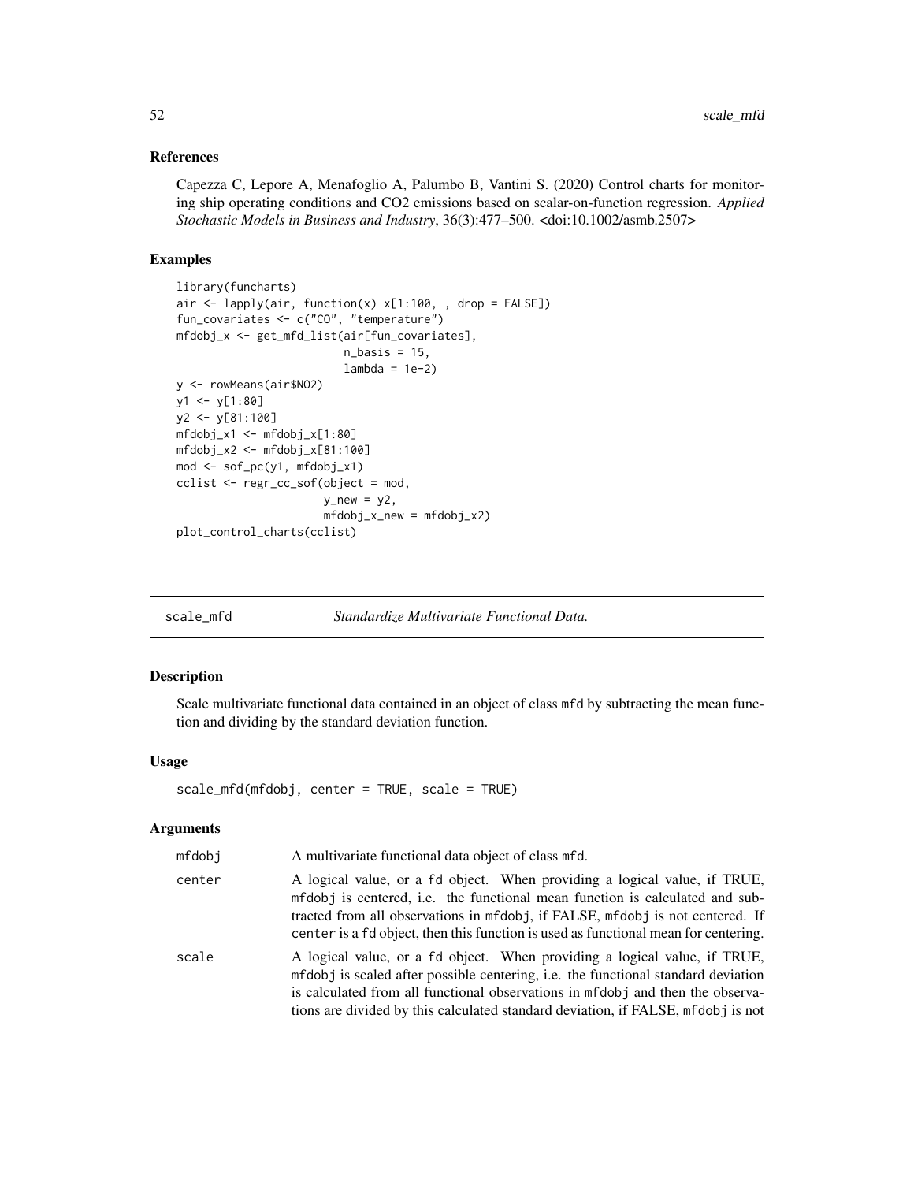### References

Capezza C, Lepore A, Menafoglio A, Palumbo B, Vantini S. (2020) Control charts for monitoring ship operating conditions and CO2 emissions based on scalar-on-function regression. *Applied Stochastic Models in Business and Industry*, 36(3):477–500. <doi:10.1002/asmb.2507>

### Examples

```
library(funcharts)
air <- lapply(air, function(x) x[1:100, , drop = FALSE])
fun_covariates <- c("CO", "temperature")
mfdobj_x <- get_mfd_list(air[fun_covariates],
                         n_basis = 15,
                         lambda = 1e-2)
y <- rowMeans(air$NO2)
y1 <- y[1:80]
y2 <- y[81:100]
mfdobj_x1 <- mfdobj_x[1:80]
mfdobj_x2 <- mfdobj_x[81:100]
mod <- sof_pc(y1, mfdobj_x1)
cclist <- regr_cc_sof(object = mod,
                      y_new = y2,
                      mfdobj_x_new = mfdobj_x2)
plot_control_charts(cclist)
```

---

## scale_mfd — *Standardize Multivariate Functional Data.*

### Description

Scale multivariate functional data contained in an object of class mfd by subtracting the mean function and dividing by the standard deviation function.

### Usage

```
scale_mfd(mfdobj, center = TRUE, scale = TRUE)
```

### Arguments

| | |
|---|---|
| mfdobj | A multivariate functional data object of class mfd. |
| center | A logical value, or a fd object. When providing a logical value, if TRUE, mfdobj is centered, i.e. the functional mean function is calculated and subtracted from all observations in mfdobj, if FALSE, mfdobj is not centered. If center is a fd object, then this function is used as functional mean for centering. |
| scale | A logical value, or a fd object. When providing a logical value, if TRUE, mfdobj is scaled after possible centering, i.e. the functional standard deviation is calculated from all functional observations in mfdobj and then the observations are divided by this calculated standard deviation, if FALSE, mfdobj is not |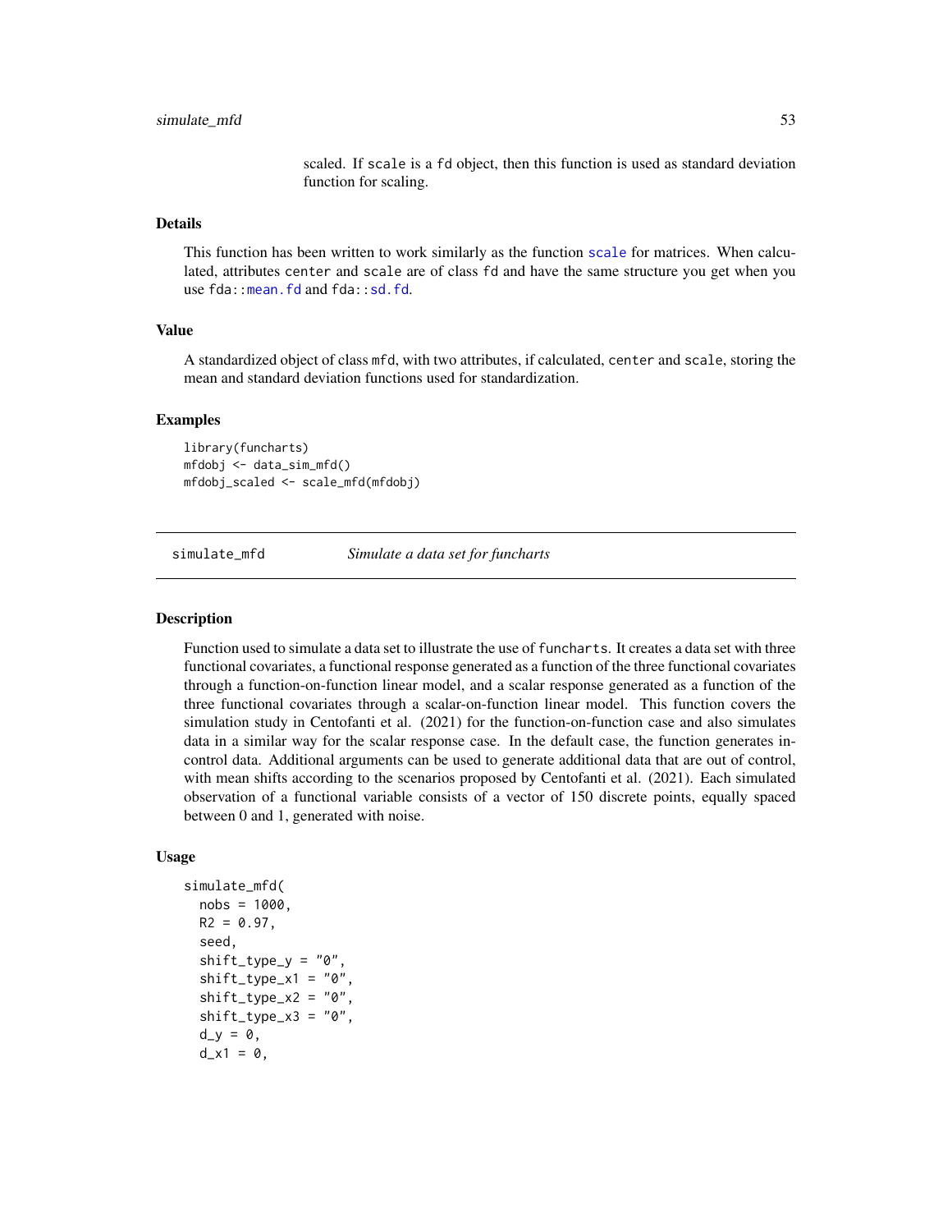scaled. If `scale` is a `fd` object, then this function is used as standard deviation function for scaling.

### Details

This function has been written to work similarly as the function `scale` for matrices. When calculated, attributes `center` and `scale` are of class `fd` and have the same structure you get when you use `fda::mean.fd` and `fda::sd.fd`.

### Value

A standardized object of class `mfd`, with two attributes, if calculated, `center` and `scale`, storing the mean and standard deviation functions used for standardization.

### Examples

```
library(funcharts)
mfdobj <- data_sim_mfd()
mfdobj_scaled <- scale_mfd(mfdobj)
```

---

## simulate_mfd — *Simulate a data set for funcharts*

### Description

Function used to simulate a data set to illustrate the use of `funcharts`. It creates a data set with three functional covariates, a functional response generated as a function of the three functional covariates through a function-on-function linear model, and a scalar response generated as a function of the three functional covariates through a scalar-on-function linear model. This function covers the simulation study in Centofanti et al. (2021) for the function-on-function case and also simulates data in a similar way for the scalar response case. In the default case, the function generates in-control data. Additional arguments can be used to generate additional data that are out of control, with mean shifts according to the scenarios proposed by Centofanti et al. (2021). Each simulated observation of a functional variable consists of a vector of 150 discrete points, equally spaced between 0 and 1, generated with noise.

### Usage

```
simulate_mfd(
  nobs = 1000,
  R2 = 0.97,
  seed,
  shift_type_y = "0",
  shift_type_x1 = "0",
  shift_type_x2 = "0",
  shift_type_x3 = "0",
  d_y = 0,
  d_x1 = 0,
```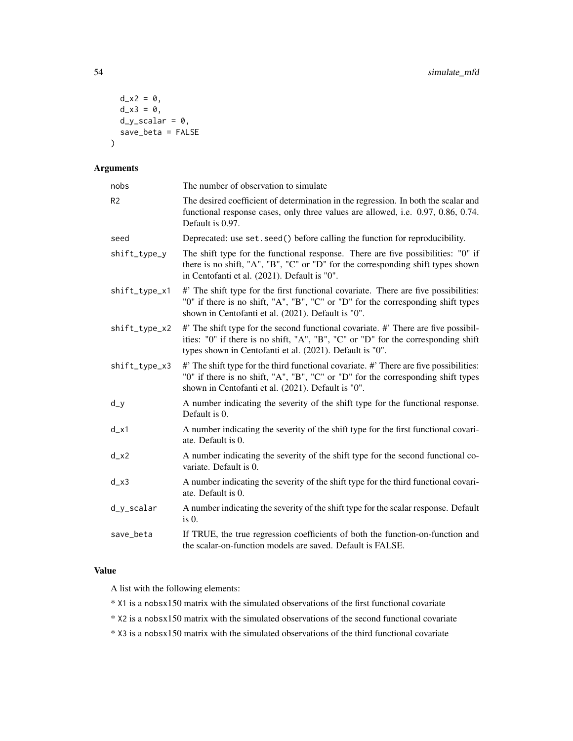```
  d_x2 = 0,
  d_x3 = 0,
  d_y_scalar = 0,
  save_beta = FALSE
)
```

### Arguments

| | |
|---|---|
| nobs | The number of observation to simulate |
| R2 | The desired coefficient of determination in the regression. In both the scalar and functional response cases, only three values are allowed, i.e. 0.97, 0.86, 0.74. Default is 0.97. |
| seed | Deprecated: use `set.seed()` before calling the function for reproducibility. |
| shift_type_y | The shift type for the functional response. There are five possibilities: "0" if there is no shift, "A", "B", "C" or "D" for the corresponding shift types shown in Centofanti et al. (2021). Default is "0". |
| shift_type_x1 | #' The shift type for the first functional covariate. There are five possibilities: "0" if there is no shift, "A", "B", "C" or "D" for the corresponding shift types shown in Centofanti et al. (2021). Default is "0". |
| shift_type_x2 | #' The shift type for the second functional covariate. #' There are five possibilities: "0" if there is no shift, "A", "B", "C" or "D" for the corresponding shift types shown in Centofanti et al. (2021). Default is "0". |
| shift_type_x3 | #' The shift type for the third functional covariate. #' There are five possibilities: "0" if there is no shift, "A", "B", "C" or "D" for the corresponding shift types shown in Centofanti et al. (2021). Default is "0". |
| d_y | A number indicating the severity of the shift type for the functional response. Default is 0. |
| d_x1 | A number indicating the severity of the shift type for the first functional covariate. Default is 0. |
| d_x2 | A number indicating the severity of the shift type for the second functional covariate. Default is 0. |
| d_x3 | A number indicating the severity of the shift type for the third functional covariate. Default is 0. |
| d_y_scalar | A number indicating the severity of the shift type for the scalar response. Default is 0. |
| save_beta | If TRUE, the true regression coefficients of both the function-on-function and the scalar-on-function models are saved. Default is FALSE. |

### Value

A list with the following elements:

* `X1` is a `nobs`x150 matrix with the simulated observations of the first functional covariate

* `X2` is a `nobs`x150 matrix with the simulated observations of the second functional covariate

* `X3` is a `nobs`x150 matrix with the simulated observations of the third functional covariate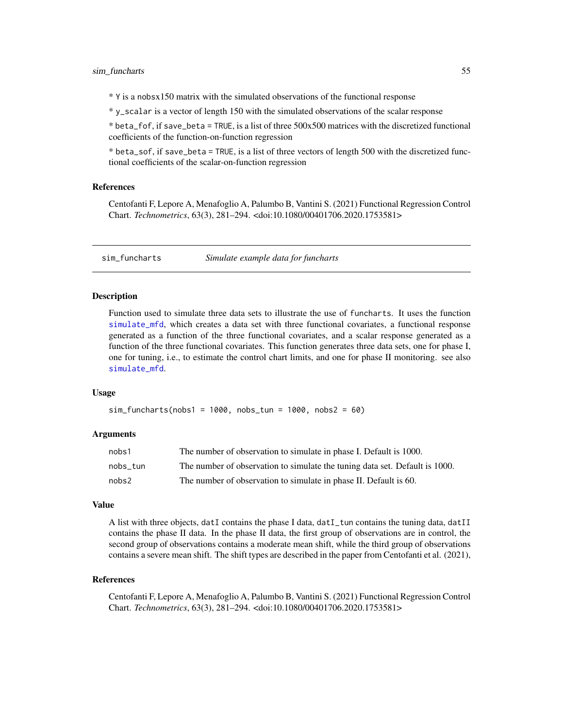* Y is a nobsx150 matrix with the simulated observations of the functional response

* y_scalar is a vector of length 150 with the simulated observations of the scalar response

* beta_fof, if save_beta = TRUE, is a list of three 500x500 matrices with the discretized functional coefficients of the function-on-function regression

* beta_sof, if save_beta = TRUE, is a list of three vectors of length 500 with the discretized functional coefficients of the scalar-on-function regression

### References

Centofanti F, Lepore A, Menafoglio A, Palumbo B, Vantini S. (2021) Functional Regression Control Chart. *Technometrics*, 63(3), 281–294. <doi:10.1080/00401706.2020.1753581>

---

## sim_funcharts — *Simulate example data for funcharts*

### Description

Function used to simulate three data sets to illustrate the use of funcharts. It uses the function simulate_mfd, which creates a data set with three functional covariates, a functional response generated as a function of the three functional covariates, and a scalar response generated as a function of the three functional covariates. This function generates three data sets, one for phase I, one for tuning, i.e., to estimate the control chart limits, and one for phase II monitoring. see also simulate_mfd.

### Usage

```
sim_funcharts(nobs1 = 1000, nobs_tun = 1000, nobs2 = 60)
```

### Arguments

| | |
|---|---|
| nobs1 | The number of observation to simulate in phase I. Default is 1000. |
| nobs_tun | The number of observation to simulate the tuning data set. Default is 1000. |
| nobs2 | The number of observation to simulate in phase II. Default is 60. |

### Value

A list with three objects, datI contains the phase I data, datI_tun contains the tuning data, datII contains the phase II data. In the phase II data, the first group of observations are in control, the second group of observations contains a moderate mean shift, while the third group of observations contains a severe mean shift. The shift types are described in the paper from Centofanti et al. (2021),

### References

Centofanti F, Lepore A, Menafoglio A, Palumbo B, Vantini S. (2021) Functional Regression Control Chart. *Technometrics*, 63(3), 281–294. <doi:10.1080/00401706.2020.1753581>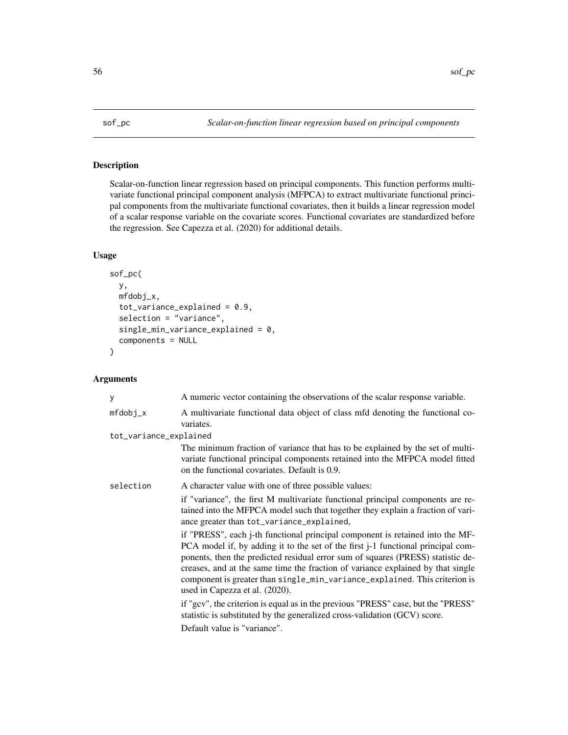## sof_pc — *Scalar-on-function linear regression based on principal components*

### Description

Scalar-on-function linear regression based on principal components. This function performs multivariate functional principal component analysis (MFPCA) to extract multivariate functional principal components from the multivariate functional covariates, then it builds a linear regression model of a scalar response variable on the covariate scores. Functional covariates are standardized before the regression. See Capezza et al. (2020) for additional details.

### Usage

```
sof_pc(
  y,
  mfdobj_x,
  tot_variance_explained = 0.9,
  selection = "variance",
  single_min_variance_explained = 0,
  components = NULL
)
```

### Arguments

`y`
: A numeric vector containing the observations of the scalar response variable.

`mfdobj_x`
: A multivariate functional data object of class mfd denoting the functional covariates.

`tot_variance_explained`
: The minimum fraction of variance that has to be explained by the set of multivariate functional principal components retained into the MFPCA model fitted on the functional covariates. Default is 0.9.

`selection`
: A character value with one of three possible values:

  if "variance", the first M multivariate functional principal components are retained into the MFPCA model such that together they explain a fraction of variance greater than `tot_variance_explained`,

  if "PRESS", each j-th functional principal component is retained into the MFPCA model if, by adding it to the set of the first j-1 functional principal components, then the predicted residual error sum of squares (PRESS) statistic decreases, and at the same time the fraction of variance explained by that single component is greater than `single_min_variance_explained`. This criterion is used in Capezza et al. (2020).

  if "gcv", the criterion is equal as in the previous "PRESS" case, but the "PRESS" statistic is substituted by the generalized cross-validation (GCV) score.

  Default value is "variance".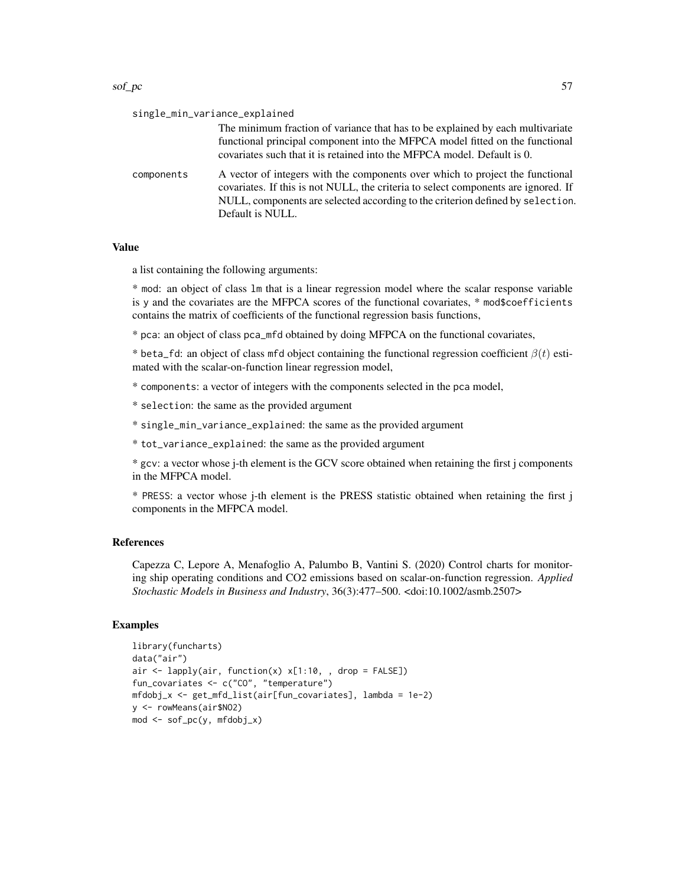single_min_variance_explained

The minimum fraction of variance that has to be explained by each multivariate functional principal component into the MFPCA model fitted on the functional covariates such that it is retained into the MFPCA model. Default is 0.

components

A vector of integers with the components over which to project the functional covariates. If this is not NULL, the criteria to select components are ignored. If NULL, components are selected according to the criterion defined by `selection`. Default is NULL.

### Value

a list containing the following arguments:

* `mod`: an object of class `lm` that is a linear regression model where the scalar response variable is y and the covariates are the MFPCA scores of the functional covariates, * `mod$coefficients` contains the matrix of coefficients of the functional regression basis functions,

* `pca`: an object of class `pca_mfd` obtained by doing MFPCA on the functional covariates,

* `beta_fd`: an object of class `mfd` object containing the functional regression coefficient $\beta(t)$ estimated with the scalar-on-function linear regression model,

* `components`: a vector of integers with the components selected in the `pca` model,

* `selection`: the same as the provided argument

* `single_min_variance_explained`: the same as the provided argument

* `tot_variance_explained`: the same as the provided argument

* `gcv`: a vector whose j-th element is the GCV score obtained when retaining the first j components in the MFPCA model.

* `PRESS`: a vector whose j-th element is the PRESS statistic obtained when retaining the first j components in the MFPCA model.

### References

Capezza C, Lepore A, Menafoglio A, Palumbo B, Vantini S. (2020) Control charts for monitoring ship operating conditions and CO2 emissions based on scalar-on-function regression. *Applied Stochastic Models in Business and Industry*, 36(3):477–500. <doi:10.1002/asmb.2507>

### Examples

```
library(funcharts)
data("air")
air <- lapply(air, function(x) x[1:10, , drop = FALSE])
fun_covariates <- c("CO", "temperature")
mfdobj_x <- get_mfd_list(air[fun_covariates], lambda = 1e-2)
y <- rowMeans(air$NO2)
mod <- sof_pc(y, mfdobj_x)
```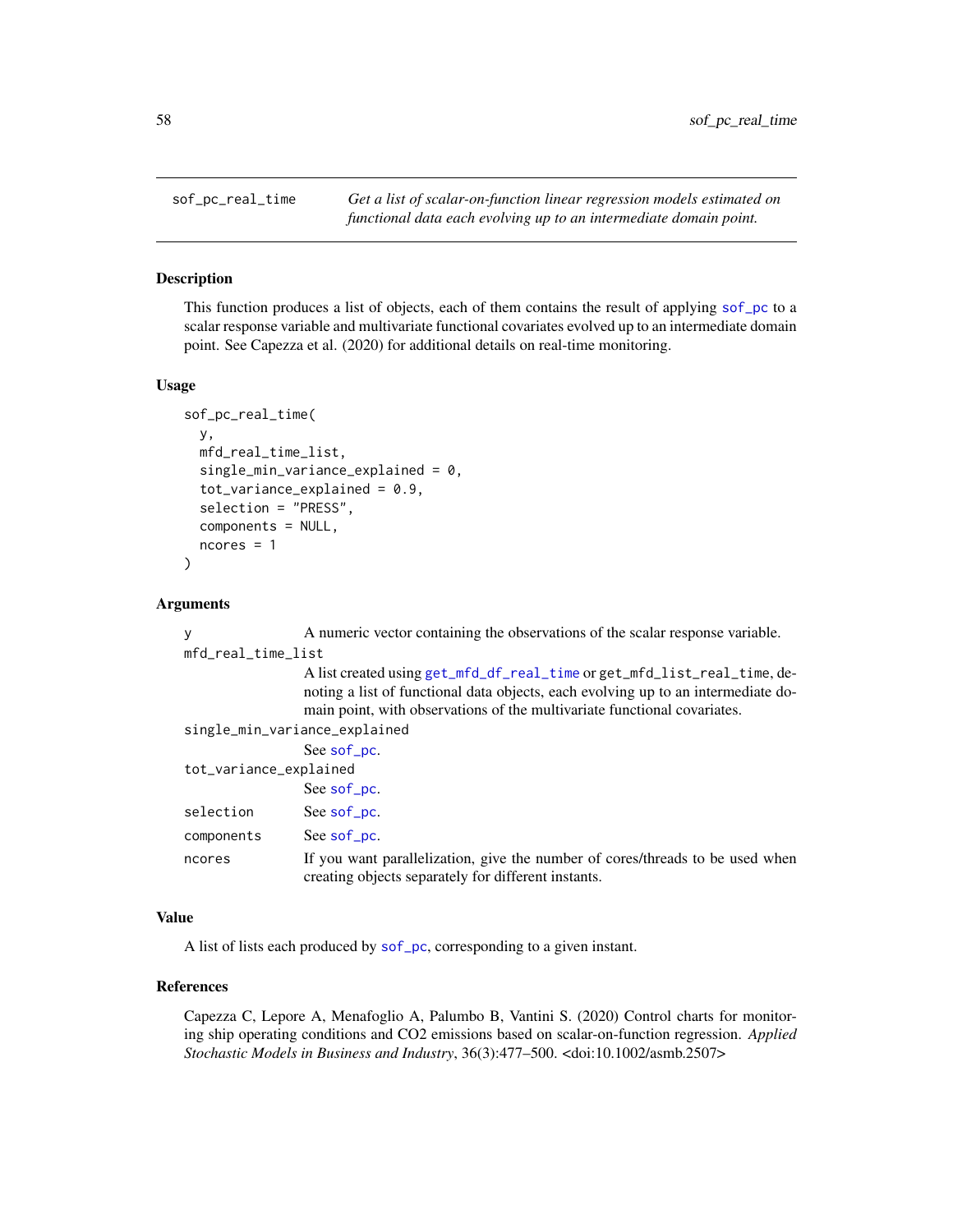# sof_pc_real_time

*Get a list of scalar-on-function linear regression models estimated on functional data each evolving up to an intermediate domain point.*

## Description

This function produces a list of objects, each of them contains the result of applying sof_pc to a scalar response variable and multivariate functional covariates evolved up to an intermediate domain point. See Capezza et al. (2020) for additional details on real-time monitoring.

## Usage

```
sof_pc_real_time(
  y,
  mfd_real_time_list,
  single_min_variance_explained = 0,
  tot_variance_explained = 0.9,
  selection = "PRESS",
  components = NULL,
  ncores = 1
)
```

## Arguments

| Argument | Description |
|---|---|
| y | A numeric vector containing the observations of the scalar response variable. |
| mfd_real_time_list | A list created using get_mfd_df_real_time or get_mfd_list_real_time, denoting a list of functional data objects, each evolving up to an intermediate domain point, with observations of the multivariate functional covariates. |
| single_min_variance_explained | See sof_pc. |
| tot_variance_explained | See sof_pc. |
| selection | See sof_pc. |
| components | See sof_pc. |
| ncores | If you want parallelization, give the number of cores/threads to be used when creating objects separately for different instants. |

## Value

A list of lists each produced by sof_pc, corresponding to a given instant.

## References

Capezza C, Lepore A, Menafoglio A, Palumbo B, Vantini S. (2020) Control charts for monitoring ship operating conditions and CO2 emissions based on scalar-on-function regression. *Applied Stochastic Models in Business and Industry*, 36(3):477–500. <doi:10.1002/asmb.2507>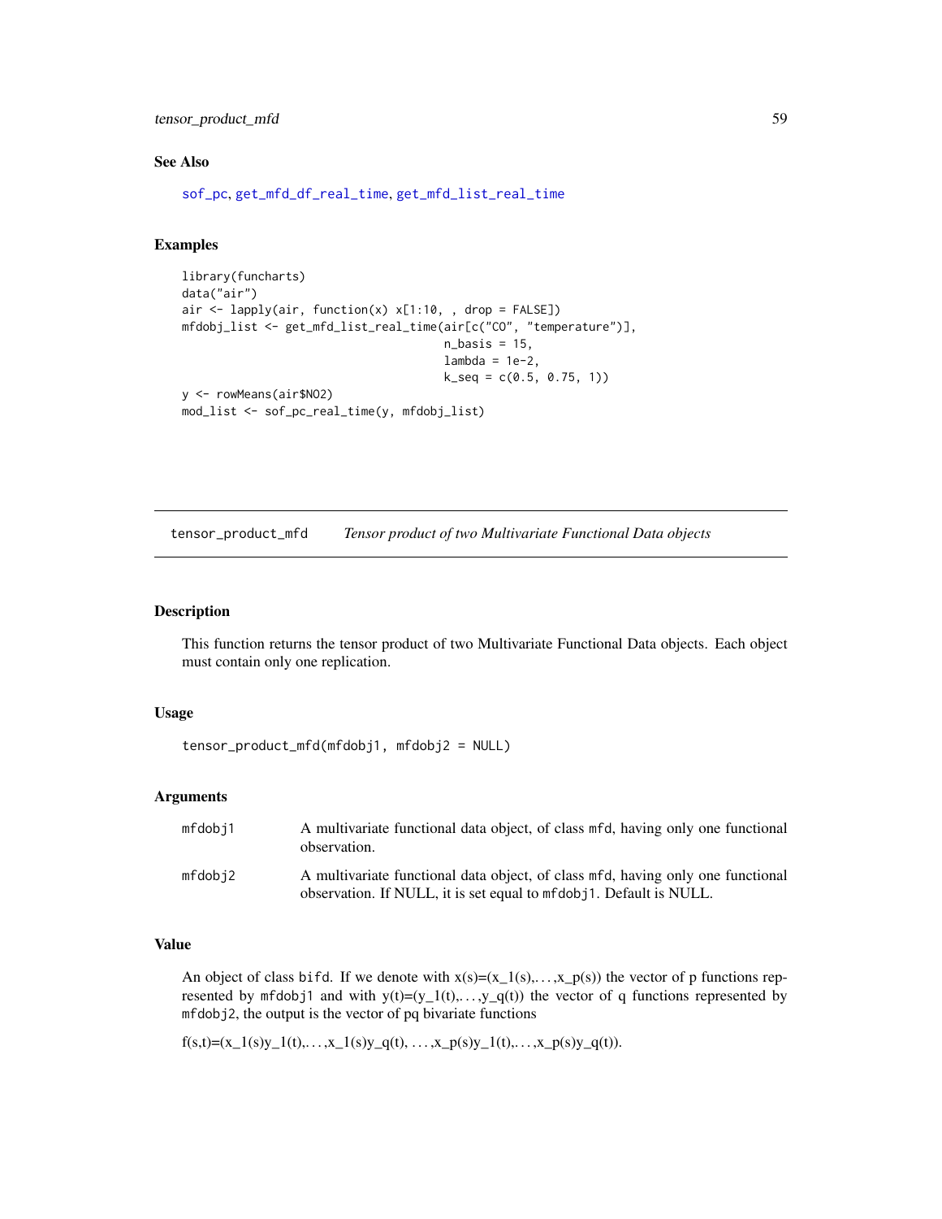## See Also

sof_pc, get_mfd_df_real_time, get_mfd_list_real_time

## Examples

```
library(funcharts)
data("air")
air <- lapply(air, function(x) x[1:10, , drop = FALSE])
mfdobj_list <- get_mfd_list_real_time(air[c("CO", "temperature")],
                                      n_basis = 15,
                                      lambda = 1e-2,
                                      k_seq = c(0.5, 0.75, 1))
y <- rowMeans(air$NO2)
mod_list <- sof_pc_real_time(y, mfdobj_list)
```

---

# tensor_product_mfd &nbsp;&nbsp;&nbsp; *Tensor product of two Multivariate Functional Data objects*

## Description

This function returns the tensor product of two Multivariate Functional Data objects. Each object must contain only one replication.

## Usage

```
tensor_product_mfd(mfdobj1, mfdobj2 = NULL)
```

## Arguments

| | |
|---|---|
| mfdobj1 | A multivariate functional data object, of class mfd, having only one functional observation. |
| mfdobj2 | A multivariate functional data object, of class mfd, having only one functional observation. If NULL, it is set equal to mfdobj1. Default is NULL. |

## Value

An object of class bifd. If we denote with $x(s)=(x_1(s),\ldots,x_p(s))$ the vector of p functions represented by mfdobj1 and with $y(t)=(y_1(t),\ldots,y_q(t))$ the vector of q functions represented by mfdobj2, the output is the vector of pq bivariate functions

$f(s,t)=(x_1(s)y_1(t),\ldots,x_1(s)y_q(t),\ldots,x_p(s)y_1(t),\ldots,x_p(s)y_q(t)).$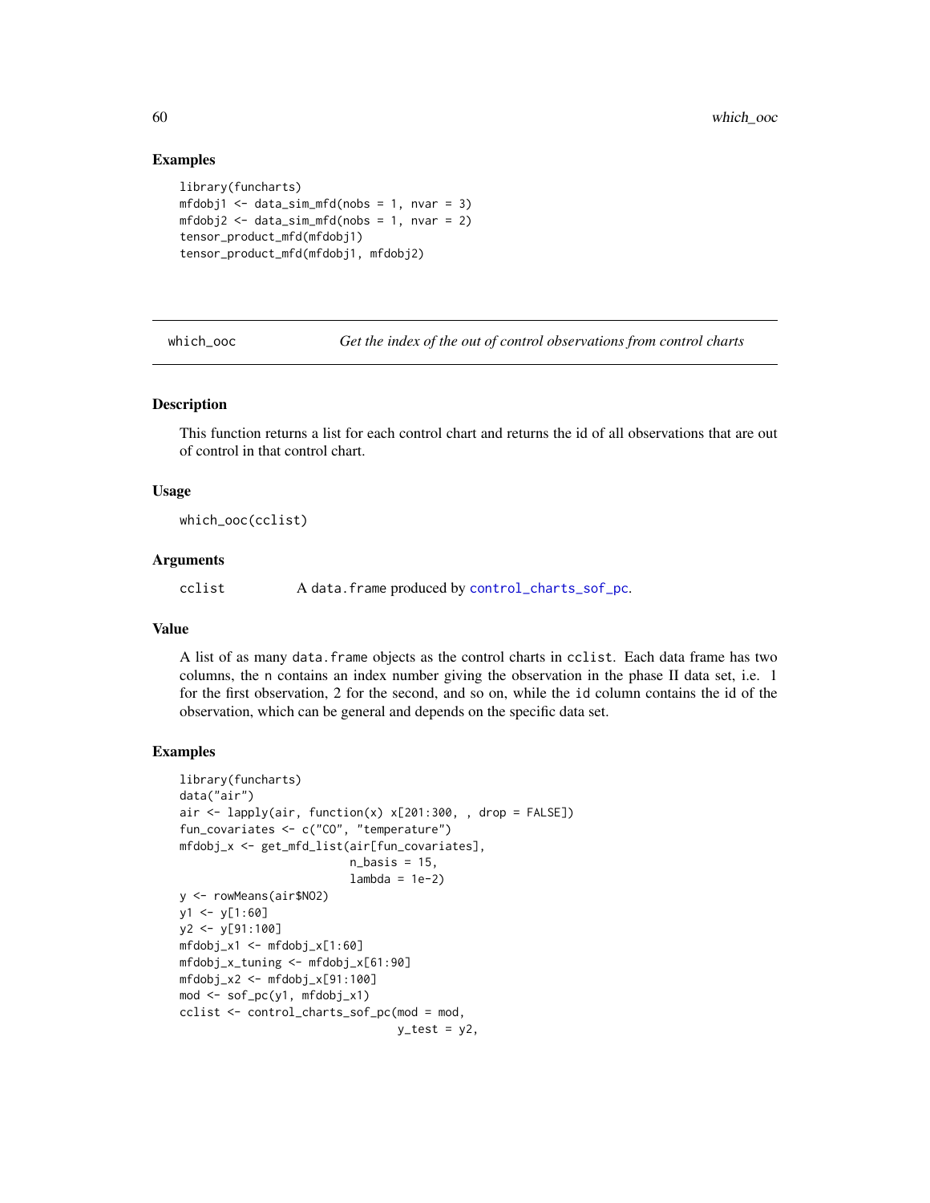## Examples

```
library(funcharts)
mfdobj1 <- data_sim_mfd(nobs = 1, nvar = 3)
mfdobj2 <- data_sim_mfd(nobs = 1, nvar = 2)
tensor_product_mfd(mfdobj1)
tensor_product_mfd(mfdobj1, mfdobj2)
```

---

`which_ooc` *Get the index of the out of control observations from control charts*

---

## Description

This function returns a list for each control chart and returns the id of all observations that are out of control in that control chart.

## Usage

```
which_ooc(cclist)
```

## Arguments

| | |
|---|---|
| cclist | A data.frame produced by control_charts_sof_pc. |

## Value

A list of as many data.frame objects as the control charts in cclist. Each data frame has two columns, the n contains an index number giving the observation in the phase II data set, i.e. 1 for the first observation, 2 for the second, and so on, while the id column contains the id of the observation, which can be general and depends on the specific data set.

## Examples

```
library(funcharts)
data("air")
air <- lapply(air, function(x) x[201:300, , drop = FALSE])
fun_covariates <- c("CO", "temperature")
mfdobj_x <- get_mfd_list(air[fun_covariates],
                         n_basis = 15,
                         lambda = 1e-2)
y <- rowMeans(air$NO2)
y1 <- y[1:60]
y2 <- y[91:100]
mfdobj_x1 <- mfdobj_x[1:60]
mfdobj_x_tuning <- mfdobj_x[61:90]
mfdobj_x2 <- mfdobj_x[91:100]
mod <- sof_pc(y1, mfdobj_x1)
cclist <- control_charts_sof_pc(mod = mod,
                                y_test = y2,
```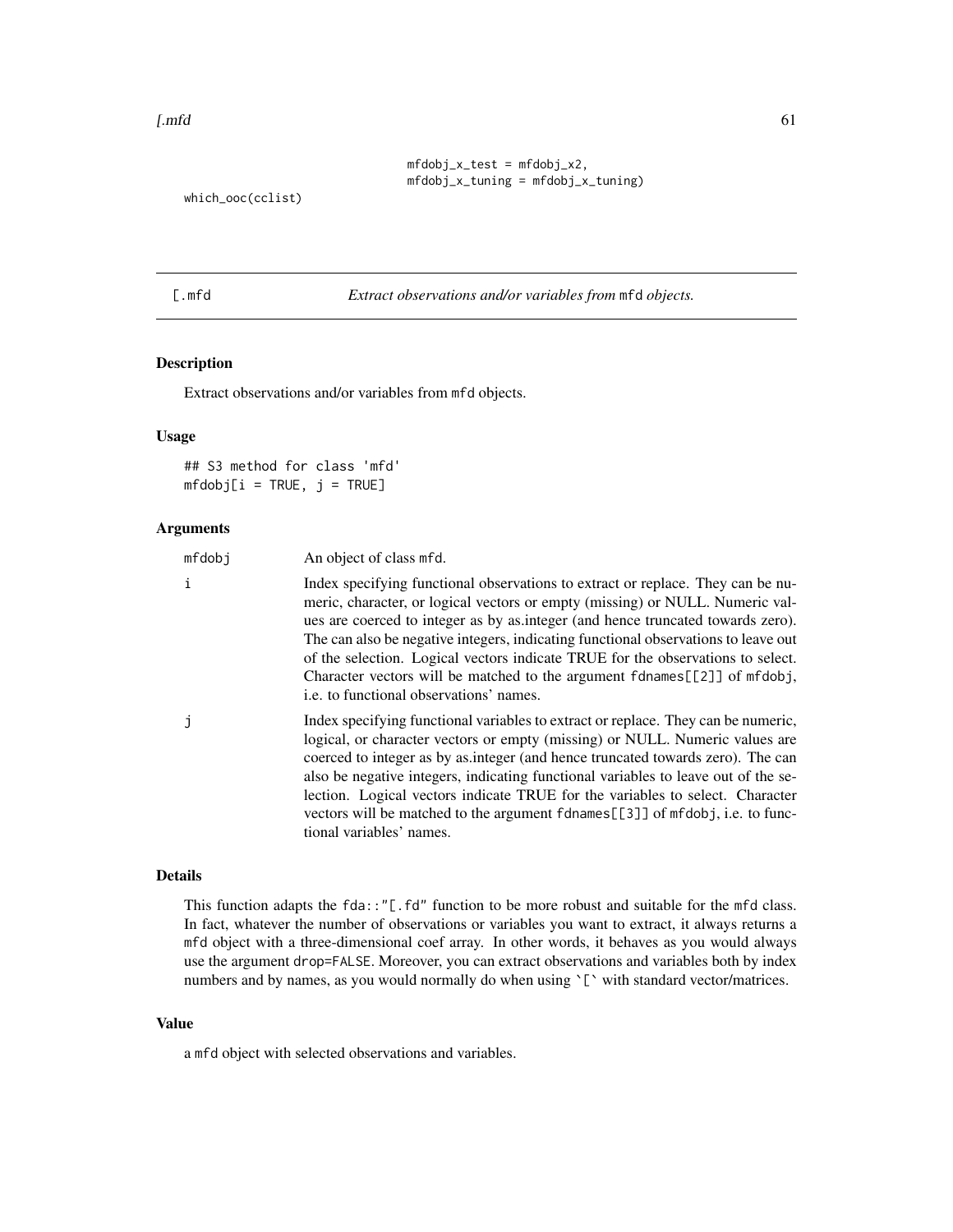```
                          mfdobj_x_test = mfdobj_x2,
                          mfdobj_x_tuning = mfdobj_x_tuning)
which_ooc(cclist)
```

## [.mfd — *Extract observations and/or variables from* mfd *objects.*

### Description

Extract observations and/or variables from mfd objects.

### Usage

```
## S3 method for class 'mfd'
mfdobj[i = TRUE, j = TRUE]
```

### Arguments

| | |
|---|---|
| mfdobj | An object of class mfd. |
| i | Index specifying functional observations to extract or replace. They can be numeric, character, or logical vectors or empty (missing) or NULL. Numeric values are coerced to integer as by as.integer (and hence truncated towards zero). The can also be negative integers, indicating functional observations to leave out of the selection. Logical vectors indicate TRUE for the observations to select. Character vectors will be matched to the argument fdnames[[2]] of mfdobj, i.e. to functional observations' names. |
| j | Index specifying functional variables to extract or replace. They can be numeric, logical, or character vectors or empty (missing) or NULL. Numeric values are coerced to integer as by as.integer (and hence truncated towards zero). The can also be negative integers, indicating functional variables to leave out of the selection. Logical vectors indicate TRUE for the variables to select. Character vectors will be matched to the argument fdnames[[3]] of mfdobj, i.e. to functional variables' names. |

### Details

This function adapts the fda::"[.fd" function to be more robust and suitable for the mfd class. In fact, whatever the number of observations or variables you want to extract, it always returns a mfd object with a three-dimensional coef array. In other words, it behaves as you would always use the argument drop=FALSE. Moreover, you can extract observations and variables both by index numbers and by names, as you would normally do when using `[` with standard vector/matrices.

### Value

a mfd object with selected observations and variables.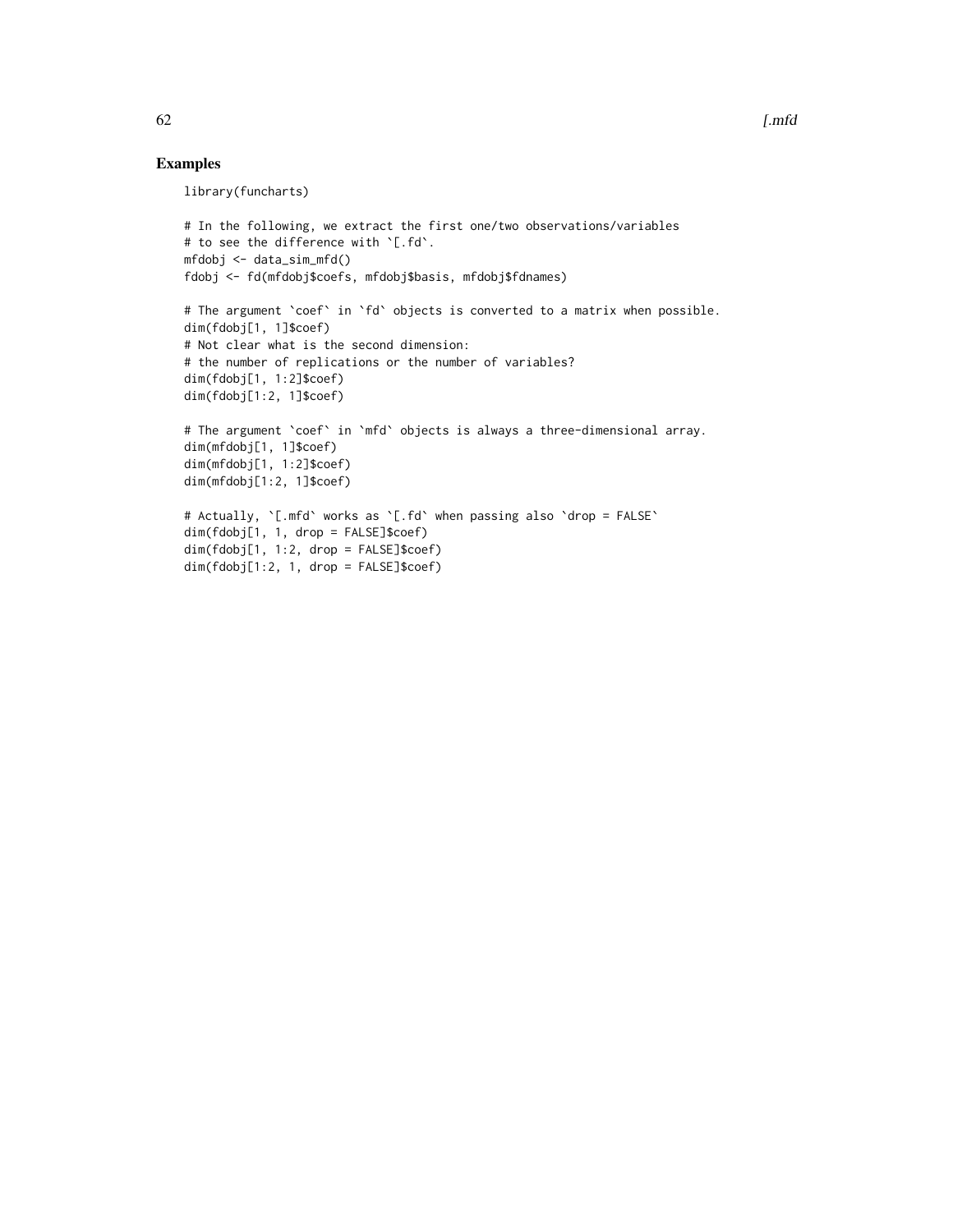## Examples

```
library(funcharts)

# In the following, we extract the first one/two observations/variables
# to see the difference with `[.fd`.
mfdobj <- data_sim_mfd()
fdobj <- fd(mfdobj$coefs, mfdobj$basis, mfdobj$fdnames)

# The argument `coef` in `fd` objects is converted to a matrix when possible.
dim(fdobj[1, 1]$coef)
# Not clear what is the second dimension:
# the number of replications or the number of variables?
dim(fdobj[1, 1:2]$coef)
dim(fdobj[1:2, 1]$coef)

# The argument `coef` in `mfd` objects is always a three-dimensional array.
dim(mfdobj[1, 1]$coef)
dim(mfdobj[1, 1:2]$coef)
dim(mfdobj[1:2, 1]$coef)

# Actually, `[.mfd` works as `[.fd` when passing also `drop = FALSE`
dim(fdobj[1, 1, drop = FALSE]$coef)
dim(fdobj[1, 1:2, drop = FALSE]$coef)
dim(fdobj[1:2, 1, drop = FALSE]$coef)
```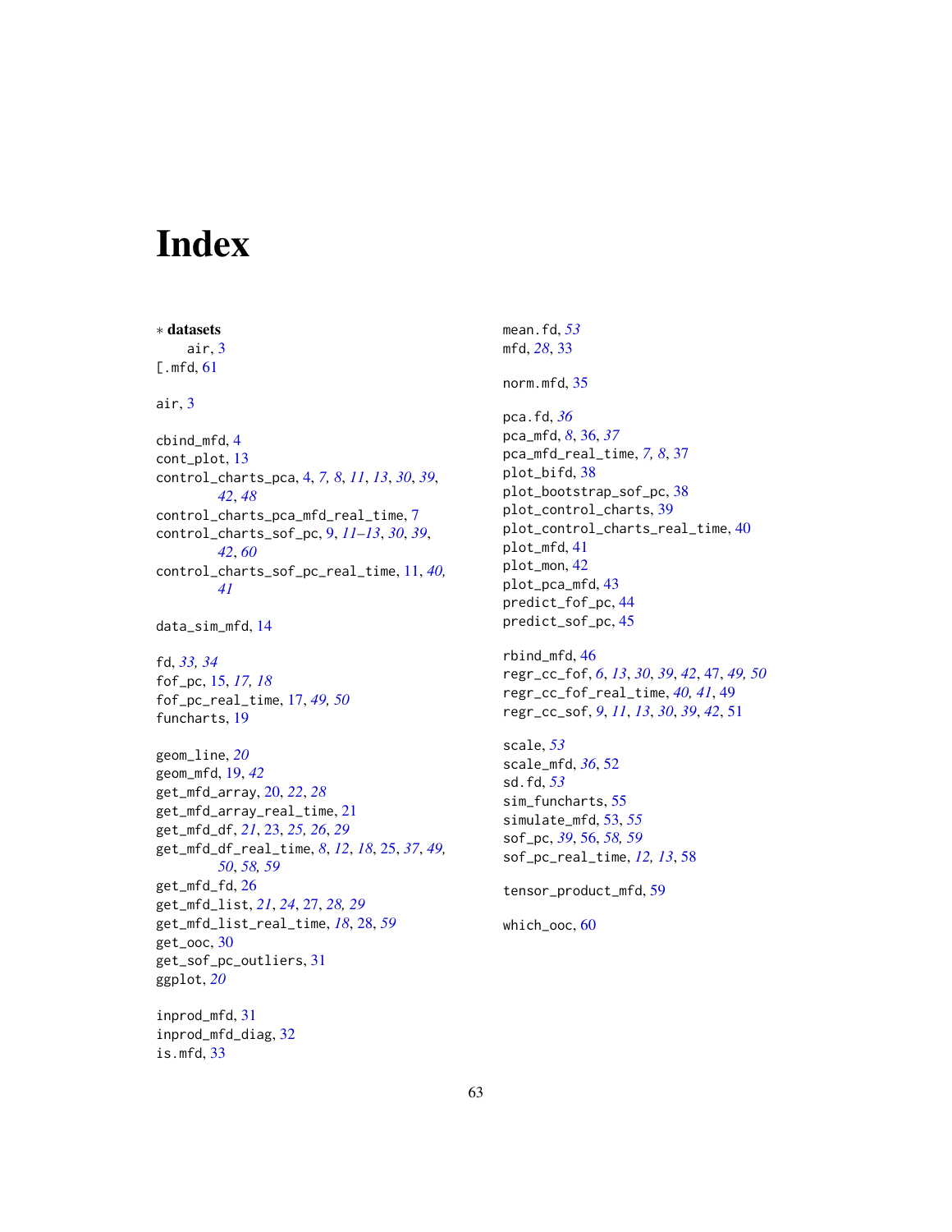# Index

∗ **datasets**
  air, 3
[.mfd, 61

air, 3

cbind_mfd, 4
cont_plot, 13
control_charts_pca, 4, *7, 8*, *11*, *13*, *30*, *39*, *42*, *48*
control_charts_pca_mfd_real_time, 7
control_charts_sof_pc, 9, *11–13*, *30*, *39*, *42*, *60*
control_charts_sof_pc_real_time, 11, *40, 41*

data_sim_mfd, 14

fd, *33, 34*
fof_pc, 15, *17, 18*
fof_pc_real_time, 17, *49, 50*
funcharts, 19

geom_line, *20*
geom_mfd, 19, *42*
get_mfd_array, 20, *22*, *28*
get_mfd_array_real_time, 21
get_mfd_df, *21*, 23, *25, 26*, *29*
get_mfd_df_real_time, *8*, *12*, *18*, 25, *37*, *49, 50*, *58, 59*
get_mfd_fd, 26
get_mfd_list, *21*, *24*, 27, *28, 29*
get_mfd_list_real_time, *18*, 28, *59*
get_ooc, 30
get_sof_pc_outliers, 31
ggplot, *20*

inprod_mfd, 31
inprod_mfd_diag, 32
is.mfd, 33

mean.fd, *53*
mfd, *28*, 33

norm.mfd, 35

pca.fd, *36*
pca_mfd, *8*, 36, *37*
pca_mfd_real_time, *7, 8*, 37
plot_bifd, 38
plot_bootstrap_sof_pc, 38
plot_control_charts, 39
plot_control_charts_real_time, 40
plot_mfd, 41
plot_mon, 42
plot_pca_mfd, 43
predict_fof_pc, 44
predict_sof_pc, 45

rbind_mfd, 46
regr_cc_fof, *6*, *13*, *30*, *39*, *42*, 47, *49, 50*
regr_cc_fof_real_time, *40, 41*, 49
regr_cc_sof, *9*, *11*, *13*, *30*, *39*, *42*, 51

scale, *53*
scale_mfd, *36*, 52
sd.fd, *53*
sim_funcharts, 55
simulate_mfd, 53, *55*
sof_pc, *39*, 56, *58, 59*
sof_pc_real_time, *12, 13*, 58

tensor_product_mfd, 59

which_ooc, 60